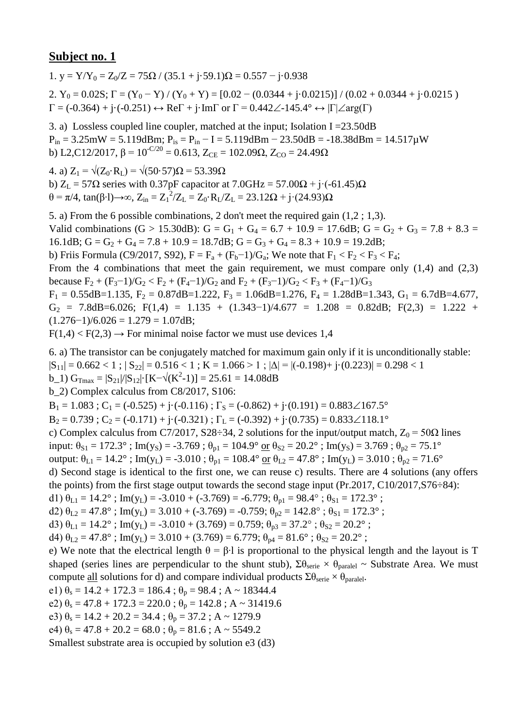## Subject no. 1

1. $y = Y/Y_0 = Z_0/Z = 75\Omega\ /\ (35.1 + j\cdot 59.1)\Omega = 0.557 - j\cdot 0.938$

2. $Y_0 = 0.02S$; $\Gamma = (Y_0 - Y)\ /\ (Y_0 + Y) = [0.02 - (0.0344 + j\cdot 0.0215)]\ /\ (0.02 + 0.0344 + j\cdot 0.0215\ )$
$\Gamma = (-0.364) + j\cdot(-0.251) \leftrightarrow \mathrm{Re}\Gamma + j\cdot\mathrm{Im}\Gamma$ or $\Gamma = 0.442\angle{-145.4°} \leftrightarrow |\Gamma|\angle\arg(\Gamma)$

3. a) Lossless coupled line coupler, matched at the input; Isolation I =23.50dB
$P_{in} = 3.25\text{mW} = 5.119\text{dBm}$; $P_{is} = P_{in} - I = 5.119\text{dBm} - 23.50\text{dB} = -18.38\text{dBm} = 14.517\mu\text{W}$
b) L2,C12/2017, $\beta = 10^{-C/20} = 0.613$, $Z_{CE} = 102.09\Omega$, $Z_{CO} = 24.49\Omega$

4. a) $Z_1 = \sqrt{(Z_0\cdot R_L)} = \sqrt{(50\cdot 57)}\Omega = 53.39\Omega$
b) $Z_L = 57\Omega$ series with 0.37pF capacitor at 7.0GHz $= 57.00\Omega + j\cdot(-61.45)\Omega$
$\theta = \pi/4$, $\tan(\beta\cdot l)\to\infty$, $Z_{in} = Z_1^2/Z_L = Z_0\cdot R_L/Z_L = 23.12\Omega + j\cdot(24.93)\Omega$

5. a) From the 6 possible combinations, 2 don't meet the required gain (1,2 ; 1,3).
Valid combinations (G > 15.30dB): $G = G_1 + G_4 = 6.7 + 10.9 = 17.6\text{dB}$; $G = G_2 + G_3 = 7.8 + 8.3 = 16.1\text{dB}$; $G = G_2 + G_4 = 7.8 + 10.9 = 18.7\text{dB}$; $G = G_3 + G_4 = 8.3 + 10.9 = 19.2\text{dB}$;
b) Friis Formula (C9/2017, S92), $F = F_a + (F_b - 1)/G_a$; We note that $F_1 < F_2 < F_3 < F_4$;
From the 4 combinations that meet the gain requirement, we must compare only (1,4) and (2,3) because $F_2 + (F_3 - 1)/G_2 < F_2 + (F_4 - 1)/G_2$ and $F_2 + (F_3 - 1)/G_2 < F_3 + (F_4 - 1)/G_3$
$F_1 = 0.55\text{dB} = 1.135$, $F_2 = 0.87\text{dB} = 1.222$, $F_3 = 1.06\text{dB} = 1.276$, $F_4 = 1.28\text{dB} = 1.343$, $G_1 = 6.7\text{dB} = 4.677$, $G_2 = 7.8\text{dB} = 6.026$; $F(1,4) = 1.135 + (1.343 - 1)/4.677 = 1.208 = 0.82\text{dB}$; $F(2,3) = 1.222 + (1.276 - 1)/6.026 = 1.279 = 1.07\text{dB}$;
$F(1,4) < F(2,3) \to$ For minimal noise factor we must use devices 1,4

6. a) The transistor can be conjugately matched for maximum gain only if it is unconditionally stable:
$|S_{11}| = 0.662 < 1$ ; $|S_{22}| = 0.516 < 1$ ; $K = 1.066 > 1$ ; $|\Delta| = |(-0.198) + j\cdot(0.223)| = 0.298 < 1$
b_1) $G_{Tmax} = |S_{21}|/|S_{12}|\cdot[K - \sqrt{(K^2-1)}] = 25.61 = 14.08\text{dB}$
b_2) Complex calculus from C8/2017, S106:
$B_1 = 1.083$ ; $C_1 = (-0.525) + j\cdot(-0.116)$ ; $\Gamma_S = (-0.862) + j\cdot(0.191) = 0.883\angle 167.5°$
$B_2 = 0.739$ ; $C_2 = (-0.171) + j\cdot(-0.321)$ ; $\Gamma_L = (-0.392) + j\cdot(0.735) = 0.833\angle 118.1°$
c) Complex calculus from C7/2017, S28÷34, 2 solutions for the input/output match, $Z_0 = 50\Omega$ lines
input: $\theta_{S1} = 172.3°$ ; $\mathrm{Im}(y_S) = -3.769$ ; $\theta_{p1} = 104.9°$ or $\theta_{S2} = 20.2°$ ; $\mathrm{Im}(y_S) = 3.769$ ; $\theta_{p2} = 75.1°$
output: $\theta_{L1} = 14.2°$ ; $\mathrm{Im}(y_L) = -3.010$ ; $\theta_{p1} = 108.4°$ or $\theta_{L2} = 47.8°$ ; $\mathrm{Im}(y_L) = 3.010$ ; $\theta_{p2} = 71.6°$
d) Second stage is identical to the first one, we can reuse c) results. There are 4 solutions (any offers the points) from the first stage output towards the second stage input (Pr.2017, C10/2017,S76÷84):
d1) $\theta_{L1} = 14.2°$ ; $\mathrm{Im}(y_L) = -3.010 + (-3.769) = -6.779$; $\theta_{p1} = 98.4°$ ; $\theta_{S1} = 172.3°$ ;
d2) $\theta_{L2} = 47.8°$ ; $\mathrm{Im}(y_L) = 3.010 + (-3.769) = -0.759$; $\theta_{p2} = 142.8°$ ; $\theta_{S1} = 172.3°$ ;
d3) $\theta_{L1} = 14.2°$ ; $\mathrm{Im}(y_L) = -3.010 + (3.769) = 0.759$; $\theta_{p3} = 37.2°$ ; $\theta_{S2} = 20.2°$ ;
d4) $\theta_{L2} = 47.8°$ ; $\mathrm{Im}(y_L) = 3.010 + (3.769) = 6.779$; $\theta_{p4} = 81.6°$ ; $\theta_{S2} = 20.2°$ ;
e) We note that the electrical length $\theta = \beta\cdot l$ is proportional to the physical length and the layout is T shaped (series lines are perpendicular to the shunt stub), $\Sigma\theta_{serie} \times \theta_{paralel} \sim$ Substrate Area. We must compute all solutions for d) and compare individual products $\Sigma\theta_{serie} \times \theta_{paralel}$.
e1) $\theta_s = 14.2 + 172.3 = 186.4$ ; $\theta_p = 98.4$ ; $A \sim 18344.4$
e2) $\theta_s = 47.8 + 172.3 = 220.0$ ; $\theta_p = 142.8$ ; $A \sim 31419.6$
e3) $\theta_s = 14.2 + 20.2 = 34.4$ ; $\theta_p = 37.2$ ; $A \sim 1279.9$
e4) $\theta_s = 47.8 + 20.2 = 68.0$ ; $\theta_p = 81.6$ ; $A \sim 5549.2$
Smallest substrate area is occupied by solution e3 (d3)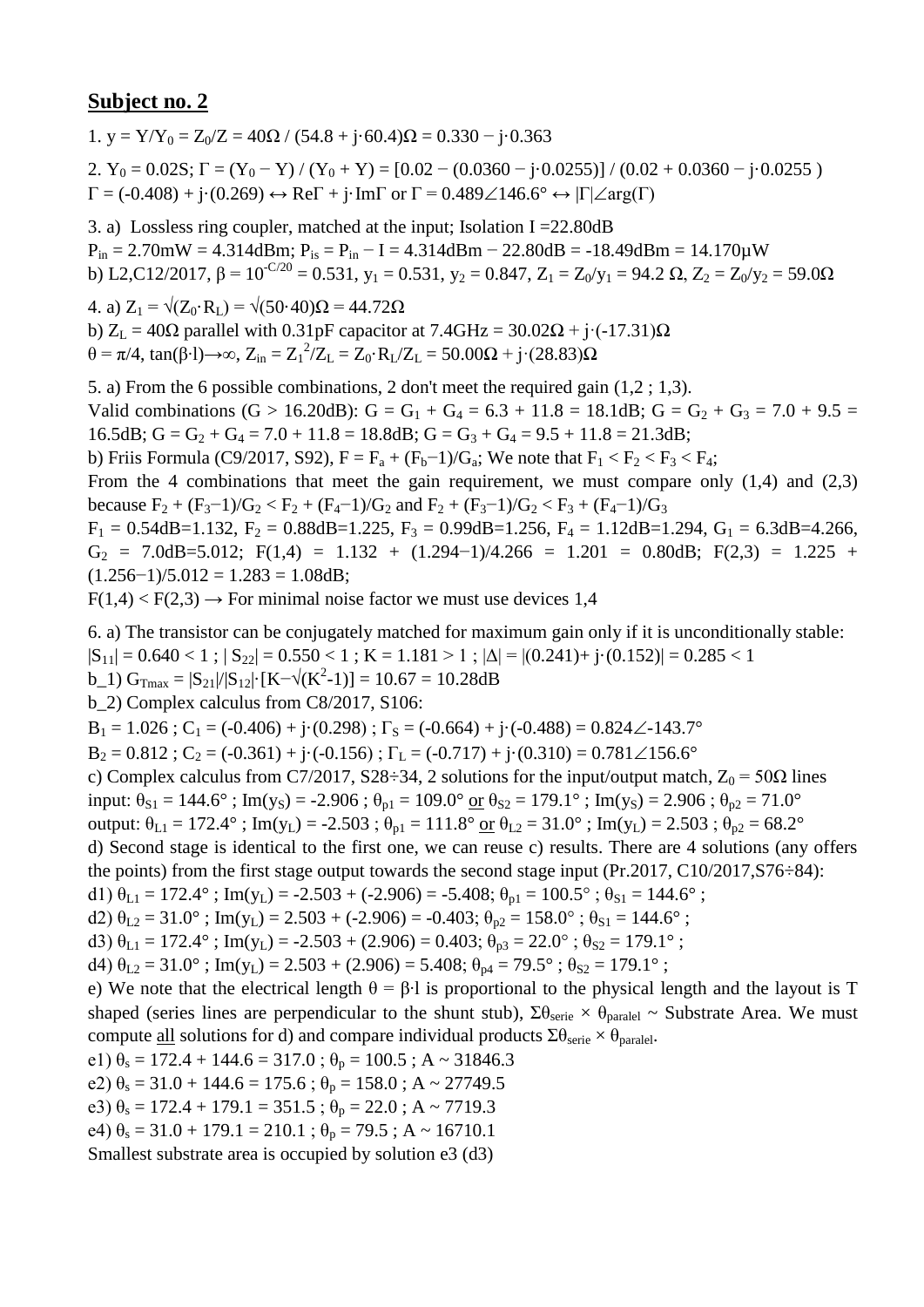## Subject no. 2

1. $y = Y/Y_0 = Z_0/Z = 40\Omega / (54.8 + j\cdot 60.4)\Omega = 0.330 - j\cdot 0.363$

2. $Y_0 = 0.02S$; $\Gamma = (Y_0 - Y) / (Y_0 + Y) = [0.02 - (0.0360 - j\cdot 0.0255)] / (0.02 + 0.0360 - j\cdot 0.0255)$
$\Gamma = (-0.408) + j\cdot(0.269) \leftrightarrow \mathrm{Re}\Gamma + j\cdot\mathrm{Im}\Gamma$ or $\Gamma = 0.489\angle 146.6° \leftrightarrow |\Gamma|\angle\arg(\Gamma)$

3. a) Lossless ring coupler, matched at the input; Isolation I =22.80dB
$P_{in} = 2.70mW = 4.314dBm$; $P_{is} = P_{in} - I = 4.314dBm - 22.80dB = -18.49dBm = 14.170\mu W$
b) L2,C12/2017, $\beta = 10^{-C/20} = 0.531$, $y_1 = 0.531$, $y_2 = 0.847$, $Z_1 = Z_0/y_1 = 94.2\ \Omega$, $Z_2 = Z_0/y_2 = 59.0\Omega$

4. a) $Z_1 = \sqrt{(Z_0\cdot R_L)} = \sqrt{(50\cdot 40)}\Omega = 44.72\Omega$
b) $Z_L = 40\Omega$ parallel with 0.31pF capacitor at 7.4GHz = $30.02\Omega + j\cdot(-17.31)\Omega$
$\theta = \pi/4$, $\tan(\beta\cdot l)\rightarrow\infty$, $Z_{in} = Z_1^2/Z_L = Z_0\cdot R_L/Z_L = 50.00\Omega + j\cdot(28.83)\Omega$

5. a) From the 6 possible combinations, 2 don't meet the required gain (1,2 ; 1,3).
Valid combinations (G > 16.20dB): $G = G_1 + G_4 = 6.3 + 11.8 = 18.1dB$; $G = G_2 + G_3 = 7.0 + 9.5 = 16.5dB$; $G = G_2 + G_4 = 7.0 + 11.8 = 18.8dB$; $G = G_3 + G_4 = 9.5 + 11.8 = 21.3dB$;
b) Friis Formula (C9/2017, S92), $F = F_a + (F_b-1)/G_a$; We note that $F_1 < F_2 < F_3 < F_4$;
From the 4 combinations that meet the gain requirement, we must compare only (1,4) and (2,3) because $F_2 + (F_3-1)/G_2 < F_2 + (F_4-1)/G_2$ and $F_2 + (F_3-1)/G_2 < F_3 + (F_4-1)/G_3$
$F_1 = 0.54dB=1.132$, $F_2 = 0.88dB=1.225$, $F_3 = 0.99dB=1.256$, $F_4 = 1.12dB=1.294$, $G_1 = 6.3dB=4.266$, $G_2 = 7.0dB=5.012$; $F(1,4) = 1.132 + (1.294-1)/4.266 = 1.201 = 0.80dB$; $F(2,3) = 1.225 + (1.256-1)/5.012 = 1.283 = 1.08dB$;
$F(1,4) < F(2,3) \rightarrow$ For minimal noise factor we must use devices 1,4

6. a) The transistor can be conjugately matched for maximum gain only if it is unconditionally stable:
$|S_{11}| = 0.640 < 1$ ; $|S_{22}| = 0.550 < 1$ ; $K = 1.181 > 1$ ; $|\Delta| = |(0.241)+ j\cdot(0.152)| = 0.285 < 1$
b_1) $G_{Tmax} = |S_{21}|/|S_{12}|\cdot[K-\sqrt{(K^2-1)}] = 10.67 = 10.28dB$
b_2) Complex calculus from C8/2017, S106:
$B_1 = 1.026$ ; $C_1 = (-0.406) + j\cdot(0.298)$ ; $\Gamma_S = (-0.664) + j\cdot(-0.488) = 0.824\angle -143.7°$
$B_2 = 0.812$ ; $C_2 = (-0.361) + j\cdot(-0.156)$ ; $\Gamma_L = (-0.717) + j\cdot(0.310) = 0.781\angle 156.6°$
c) Complex calculus from C7/2017, S28÷34, 2 solutions for the input/output match, $Z_0 = 50\Omega$ lines
input: $\theta_{S1} = 144.6°$ ; $\mathrm{Im}(y_S) = -2.906$ ; $\theta_{p1} = 109.0°$ <u>or</u> $\theta_{S2} = 179.1°$ ; $\mathrm{Im}(y_S) = 2.906$ ; $\theta_{p2} = 71.0°$
output: $\theta_{L1} = 172.4°$ ; $\mathrm{Im}(y_L) = -2.503$ ; $\theta_{p1} = 111.8°$ <u>or</u> $\theta_{L2} = 31.0°$ ; $\mathrm{Im}(y_L) = 2.503$ ; $\theta_{p2} = 68.2°$
d) Second stage is identical to the first one, we can reuse c) results. There are 4 solutions (any offers the points) from the first stage output towards the second stage input (Pr.2017, C10/2017,S76÷84):
d1) $\theta_{L1} = 172.4°$ ; $\mathrm{Im}(y_L) = -2.503 + (-2.906) = -5.408$; $\theta_{p1} = 100.5°$ ; $\theta_{S1} = 144.6°$ ;
d2) $\theta_{L2} = 31.0°$ ; $\mathrm{Im}(y_L) = 2.503 + (-2.906) = -0.403$; $\theta_{p2} = 158.0°$ ; $\theta_{S1} = 144.6°$ ;
d3) $\theta_{L1} = 172.4°$ ; $\mathrm{Im}(y_L) = -2.503 + (2.906) = 0.403$; $\theta_{p3} = 22.0°$ ; $\theta_{S2} = 179.1°$ ;
d4) $\theta_{L2} = 31.0°$ ; $\mathrm{Im}(y_L) = 2.503 + (2.906) = 5.408$; $\theta_{p4} = 79.5°$ ; $\theta_{S2} = 179.1°$ ;
e) We note that the electrical length $\theta = \beta\cdot l$ is proportional to the physical length and the layout is T shaped (series lines are perpendicular to the shunt stub), $\Sigma\theta_{serie} \times \theta_{paralel}$ ~ Substrate Area. We must compute <u>all</u> solutions for d) and compare individual products $\Sigma\theta_{serie} \times \theta_{paralel}$.
e1) $\theta_s = 172.4 + 144.6 = 317.0$ ; $\theta_p = 100.5$ ; A ~ 31846.3
e2) $\theta_s = 31.0 + 144.6 = 175.6$ ; $\theta_p = 158.0$ ; A ~ 27749.5
e3) $\theta_s = 172.4 + 179.1 = 351.5$ ; $\theta_p = 22.0$ ; A ~ 7719.3
e4) $\theta_s = 31.0 + 179.1 = 210.1$ ; $\theta_p = 79.5$ ; A ~ 16710.1
Smallest substrate area is occupied by solution e3 (d3)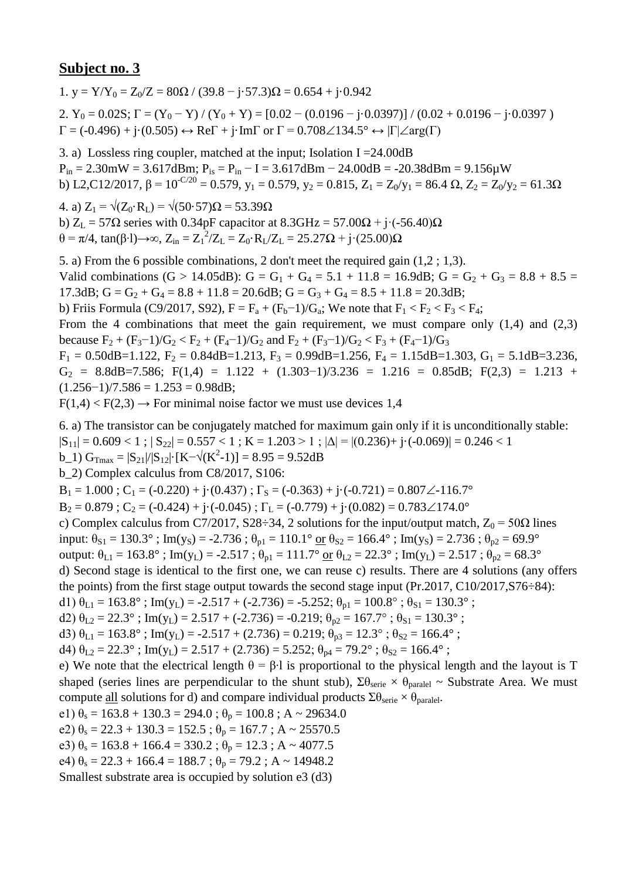## Subject no. 3

1. $y = Y/Y_0 = Z_0/Z = 80\Omega \,/\, (39.8 - j\cdot 57.3)\Omega = 0.654 + j\cdot 0.942$

2. $Y_0 = 0.02S$; $\Gamma = (Y_0 - Y) / (Y_0 + Y) = [0.02 - (0.0196 - j\cdot 0.0397)] / (0.02 + 0.0196 - j\cdot 0.0397)$
$\Gamma = (-0.496) + j\cdot(0.505) \leftrightarrow \mathrm{Re}\Gamma + j\cdot\mathrm{Im}\Gamma$ or $\Gamma = 0.708\angle 134.5° \leftrightarrow |\Gamma|\angle\arg(\Gamma)$

3. a) Lossless ring coupler, matched at the input; Isolation I =24.00dB
$P_{in} = 2.30\text{mW} = 3.617\text{dBm}$; $P_{is} = P_{in} - I = 3.617\text{dBm} - 24.00\text{dB} = -20.38\text{dBm} = 9.156\mu\text{W}$
b) L2,C12/2017, $\beta = 10^{-C/20} = 0.579$, $y_1 = 0.579$, $y_2 = 0.815$, $Z_1 = Z_0/y_1 = 86.4\ \Omega$, $Z_2 = Z_0/y_2 = 61.3\Omega$

4. a) $Z_1 = \sqrt{(Z_0\cdot R_L)} = \sqrt{(50\cdot 57)}\Omega = 53.39\Omega$
b) $Z_L = 57\Omega$ series with 0.34pF capacitor at 8.3GHz $= 57.00\Omega + j\cdot(-56.40)\Omega$
$\theta = \pi/4$, $\tan(\beta\cdot l)\rightarrow\infty$, $Z_{in} = Z_1^2/Z_L = Z_0\cdot R_L/Z_L = 25.27\Omega + j\cdot(25.00)\Omega$

5. a) From the 6 possible combinations, 2 don't meet the required gain (1,2 ; 1,3).
Valid combinations (G > 14.05dB): $G = G_1 + G_4 = 5.1 + 11.8 = 16.9\text{dB}$; $G = G_2 + G_3 = 8.8 + 8.5 = 17.3\text{dB}$; $G = G_2 + G_4 = 8.8 + 11.8 = 20.6\text{dB}$; $G = G_3 + G_4 = 8.5 + 11.8 = 20.3\text{dB}$;
b) Friis Formula (C9/2017, S92), $F = F_a + (F_b-1)/G_a$; We note that $F_1 < F_2 < F_3 < F_4$;
From the 4 combinations that meet the gain requirement, we must compare only (1,4) and (2,3) because $F_2 + (F_3-1)/G_2 < F_2 + (F_4-1)/G_2$ and $F_2 + (F_3-1)/G_2 < F_3 + (F_4-1)/G_3$
$F_1 = 0.50\text{dB}=1.122$, $F_2 = 0.84\text{dB}=1.213$, $F_3 = 0.99\text{dB}=1.256$, $F_4 = 1.15\text{dB}=1.303$, $G_1 = 5.1\text{dB}=3.236$, $G_2 = 8.8\text{dB}=7.586$; $F(1,4) = 1.122 + (1.303-1)/3.236 = 1.216 = 0.85\text{dB}$; $F(2,3) = 1.213 + (1.256-1)/7.586 = 1.253 = 0.98\text{dB}$;
$F(1,4) < F(2,3) \rightarrow$ For minimal noise factor we must use devices 1,4

6. a) The transistor can be conjugately matched for maximum gain only if it is unconditionally stable:
$|S_{11}| = 0.609 < 1$ ; $|S_{22}| = 0.557 < 1$ ; $K = 1.203 > 1$ ; $|\Delta| = |(0.236)+ j\cdot(-0.069)| = 0.246 < 1$
b_1) $G_{Tmax} = |S_{21}|/|S_{12}|\cdot[K-\sqrt{(K^2\text{-}1)}] = 8.95 = 9.52\text{dB}$
b_2) Complex calculus from C8/2017, S106:
$B_1 = 1.000$ ; $C_1 = (-0.220) + j\cdot(0.437)$ ; $\Gamma_S = (-0.363) + j\cdot(-0.721) = 0.807\angle\text{-}116.7°$
$B_2 = 0.879$ ; $C_2 = (-0.424) + j\cdot(-0.045)$ ; $\Gamma_L = (-0.779) + j\cdot(0.082) = 0.783\angle 174.0°$
c) Complex calculus from C7/2017, S28÷34, 2 solutions for the input/output match, $Z_0 = 50\Omega$ lines
input: $\theta_{S1} = 130.3°$ ; $\mathrm{Im}(y_S) = -2.736$ ; $\theta_{p1} = 110.1°$ or $\theta_{S2} = 166.4°$ ; $\mathrm{Im}(y_S) = 2.736$ ; $\theta_{p2} = 69.9°$
output: $\theta_{L1} = 163.8°$ ; $\mathrm{Im}(y_L) = -2.517$ ; $\theta_{p1} = 111.7°$ or $\theta_{L2} = 22.3°$ ; $\mathrm{Im}(y_L) = 2.517$ ; $\theta_{p2} = 68.3°$
d) Second stage is identical to the first one, we can reuse c) results. There are 4 solutions (any offers the points) from the first stage output towards the second stage input (Pr.2017, C10/2017,S76÷84):
d1) $\theta_{L1} = 163.8°$ ; $\mathrm{Im}(y_L) = -2.517 + (-2.736) = -5.252$; $\theta_{p1} = 100.8°$ ; $\theta_{S1} = 130.3°$ ;
d2) $\theta_{L2} = 22.3°$ ; $\mathrm{Im}(y_L) = 2.517 + (-2.736) = -0.219$; $\theta_{p2} = 167.7°$ ; $\theta_{S1} = 130.3°$ ;
d3) $\theta_{L1} = 163.8°$ ; $\mathrm{Im}(y_L) = -2.517 + (2.736) = 0.219$; $\theta_{p3} = 12.3°$ ; $\theta_{S2} = 166.4°$ ;
d4) $\theta_{L2} = 22.3°$ ; $\mathrm{Im}(y_L) = 2.517 + (2.736) = 5.252$; $\theta_{p4} = 79.2°$ ; $\theta_{S2} = 166.4°$ ;
e) We note that the electrical length $\theta = \beta\cdot l$ is proportional to the physical length and the layout is T shaped (series lines are perpendicular to the shunt stub), $\Sigma\theta_{serie} \times \theta_{paralel} \sim$ Substrate Area. We must compute all solutions for d) and compare individual products $\Sigma\theta_{serie} \times \theta_{paralel}$.
e1) $\theta_s = 163.8 + 130.3 = 294.0$ ; $\theta_p = 100.8$ ; $A \sim 29634.0$
e2) $\theta_s = 22.3 + 130.3 = 152.5$ ; $\theta_p = 167.7$ ; $A \sim 25570.5$
e3) $\theta_s = 163.8 + 166.4 = 330.2$ ; $\theta_p = 12.3$ ; $A \sim 4077.5$
e4) $\theta_s = 22.3 + 166.4 = 188.7$ ; $\theta_p = 79.2$ ; $A \sim 14948.2$
Smallest substrate area is occupied by solution e3 (d3)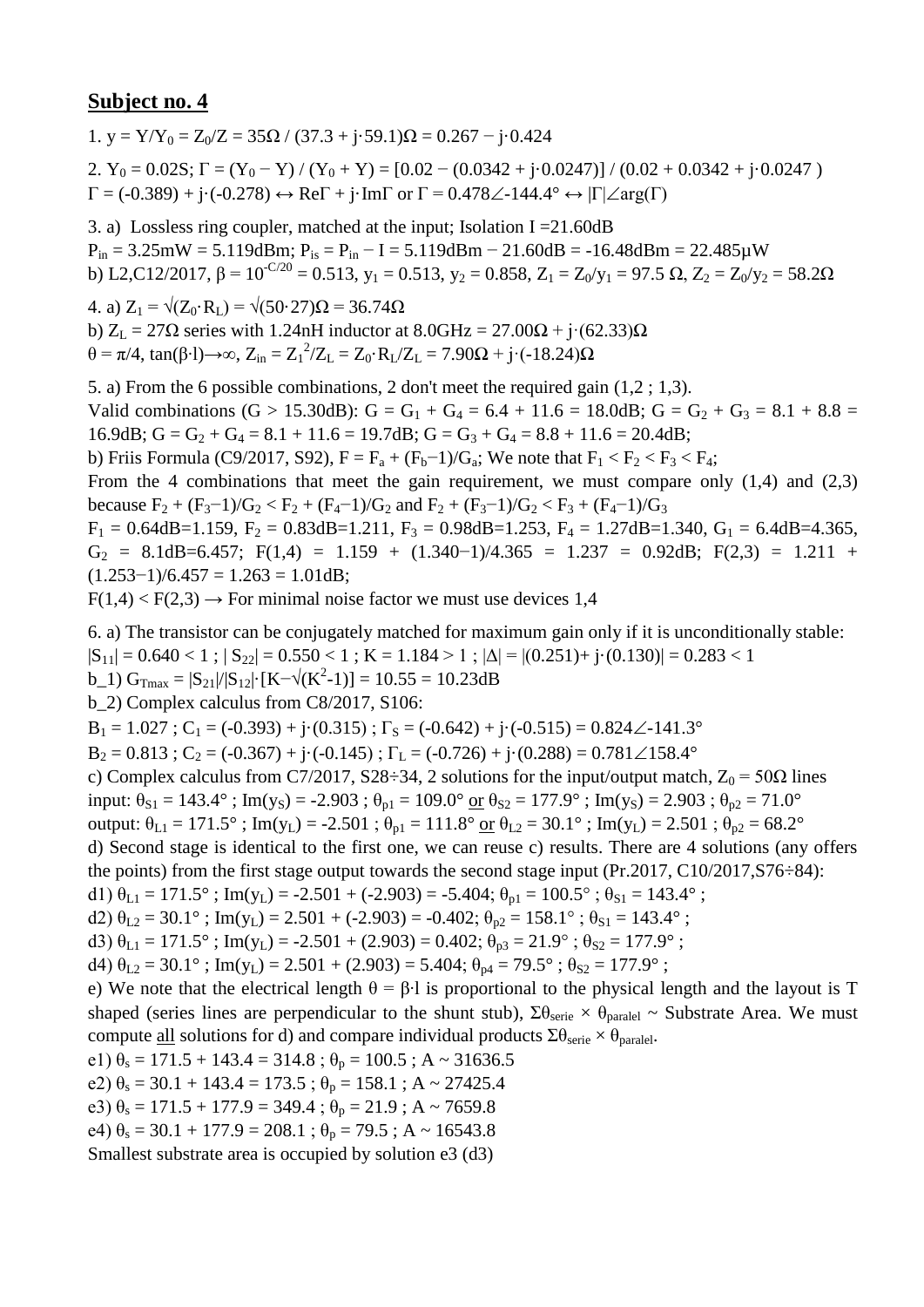## Subject no. 4

1. $y = Y/Y_0 = Z_0/Z = 35\Omega / (37.3 + j\cdot 59.1)\Omega = 0.267 - j\cdot 0.424$

2. $Y_0 = 0.02S$; $\Gamma = (Y_0 - Y) / (Y_0 + Y) = [0.02 - (0.0342 + j\cdot 0.0247)] / (0.02 + 0.0342 + j\cdot 0.0247)$
$\Gamma = (-0.389) + j\cdot(-0.278) \leftrightarrow \mathrm{Re}\Gamma + j\cdot \mathrm{Im}\Gamma$ or $\Gamma = 0.478\angle{-144.4°} \leftrightarrow |\Gamma|\angle \arg(\Gamma)$

3. a) Lossless ring coupler, matched at the input; Isolation I =21.60dB
$P_{in} = 3.25mW = 5.119dBm$; $P_{is} = P_{in} - I = 5.119dBm - 21.60dB = -16.48dBm = 22.485\mu W$
b) L2,C12/2017, $\beta = 10^{-C/20} = 0.513$, $y_1 = 0.513$, $y_2 = 0.858$, $Z_1 = Z_0/y_1 = 97.5\ \Omega$, $Z_2 = Z_0/y_2 = 58.2\Omega$

4. a) $Z_1 = \sqrt{(Z_0\cdot R_L)} = \sqrt{(50\cdot 27)}\Omega = 36.74\Omega$
b) $Z_L = 27\Omega$ series with 1.24nH inductor at 8.0GHz $= 27.00\Omega + j\cdot(62.33)\Omega$
$\theta = \pi/4$, $\tan(\beta\cdot l)\rightarrow\infty$, $Z_{in} = Z_1^2/Z_L = Z_0\cdot R_L/Z_L = 7.90\Omega + j\cdot(-18.24)\Omega$

5. a) From the 6 possible combinations, 2 don't meet the required gain (1,2 ; 1,3).
Valid combinations (G > 15.30dB): $G = G_1 + G_4 = 6.4 + 11.6 = 18.0dB$; $G = G_2 + G_3 = 8.1 + 8.8 = 16.9dB$; $G = G_2 + G_4 = 8.1 + 11.6 = 19.7dB$; $G = G_3 + G_4 = 8.8 + 11.6 = 20.4dB$;
b) Friis Formula (C9/2017, S92), $F = F_a + (F_b-1)/G_a$; We note that $F_1 < F_2 < F_3 < F_4$;
From the 4 combinations that meet the gain requirement, we must compare only (1,4) and (2,3) because $F_2 + (F_3-1)/G_2 < F_2 + (F_4-1)/G_2$ and $F_2 + (F_3-1)/G_2 < F_3 + (F_4-1)/G_3$
$F_1 = 0.64dB=1.159$, $F_2 = 0.83dB=1.211$, $F_3 = 0.98dB=1.253$, $F_4 = 1.27dB=1.340$, $G_1 = 6.4dB=4.365$, $G_2 = 8.1dB=6.457$; $F(1,4) = 1.159 + (1.340-1)/4.365 = 1.237 = 0.92dB$; $F(2,3) = 1.211 + (1.253-1)/6.457 = 1.263 = 1.01dB$;
$F(1,4) < F(2,3) \rightarrow$ For minimal noise factor we must use devices 1,4

6. a) The transistor can be conjugately matched for maximum gain only if it is unconditionally stable:
$|S_{11}| = 0.640 < 1$ ; $|S_{22}| = 0.550 < 1$ ; $K = 1.184 > 1$ ; $|\Delta| = |(0.251)+ j\cdot(0.130)| = 0.283 < 1$
b_1) $G_{Tmax} = |S_{21}|/|S_{12}|\cdot[K-\sqrt{(K^2-1)}] = 10.55 = 10.23dB$
b_2) Complex calculus from C8/2017, S106:
$B_1 = 1.027$ ; $C_1 = (-0.393) + j\cdot(0.315)$ ; $\Gamma_S = (-0.642) + j\cdot(-0.515) = 0.824\angle{-141.3°}$
$B_2 = 0.813$ ; $C_2 = (-0.367) + j\cdot(-0.145)$ ; $\Gamma_L = (-0.726) + j\cdot(0.288) = 0.781\angle{158.4°}$
c) Complex calculus from C7/2017, S28÷34, 2 solutions for the input/output match, $Z_0 = 50\Omega$ lines
input: $\theta_{S1} = 143.4°$ ; $\mathrm{Im}(y_S) = -2.903$ ; $\theta_{p1} = 109.0°$ <u>or</u> $\theta_{S2} = 177.9°$ ; $\mathrm{Im}(y_S) = 2.903$ ; $\theta_{p2} = 71.0°$
output: $\theta_{L1} = 171.5°$ ; $\mathrm{Im}(y_L) = -2.501$ ; $\theta_{p1} = 111.8°$ <u>or</u> $\theta_{L2} = 30.1°$ ; $\mathrm{Im}(y_L) = 2.501$ ; $\theta_{p2} = 68.2°$
d) Second stage is identical to the first one, we can reuse c) results. There are 4 solutions (any offers the points) from the first stage output towards the second stage input (Pr.2017, C10/2017,S76÷84):
d1) $\theta_{L1} = 171.5°$ ; $\mathrm{Im}(y_L) = -2.501 + (-2.903) = -5.404$; $\theta_{p1} = 100.5°$ ; $\theta_{S1} = 143.4°$ ;
d2) $\theta_{L2} = 30.1°$ ; $\mathrm{Im}(y_L) = 2.501 + (-2.903) = -0.402$; $\theta_{p2} = 158.1°$ ; $\theta_{S1} = 143.4°$ ;
d3) $\theta_{L1} = 171.5°$ ; $\mathrm{Im}(y_L) = -2.501 + (2.903) = 0.402$; $\theta_{p3} = 21.9°$ ; $\theta_{S2} = 177.9°$ ;
d4) $\theta_{L2} = 30.1°$ ; $\mathrm{Im}(y_L) = 2.501 + (2.903) = 5.404$; $\theta_{p4} = 79.5°$ ; $\theta_{S2} = 177.9°$ ;
e) We note that the electrical length $\theta = \beta\cdot l$ is proportional to the physical length and the layout is T shaped (series lines are perpendicular to the shunt stub), $\Sigma\theta_{serie} \times \theta_{paralel} \sim$ Substrate Area. We must compute <u>all</u> solutions for d) and compare individual products $\Sigma\theta_{serie} \times \theta_{paralel}$.
e1) $\theta_s = 171.5 + 143.4 = 314.8$ ; $\theta_p = 100.5$ ; $A \sim 31636.5$
e2) $\theta_s = 30.1 + 143.4 = 173.5$ ; $\theta_p = 158.1$ ; $A \sim 27425.4$
e3) $\theta_s = 171.5 + 177.9 = 349.4$ ; $\theta_p = 21.9$ ; $A \sim 7659.8$
e4) $\theta_s = 30.1 + 177.9 = 208.1$ ; $\theta_p = 79.5$ ; $A \sim 16543.8$
Smallest substrate area is occupied by solution e3 (d3)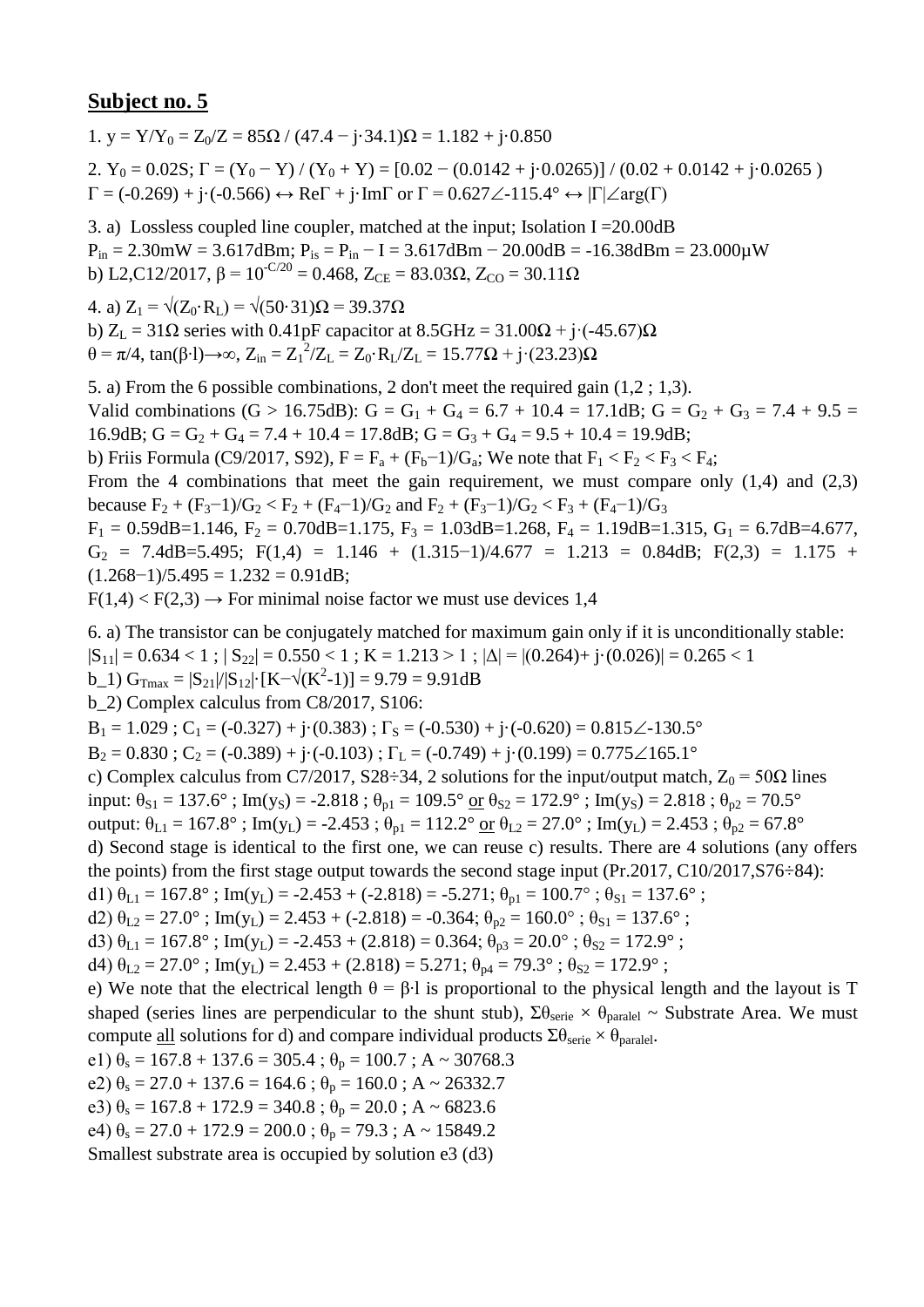## Subject no. 5

1. $y = Y/Y_0 = Z_0/Z = 85\Omega / (47.4 - j\cdot 34.1)\Omega = 1.182 + j\cdot 0.850$

2. $Y_0 = 0.02S$; $\Gamma = (Y_0 - Y) / (Y_0 + Y) = [0.02 - (0.0142 + j\cdot 0.0265)] / (0.02 + 0.0142 + j\cdot 0.0265)$
$\Gamma = (-0.269) + j\cdot(-0.566) \leftrightarrow \text{Re}\Gamma + j\cdot\text{Im}\Gamma$ or $\Gamma = 0.627\angle{-115.4°} \leftrightarrow |\Gamma|\angle\arg(\Gamma)$

3. a) Lossless coupled line coupler, matched at the input; Isolation I =20.00dB
$P_{in} = 2.30\text{mW} = 3.617\text{dBm}$; $P_{is} = P_{in} - I = 3.617\text{dBm} - 20.00\text{dB} = -16.38\text{dBm} = 23.000\mu\text{W}$
b) L2,C12/2017, $\beta = 10^{-C/20} = 0.468$, $Z_{CE} = 83.03\Omega$, $Z_{CO} = 30.11\Omega$

4. a) $Z_1 = \sqrt{(Z_0\cdot R_L)} = \sqrt{(50\cdot 31)}\Omega = 39.37\Omega$
b) $Z_L = 31\Omega$ series with 0.41pF capacitor at 8.5GHz = $31.00\Omega + j\cdot(-45.67)\Omega$
$\theta = \pi/4$, $\tan(\beta\cdot l)\to\infty$, $Z_{in} = Z_1^2/Z_L = Z_0\cdot R_L/Z_L = 15.77\Omega + j\cdot(23.23)\Omega$

5. a) From the 6 possible combinations, 2 don't meet the required gain (1,2 ; 1,3).
Valid combinations (G > 16.75dB): $G = G_1 + G_4 = 6.7 + 10.4 = 17.1\text{dB}$; $G = G_2 + G_3 = 7.4 + 9.5 = 16.9\text{dB}$; $G = G_2 + G_4 = 7.4 + 10.4 = 17.8\text{dB}$; $G = G_3 + G_4 = 9.5 + 10.4 = 19.9\text{dB}$;
b) Friis Formula (C9/2017, S92), $F = F_a + (F_b-1)/G_a$; We note that $F_1 < F_2 < F_3 < F_4$;
From the 4 combinations that meet the gain requirement, we must compare only (1,4) and (2,3) because $F_2 + (F_3-1)/G_2 < F_2 + (F_4-1)/G_2$ and $F_2 + (F_3-1)/G_2 < F_3 + (F_4-1)/G_3$
$F_1 = 0.59\text{dB}=1.146$, $F_2 = 0.70\text{dB}=1.175$, $F_3 = 1.03\text{dB}=1.268$, $F_4 = 1.19\text{dB}=1.315$, $G_1 = 6.7\text{dB}=4.677$, $G_2 = 7.4\text{dB}=5.495$; $F(1,4) = 1.146 + (1.315-1)/4.677 = 1.213 = 0.84\text{dB}$; $F(2,3) = 1.175 + (1.268-1)/5.495 = 1.232 = 0.91\text{dB}$;
$F(1,4) < F(2,3) \rightarrow$ For minimal noise factor we must use devices 1,4

6. a) The transistor can be conjugately matched for maximum gain only if it is unconditionally stable:
$|S_{11}| = 0.634 < 1$ ; $|S_{22}| = 0.550 < 1$ ; $K = 1.213 > 1$ ; $|\Delta| = |(0.264)+ j\cdot(0.026)| = 0.265 < 1$
b_1) $G_{Tmax} = |S_{21}|/|S_{12}|\cdot[K-\sqrt{(K^2-1)}] = 9.79 = 9.91\text{dB}$
b_2) Complex calculus from C8/2017, S106:
$B_1 = 1.029$ ; $C_1 = (-0.327) + j\cdot(0.383)$ ; $\Gamma_S = (-0.530) + j\cdot(-0.620) = 0.815\angle{-130.5°}$
$B_2 = 0.830$ ; $C_2 = (-0.389) + j\cdot(-0.103)$ ; $\Gamma_L = (-0.749) + j\cdot(0.199) = 0.775\angle{165.1°}$
c) Complex calculus from C7/2017, S28÷34, 2 solutions for the input/output match, $Z_0 = 50\Omega$ lines
input: $\theta_{S1} = 137.6°$ ; $\text{Im}(y_S) = -2.818$ ; $\theta_{p1} = 109.5°$ or $\theta_{S2} = 172.9°$ ; $\text{Im}(y_S) = 2.818$ ; $\theta_{p2} = 70.5°$
output: $\theta_{L1} = 167.8°$ ; $\text{Im}(y_L) = -2.453$ ; $\theta_{p1} = 112.2°$ or $\theta_{L2} = 27.0°$ ; $\text{Im}(y_L) = 2.453$ ; $\theta_{p2} = 67.8°$
d) Second stage is identical to the first one, we can reuse c) results. There are 4 solutions (any offers the points) from the first stage output towards the second stage input (Pr.2017, C10/2017,S76÷84):
d1) $\theta_{L1} = 167.8°$ ; $\text{Im}(y_L) = -2.453 + (-2.818) = -5.271$; $\theta_{p1} = 100.7°$ ; $\theta_{S1} = 137.6°$ ;
d2) $\theta_{L2} = 27.0°$ ; $\text{Im}(y_L) = 2.453 + (-2.818) = -0.364$; $\theta_{p2} = 160.0°$ ; $\theta_{S1} = 137.6°$ ;
d3) $\theta_{L1} = 167.8°$ ; $\text{Im}(y_L) = -2.453 + (2.818) = 0.364$; $\theta_{p3} = 20.0°$ ; $\theta_{S2} = 172.9°$ ;
d4) $\theta_{L2} = 27.0°$ ; $\text{Im}(y_L) = 2.453 + (2.818) = 5.271$; $\theta_{p4} = 79.3°$ ; $\theta_{S2} = 172.9°$ ;
e) We note that the electrical length $\theta = \beta\cdot l$ is proportional to the physical length and the layout is T shaped (series lines are perpendicular to the shunt stub), $\Sigma\theta_{serie} \times \theta_{paralel}$ ~ Substrate Area. We must compute all solutions for d) and compare individual products $\Sigma\theta_{serie} \times \theta_{paralel}$.
e1) $\theta_s = 167.8 + 137.6 = 305.4$ ; $\theta_p = 100.7$ ; A ~ 30768.3
e2) $\theta_s = 27.0 + 137.6 = 164.6$ ; $\theta_p = 160.0$ ; A ~ 26332.7
e3) $\theta_s = 167.8 + 172.9 = 340.8$ ; $\theta_p = 20.0$ ; A ~ 6823.6
e4) $\theta_s = 27.0 + 172.9 = 200.0$ ; $\theta_p = 79.3$ ; A ~ 15849.2
Smallest substrate area is occupied by solution e3 (d3)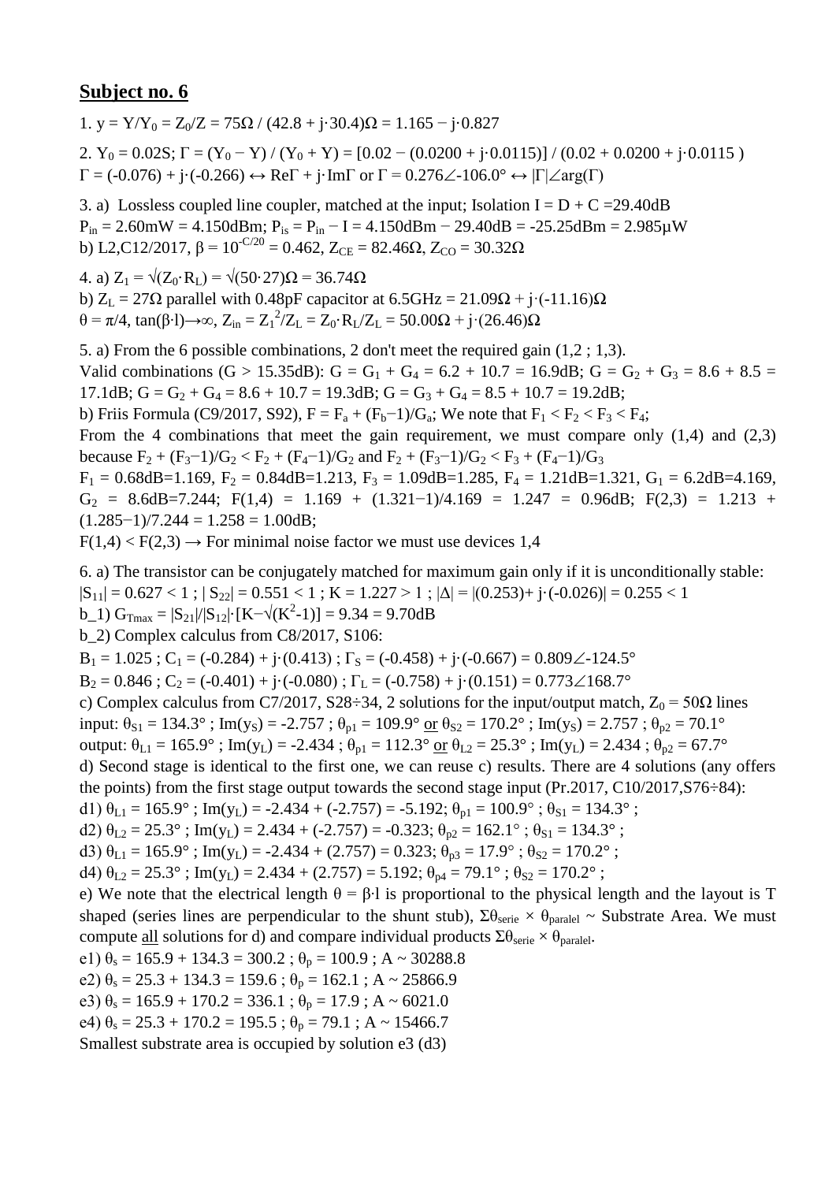## Subject no. 6

1. $y = Y/Y_0 = Z_0/Z = 75\Omega$ / $(42.8 + j\cdot 30.4)\Omega = 1.165 - j\cdot 0.827$

2. $Y_0 = 0.02S$; $\Gamma = (Y_0 - Y) / (Y_0 + Y) = [0.02 - (0.0200 + j\cdot 0.0115)] / (0.02 + 0.0200 + j\cdot 0.0115)$
$\Gamma = (-0.076) + j\cdot(-0.266) \leftrightarrow \mathrm{Re}\Gamma + j\cdot\mathrm{Im}\Gamma$ or $\Gamma = 0.276\angle -106.0° \leftrightarrow |\Gamma|\angle\arg(\Gamma)$

3. a) Lossless coupled line coupler, matched at the input; Isolation $I = D + C = 29.40\text{dB}$
$P_{in} = 2.60\text{mW} = 4.150\text{dBm}$; $P_{is} = P_{in} - I = 4.150\text{dBm} - 29.40\text{dB} = -25.25\text{dBm} = 2.985\mu\text{W}$
b) L2,C12/2017, $\beta = 10^{-C/20} = 0.462$, $Z_{CE} = 82.46\Omega$, $Z_{CO} = 30.32\Omega$

4. a) $Z_1 = \sqrt{(Z_0\cdot R_L)} = \sqrt{(50\cdot 27)}\Omega = 36.74\Omega$
b) $Z_L = 27\Omega$ parallel with 0.48pF capacitor at 6.5GHz $= 21.09\Omega + j\cdot(-11.16)\Omega$
$\theta = \pi/4$, $\tan(\beta\cdot l)\rightarrow\infty$, $Z_{in} = Z_1^2/Z_L = Z_0\cdot R_L/Z_L = 50.00\Omega + j\cdot(26.46)\Omega$

5. a) From the 6 possible combinations, 2 don't meet the required gain (1,2 ; 1,3).
Valid combinations ($G > 15.35\text{dB}$): $G = G_1 + G_4 = 6.2 + 10.7 = 16.9\text{dB}$; $G = G_2 + G_3 = 8.6 + 8.5 = 17.1\text{dB}$; $G = G_2 + G_4 = 8.6 + 10.7 = 19.3\text{dB}$; $G = G_3 + G_4 = 8.5 + 10.7 = 19.2\text{dB}$;
b) Friis Formula (C9/2017, S92), $F = F_a + (F_b - 1)/G_a$; We note that $F_1 < F_2 < F_3 < F_4$;
From the 4 combinations that meet the gain requirement, we must compare only (1,4) and (2,3) because $F_2 + (F_3-1)/G_2 < F_2 + (F_4-1)/G_2$ and $F_2 + (F_3-1)/G_2 < F_3 + (F_4-1)/G_3$
$F_1 = 0.68\text{dB} = 1.169$, $F_2 = 0.84\text{dB} = 1.213$, $F_3 = 1.09\text{dB} = 1.285$, $F_4 = 1.21\text{dB} = 1.321$, $G_1 = 6.2\text{dB} = 4.169$, $G_2 = 8.6\text{dB} = 7.244$; $F(1,4) = 1.169 + (1.321-1)/4.169 = 1.247 = 0.96\text{dB}$; $F(2,3) = 1.213 + (1.285-1)/7.244 = 1.258 = 1.00\text{dB}$;
$F(1,4) < F(2,3) \rightarrow$ For minimal noise factor we must use devices 1,4

6. a) The transistor can be conjugately matched for maximum gain only if it is unconditionally stable:
$|S_{11}| = 0.627 < 1$ ; $|S_{22}| = 0.551 < 1$ ; $K = 1.227 > 1$ ; $|\Delta| = |(0.253) + j\cdot(-0.026)| = 0.255 < 1$
b_1) $G_{Tmax} = |S_{21}|/|S_{12}|\cdot[K - \sqrt{(K^2-1)}] = 9.34 = 9.70\text{dB}$
b_2) Complex calculus from C8/2017, S106:
$B_1 = 1.025$ ; $C_1 = (-0.284) + j\cdot(0.413)$ ; $\Gamma_S = (-0.458) + j\cdot(-0.667) = 0.809\angle -124.5°$
$B_2 = 0.846$ ; $C_2 = (-0.401) + j\cdot(-0.080)$ ; $\Gamma_L = (-0.758) + j\cdot(0.151) = 0.773\angle 168.7°$
c) Complex calculus from C7/2017, S28÷34, 2 solutions for the input/output match, $Z_0 = 50\Omega$ lines
input: $\theta_{S1} = 134.3°$ ; $\mathrm{Im}(y_S) = -2.757$ ; $\theta_{p1} = 109.9°$ or $\theta_{S2} = 170.2°$ ; $\mathrm{Im}(y_S) = 2.757$ ; $\theta_{p2} = 70.1°$
output: $\theta_{L1} = 165.9°$ ; $\mathrm{Im}(y_L) = -2.434$ ; $\theta_{p1} = 112.3°$ or $\theta_{L2} = 25.3°$ ; $\mathrm{Im}(y_L) = 2.434$ ; $\theta_{p2} = 67.7°$
d) Second stage is identical to the first one, we can reuse c) results. There are 4 solutions (any offers the points) from the first stage output towards the second stage input (Pr.2017, C10/2017,S76÷84):
d1) $\theta_{L1} = 165.9°$ ; $\mathrm{Im}(y_L) = -2.434 + (-2.757) = -5.192$; $\theta_{p1} = 100.9°$ ; $\theta_{S1} = 134.3°$ ;
d2) $\theta_{L2} = 25.3°$ ; $\mathrm{Im}(y_L) = 2.434 + (-2.757) = -0.323$; $\theta_{p2} = 162.1°$ ; $\theta_{S1} = 134.3°$ ;
d3) $\theta_{L1} = 165.9°$ ; $\mathrm{Im}(y_L) = -2.434 + (2.757) = 0.323$; $\theta_{p3} = 17.9°$ ; $\theta_{S2} = 170.2°$ ;
d4) $\theta_{L2} = 25.3°$ ; $\mathrm{Im}(y_L) = 2.434 + (2.757) = 5.192$; $\theta_{p4} = 79.1°$ ; $\theta_{S2} = 170.2°$ ;
e) We note that the electrical length $\theta = \beta\cdot l$ is proportional to the physical length and the layout is T shaped (series lines are perpendicular to the shunt stub), $\Sigma\theta_{serie} \times \theta_{paralel} \sim$ Substrate Area. We must compute all solutions for d) and compare individual products $\Sigma\theta_{serie} \times \theta_{paralel}$.
e1) $\theta_s = 165.9 + 134.3 = 300.2$ ; $\theta_p = 100.9$ ; $A \sim 30288.8$
e2) $\theta_s = 25.3 + 134.3 = 159.6$ ; $\theta_p = 162.1$ ; $A \sim 25866.9$
e3) $\theta_s = 165.9 + 170.2 = 336.1$ ; $\theta_p = 17.9$ ; $A \sim 6021.0$
e4) $\theta_s = 25.3 + 170.2 = 195.5$ ; $\theta_p = 79.1$ ; $A \sim 15466.7$
Smallest substrate area is occupied by solution e3 (d3)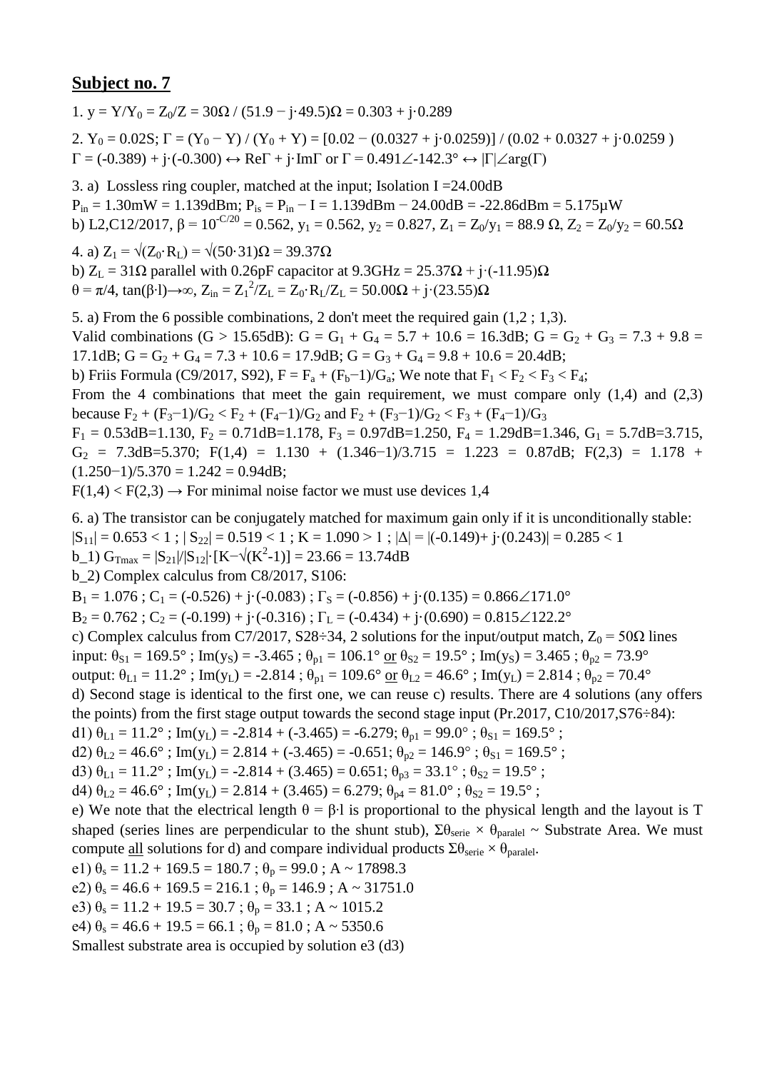## Subject no. 7

1. $y = Y/Y_0 = Z_0/Z = 30\Omega$ / $(51.9 - j\cdot 49.5)\Omega = 0.303 + j\cdot 0.289$

2. $Y_0 = 0.02S$; $\Gamma = (Y_0 - Y) / (Y_0 + Y) = [0.02 - (0.0327 + j\cdot 0.0259)] / (0.02 + 0.0327 + j\cdot 0.0259)$
$\Gamma = (-0.389) + j\cdot(-0.300) \leftrightarrow \text{Re}\Gamma + j\cdot\text{Im}\Gamma$ or $\Gamma = 0.491\angle -142.3° \leftrightarrow |\Gamma|\angle\arg(\Gamma)$

3. a) Lossless ring coupler, matched at the input; Isolation I =24.00dB
$P_{in} = 1.30\text{mW} = 1.139\text{dBm}$; $P_{is} = P_{in} - I = 1.139\text{dBm} - 24.00\text{dB} = -22.86\text{dBm} = 5.175\mu\text{W}$
b) L2,C12/2017, $\beta = 10^{-C/20} = 0.562$, $y_1 = 0.562$, $y_2 = 0.827$, $Z_1 = Z_0/y_1 = 88.9\ \Omega$, $Z_2 = Z_0/y_2 = 60.5\Omega$

4. a) $Z_1 = \sqrt{(Z_0 \cdot R_L)} = \sqrt{(50\cdot 31)}\Omega = 39.37\Omega$
b) $Z_L = 31\Omega$ parallel with 0.26pF capacitor at 9.3GHz $= 25.37\Omega + j\cdot(-11.95)\Omega$
$\theta = \pi/4$, $\tan(\beta\cdot l)\rightarrow\infty$, $Z_{in} = Z_1^2/Z_L = Z_0\cdot R_L/Z_L = 50.00\Omega + j\cdot(23.55)\Omega$

5. a) From the 6 possible combinations, 2 don't meet the required gain (1,2 ; 1,3).
Valid combinations (G > 15.65dB): $G = G_1 + G_4 = 5.7 + 10.6 = 16.3\text{dB}$; $G = G_2 + G_3 = 7.3 + 9.8 = 17.1\text{dB}$; $G = G_2 + G_4 = 7.3 + 10.6 = 17.9\text{dB}$; $G = G_3 + G_4 = 9.8 + 10.6 = 20.4\text{dB}$;
b) Friis Formula (C9/2017, S92), $F = F_a + (F_b - 1)/G_a$; We note that $F_1 < F_2 < F_3 < F_4$;
From the 4 combinations that meet the gain requirement, we must compare only (1,4) and (2,3) because $F_2 + (F_3-1)/G_2 < F_2 + (F_4-1)/G_2$ and $F_2 + (F_3-1)/G_2 < F_3 + (F_4-1)/G_3$
$F_1 = 0.53\text{dB} = 1.130$, $F_2 = 0.71\text{dB} = 1.178$, $F_3 = 0.97\text{dB} = 1.250$, $F_4 = 1.29\text{dB} = 1.346$, $G_1 = 5.7\text{dB} = 3.715$, $G_2 = 7.3\text{dB} = 5.370$; $F(1,4) = 1.130 + (1.346-1)/3.715 = 1.223 = 0.87\text{dB}$; $F(2,3) = 1.178 + (1.250-1)/5.370 = 1.242 = 0.94\text{dB}$;
$F(1,4) < F(2,3) \rightarrow$ For minimal noise factor we must use devices 1,4

6. a) The transistor can be conjugately matched for maximum gain only if it is unconditionally stable:
$|S_{11}| = 0.653 < 1$ ; $|S_{22}| = 0.519 < 1$ ; $K = 1.090 > 1$ ; $|\Delta| = |(-0.149) + j\cdot(0.243)| = 0.285 < 1$
b_1) $G_{Tmax} = |S_{21}|/|S_{12}|\cdot[K - \sqrt{(K^2-1)}] = 23.66 = 13.74\text{dB}$
b_2) Complex calculus from C8/2017, S106:
$B_1 = 1.076$ ; $C_1 = (-0.526) + j\cdot(-0.083)$ ; $\Gamma_S = (-0.856) + j\cdot(0.135) = 0.866\angle 171.0°$
$B_2 = 0.762$ ; $C_2 = (-0.199) + j\cdot(-0.316)$ ; $\Gamma_L = (-0.434) + j\cdot(0.690) = 0.815\angle 122.2°$
c) Complex calculus from C7/2017, S28÷34, 2 solutions for the input/output match, $Z_0 = 50\Omega$ lines
input: $\theta_{S1} = 169.5°$ ; $\text{Im}(y_S) = -3.465$ ; $\theta_{p1} = 106.1°$ or $\theta_{S2} = 19.5°$ ; $\text{Im}(y_S) = 3.465$ ; $\theta_{p2} = 73.9°$
output: $\theta_{L1} = 11.2°$ ; $\text{Im}(y_L) = -2.814$ ; $\theta_{p1} = 109.6°$ or $\theta_{L2} = 46.6°$ ; $\text{Im}(y_L) = 2.814$ ; $\theta_{p2} = 70.4°$
d) Second stage is identical to the first one, we can reuse c) results. There are 4 solutions (any offers the points) from the first stage output towards the second stage input (Pr.2017, C10/2017,S76÷84):
d1) $\theta_{L1} = 11.2°$ ; $\text{Im}(y_L) = -2.814 + (-3.465) = -6.279$; $\theta_{p1} = 99.0°$ ; $\theta_{S1} = 169.5°$ ;
d2) $\theta_{L2} = 46.6°$ ; $\text{Im}(y_L) = 2.814 + (-3.465) = -0.651$; $\theta_{p2} = 146.9°$ ; $\theta_{S1} = 169.5°$ ;
d3) $\theta_{L1} = 11.2°$ ; $\text{Im}(y_L) = -2.814 + (3.465) = 0.651$; $\theta_{p3} = 33.1°$ ; $\theta_{S2} = 19.5°$ ;
d4) $\theta_{L2} = 46.6°$ ; $\text{Im}(y_L) = 2.814 + (3.465) = 6.279$; $\theta_{p4} = 81.0°$ ; $\theta_{S2} = 19.5°$ ;
e) We note that the electrical length $\theta = \beta\cdot l$ is proportional to the physical length and the layout is T shaped (series lines are perpendicular to the shunt stub), $\Sigma\theta_{serie} \times \theta_{paralel} \sim$ Substrate Area. We must compute all solutions for d) and compare individual products $\Sigma\theta_{serie} \times \theta_{paralel}$.
e1) $\theta_s = 11.2 + 169.5 = 180.7$ ; $\theta_p = 99.0$ ; $A \sim 17898.3$
e2) $\theta_s = 46.6 + 169.5 = 216.1$ ; $\theta_p = 146.9$ ; $A \sim 31751.0$
e3) $\theta_s = 11.2 + 19.5 = 30.7$ ; $\theta_p = 33.1$ ; $A \sim 1015.2$
e4) $\theta_s = 46.6 + 19.5 = 66.1$ ; $\theta_p = 81.0$ ; $A \sim 5350.6$
Smallest substrate area is occupied by solution e3 (d3)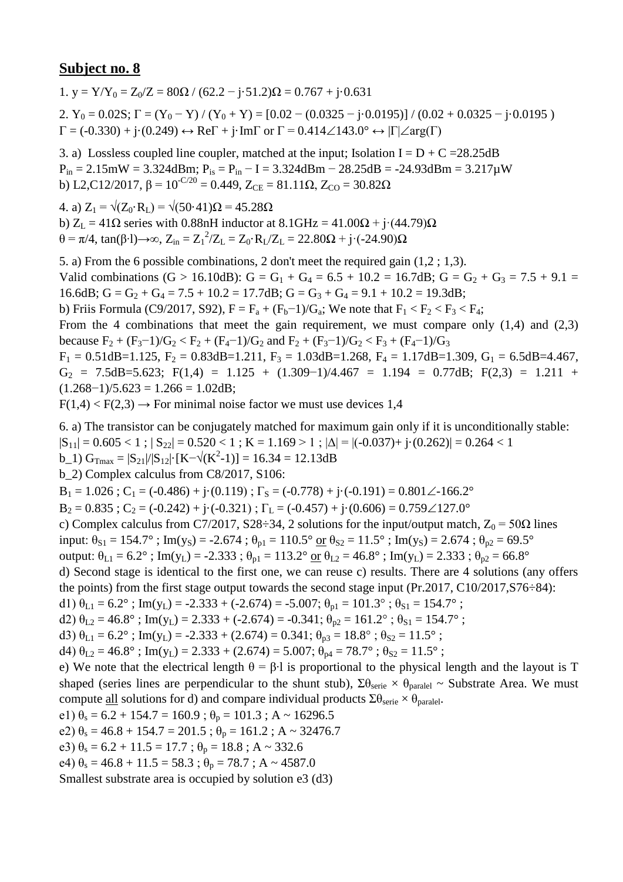## Subject no. 8

1. $y = Y/Y_0 = Z_0/Z = 80\Omega \,/\, (62.2 - j\cdot 51.2)\Omega = 0.767 + j\cdot 0.631$

2. $Y_0 = 0.02S$; $\Gamma = (Y_0 - Y) / (Y_0 + Y) = [0.02 - (0.0325 - j\cdot 0.0195)] / (0.02 + 0.0325 - j\cdot 0.0195)$
$\Gamma = (-0.330) + j\cdot(0.249) \leftrightarrow \text{Re}\Gamma + j\cdot\text{Im}\Gamma$ or $\Gamma = 0.414\angle 143.0° \leftrightarrow |\Gamma|\angle\arg(\Gamma)$

3. a) Lossless coupled line coupler, matched at the input; Isolation $I = D + C = 28.25\text{dB}$
$P_{in} = 2.15\text{mW} = 3.324\text{dBm}$; $P_{is} = P_{in} - I = 3.324\text{dBm} - 28.25\text{dB} = -24.93\text{dBm} = 3.217\mu\text{W}$
b) L2,C12/2017, $\beta = 10^{-C/20} = 0.449$, $Z_{CE} = 81.11\Omega$, $Z_{CO} = 30.82\Omega$

4. a) $Z_1 = \sqrt{(Z_0\cdot R_L)} = \sqrt{(50\cdot 41)}\Omega = 45.28\Omega$
b) $Z_L = 41\Omega$ series with 0.88nH inductor at 8.1GHz $= 41.00\Omega + j\cdot(44.79)\Omega$
$\theta = \pi/4$, $\tan(\beta\cdot l)\to\infty$, $Z_{in} = Z_1^2/Z_L = Z_0\cdot R_L/Z_L = 22.80\Omega + j\cdot(-24.90)\Omega$

5. a) From the 6 possible combinations, 2 don't meet the required gain (1,2 ; 1,3).
Valid combinations (G > 16.10dB): $G = G_1 + G_4 = 6.5 + 10.2 = 16.7\text{dB}$; $G = G_2 + G_3 = 7.5 + 9.1 = 16.6\text{dB}$; $G = G_2 + G_4 = 7.5 + 10.2 = 17.7\text{dB}$; $G = G_3 + G_4 = 9.1 + 10.2 = 19.3\text{dB}$;
b) Friis Formula (C9/2017, S92), $F = F_a + (F_b-1)/G_a$; We note that $F_1 < F_2 < F_3 < F_4$;
From the 4 combinations that meet the gain requirement, we must compare only (1,4) and (2,3) because $F_2 + (F_3-1)/G_2 < F_2 + (F_4-1)/G_2$ and $F_2 + (F_3-1)/G_2 < F_3 + (F_4-1)/G_3$
$F_1 = 0.51\text{dB}=1.125$, $F_2 = 0.83\text{dB}=1.211$, $F_3 = 1.03\text{dB}=1.268$, $F_4 = 1.17\text{dB}=1.309$, $G_1 = 6.5\text{dB}=4.467$, $G_2 = 7.5\text{dB}=5.623$; $F(1,4) = 1.125 + (1.309-1)/4.467 = 1.194 = 0.77\text{dB}$; $F(2,3) = 1.211 + (1.268-1)/5.623 = 1.266 = 1.02\text{dB}$;
$F(1,4) < F(2,3) \rightarrow$ For minimal noise factor we must use devices 1,4

6. a) The transistor can be conjugately matched for maximum gain only if it is unconditionally stable:
$|S_{11}| = 0.605 < 1$ ; $|S_{22}| = 0.520 < 1$ ; $K = 1.169 > 1$ ; $|\Delta| = |(-0.037)+ j\cdot(0.262)| = 0.264 < 1$
b_1) $G_{Tmax} = |S_{21}|/|S_{12}|\cdot[K-\sqrt{(K^2-1)}] = 16.34 = 12.13\text{dB}$
b_2) Complex calculus from C8/2017, S106:
$B_1 = 1.026$ ; $C_1 = (-0.486) + j\cdot(0.119)$ ; $\Gamma_S = (-0.778) + j\cdot(-0.191) = 0.801\angle -166.2°$
$B_2 = 0.835$ ; $C_2 = (-0.242) + j\cdot(-0.321)$ ; $\Gamma_L = (-0.457) + j\cdot(0.606) = 0.759\angle 127.0°$
c) Complex calculus from C7/2017, S28÷34, 2 solutions for the input/output match, $Z_0 = 50\Omega$ lines
input: $\theta_{S1} = 154.7°$ ; $\text{Im}(y_S) = -2.674$ ; $\theta_{p1} = 110.5°$ <u>or</u> $\theta_{S2} = 11.5°$ ; $\text{Im}(y_S) = 2.674$ ; $\theta_{p2} = 69.5°$
output: $\theta_{L1} = 6.2°$ ; $\text{Im}(y_L) = -2.333$ ; $\theta_{p1} = 113.2°$ <u>or</u> $\theta_{L2} = 46.8°$ ; $\text{Im}(y_L) = 2.333$ ; $\theta_{p2} = 66.8°$
d) Second stage is identical to the first one, we can reuse c) results. There are 4 solutions (any offers the points) from the first stage output towards the second stage input (Pr.2017, C10/2017,S76÷84):
d1) $\theta_{L1} = 6.2°$ ; $\text{Im}(y_L) = -2.333 + (-2.674) = -5.007$; $\theta_{p1} = 101.3°$ ; $\theta_{S1} = 154.7°$ ;
d2) $\theta_{L2} = 46.8°$ ; $\text{Im}(y_L) = 2.333 + (-2.674) = -0.341$; $\theta_{p2} = 161.2°$ ; $\theta_{S1} = 154.7°$ ;
d3) $\theta_{L1} = 6.2°$ ; $\text{Im}(y_L) = -2.333 + (2.674) = 0.341$; $\theta_{p3} = 18.8°$ ; $\theta_{S2} = 11.5°$ ;
d4) $\theta_{L2} = 46.8°$ ; $\text{Im}(y_L) = 2.333 + (2.674) = 5.007$; $\theta_{p4} = 78.7°$ ; $\theta_{S2} = 11.5°$ ;
e) We note that the electrical length $\theta = \beta\cdot l$ is proportional to the physical length and the layout is T shaped (series lines are perpendicular to the shunt stub), $\Sigma\theta_{serie} \times \theta_{paralel} \sim$ Substrate Area. We must compute <u>all</u> solutions for d) and compare individual products $\Sigma\theta_{serie} \times \theta_{paralel}$.
e1) $\theta_s = 6.2 + 154.7 = 160.9$ ; $\theta_p = 101.3$ ; $A \sim 16296.5$
e2) $\theta_s = 46.8 + 154.7 = 201.5$ ; $\theta_p = 161.2$ ; $A \sim 32476.7$
e3) $\theta_s = 6.2 + 11.5 = 17.7$ ; $\theta_p = 18.8$ ; $A \sim 332.6$
e4) $\theta_s = 46.8 + 11.5 = 58.3$ ; $\theta_p = 78.7$ ; $A \sim 4587.0$
Smallest substrate area is occupied by solution e3 (d3)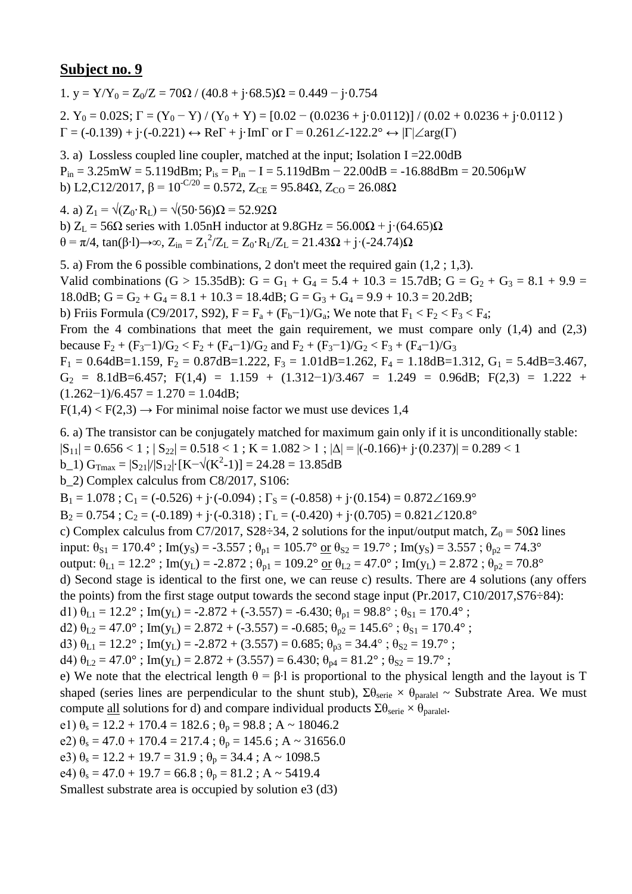## Subject no. 9

1. $y = Y/Y_0 = Z_0/Z = 70\Omega$ / $(40.8 + j\cdot 68.5)\Omega = 0.449 - j\cdot 0.754$

2. $Y_0 = 0.02S$; $\Gamma = (Y_0 - Y) / (Y_0 + Y) = [0.02 - (0.0236 + j\cdot 0.0112)] / (0.02 + 0.0236 + j\cdot 0.0112)$
$\Gamma = (-0.139) + j\cdot(-0.221) \leftrightarrow \mathrm{Re}\Gamma + j\cdot\mathrm{Im}\Gamma$ or $\Gamma = 0.261\angle{-122.2°} \leftrightarrow |\Gamma|\angle\arg(\Gamma)$

3. a) Lossless coupled line coupler, matched at the input; Isolation I =22.00dB
$P_{in} = 3.25\text{mW} = 5.119\text{dBm}$; $P_{is} = P_{in} - I = 5.119\text{dBm} - 22.00\text{dB} = -16.88\text{dBm} = 20.506\mu\text{W}$
b) L2,C12/2017, $\beta = 10^{-C/20} = 0.572$, $Z_{CE} = 95.84\Omega$, $Z_{CO} = 26.08\Omega$

4. a) $Z_1 = \sqrt{(Z_0\cdot R_L)} = \sqrt{(50\cdot 56)}\Omega = 52.92\Omega$
b) $Z_L = 56\Omega$ series with 1.05nH inductor at 9.8GHz $= 56.00\Omega + j\cdot(64.65)\Omega$
$\theta = \pi/4$, $\tan(\beta\cdot l)\rightarrow\infty$, $Z_{in} = Z_1^2/Z_L = Z_0\cdot R_L/Z_L = 21.43\Omega + j\cdot(-24.74)\Omega$

5. a) From the 6 possible combinations, 2 don't meet the required gain (1,2 ; 1,3).
Valid combinations (G > 15.35dB): $G = G_1 + G_4 = 5.4 + 10.3 = 15.7$dB; $G = G_2 + G_3 = 8.1 + 9.9 = 18.0$dB; $G = G_2 + G_4 = 8.1 + 10.3 = 18.4$dB; $G = G_3 + G_4 = 9.9 + 10.3 = 20.2$dB;
b) Friis Formula (C9/2017, S92), $F = F_a + (F_b-1)/G_a$; We note that $F_1 < F_2 < F_3 < F_4$;
From the 4 combinations that meet the gain requirement, we must compare only (1,4) and (2,3) because $F_2 + (F_3-1)/G_2 < F_2 + (F_4-1)/G_2$ and $F_2 + (F_3-1)/G_2 < F_3 + (F_4-1)/G_3$
$F_1 = 0.64\text{dB}=1.159$, $F_2 = 0.87\text{dB}=1.222$, $F_3 = 1.01\text{dB}=1.262$, $F_4 = 1.18\text{dB}=1.312$, $G_1 = 5.4\text{dB}=3.467$, $G_2 = 8.1\text{dB}=6.457$; $F(1,4) = 1.159 + (1.312-1)/3.467 = 1.249 = 0.96$dB; $F(2,3) = 1.222 + (1.262-1)/6.457 = 1.270 = 1.04$dB;
$F(1,4) < F(2,3) \rightarrow$ For minimal noise factor we must use devices 1,4

6. a) The transistor can be conjugately matched for maximum gain only if it is unconditionally stable:
$|S_{11}| = 0.656 < 1$ ; $|S_{22}| = 0.518 < 1$ ; $K = 1.082 > 1$ ; $|\Delta| = |(-0.166)+ j\cdot(0.237)| = 0.289 < 1$
b_1) $G_{Tmax} = |S_{21}|/|S_{12}|\cdot[K-\sqrt{(K^2-1)}] = 24.28 = 13.85$dB
b_2) Complex calculus from C8/2017, S106:
$B_1 = 1.078$ ; $C_1 = (-0.526) + j\cdot(-0.094)$ ; $\Gamma_S = (-0.858) + j\cdot(0.154) = 0.872\angle 169.9°$
$B_2 = 0.754$ ; $C_2 = (-0.189) + j\cdot(-0.318)$ ; $\Gamma_L = (-0.420) + j\cdot(0.705) = 0.821\angle 120.8°$
c) Complex calculus from C7/2017, S28÷34, 2 solutions for the input/output match, $Z_0 = 50\Omega$ lines
input: $\theta_{S1} = 170.4°$ ; $\mathrm{Im}(y_S) = -3.557$ ; $\theta_{p1} = 105.7°$ or $\theta_{S2} = 19.7°$ ; $\mathrm{Im}(y_S) = 3.557$ ; $\theta_{p2} = 74.3°$
output: $\theta_{L1} = 12.2°$ ; $\mathrm{Im}(y_L) = -2.872$ ; $\theta_{p1} = 109.2°$ or $\theta_{L2} = 47.0°$ ; $\mathrm{Im}(y_L) = 2.872$ ; $\theta_{p2} = 70.8°$
d) Second stage is identical to the first one, we can reuse c) results. There are 4 solutions (any offers the points) from the first stage output towards the second stage input (Pr.2017, C10/2017,S76÷84):
d1) $\theta_{L1} = 12.2°$ ; $\mathrm{Im}(y_L) = -2.872 + (-3.557) = -6.430$; $\theta_{p1} = 98.8°$ ; $\theta_{S1} = 170.4°$ ;
d2) $\theta_{L2} = 47.0°$ ; $\mathrm{Im}(y_L) = 2.872 + (-3.557) = -0.685$; $\theta_{p2} = 145.6°$ ; $\theta_{S1} = 170.4°$ ;
d3) $\theta_{L1} = 12.2°$ ; $\mathrm{Im}(y_L) = -2.872 + (3.557) = 0.685$; $\theta_{p3} = 34.4°$ ; $\theta_{S2} = 19.7°$ ;
d4) $\theta_{L2} = 47.0°$ ; $\mathrm{Im}(y_L) = 2.872 + (3.557) = 6.430$; $\theta_{p4} = 81.2°$ ; $\theta_{S2} = 19.7°$ ;
e) We note that the electrical length $\theta = \beta\cdot l$ is proportional to the physical length and the layout is T shaped (series lines are perpendicular to the shunt stub), $\Sigma\theta_{serie} \times \theta_{paralel} \sim$ Substrate Area. We must compute all solutions for d) and compare individual products $\Sigma\theta_{serie} \times \theta_{paralel}$.
e1) $\theta_s = 12.2 + 170.4 = 182.6$ ; $\theta_p = 98.8$ ; A ~ 18046.2
e2) $\theta_s = 47.0 + 170.4 = 217.4$ ; $\theta_p = 145.6$ ; A ~ 31656.0
e3) $\theta_s = 12.2 + 19.7 = 31.9$ ; $\theta_p = 34.4$ ; A ~ 1098.5
e4) $\theta_s = 47.0 + 19.7 = 66.8$ ; $\theta_p = 81.2$ ; A ~ 5419.4
Smallest substrate area is occupied by solution e3 (d3)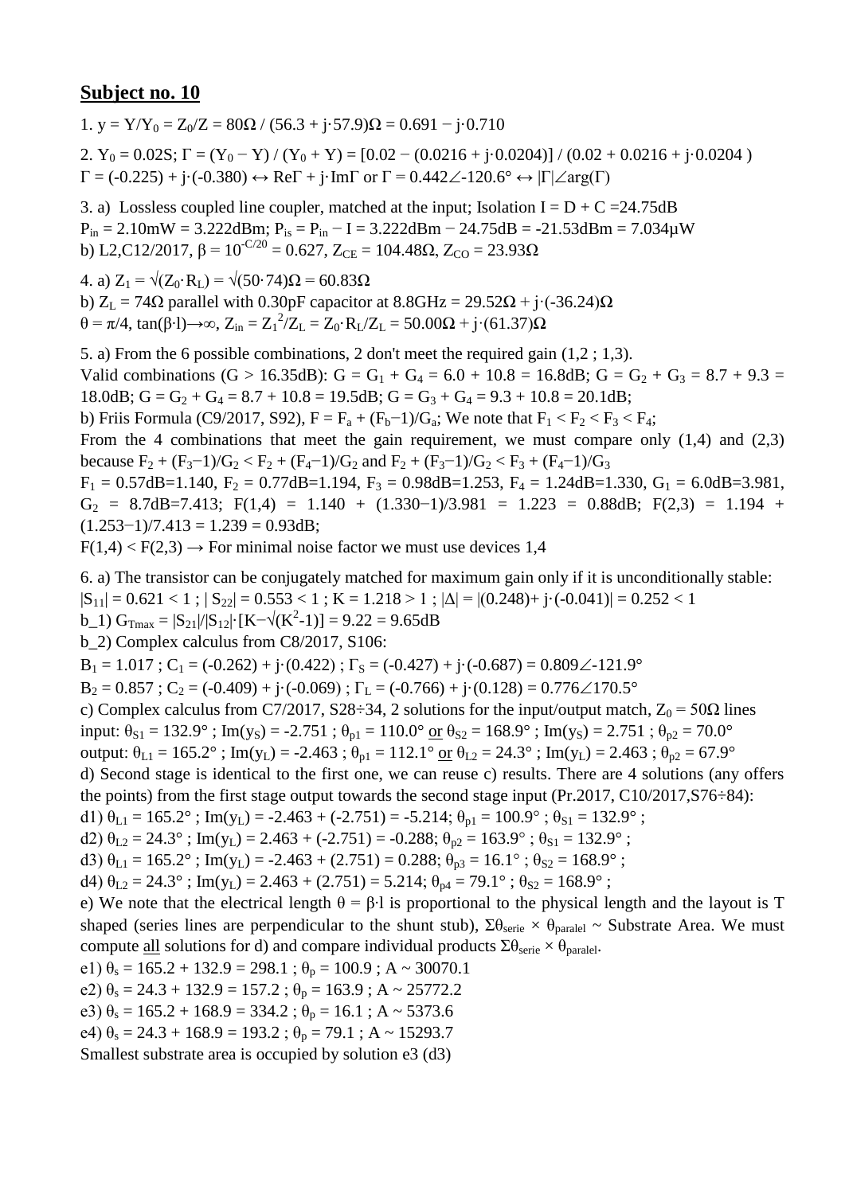## Subject no. 10

1. $y = Y/Y_0 = Z_0/Z = 80\Omega \,/\, (56.3 + j\cdot 57.9)\Omega = 0.691 - j\cdot 0.710$

2. $Y_0 = 0.02S$; $\Gamma = (Y_0 - Y) / (Y_0 + Y) = [0.02 - (0.0216 + j\cdot 0.0204)] / (0.02 + 0.0216 + j\cdot 0.0204)$
$\Gamma = (-0.225) + j\cdot(-0.380) \leftrightarrow \mathrm{Re}\Gamma + j\cdot \mathrm{Im}\Gamma$ or $\Gamma = 0.442\angle{-120.6°} \leftrightarrow |\Gamma|\angle\arg(\Gamma)$

3. a) Lossless coupled line coupler, matched at the input; Isolation $I = D + C = 24.75dB$
$P_{in} = 2.10mW = 3.222dBm$; $P_{is} = P_{in} - I = 3.222dBm - 24.75dB = -21.53dBm = 7.034\mu W$
b) L2,C12/2017, $\beta = 10^{-C/20} = 0.627$, $Z_{CE} = 104.48\Omega$, $Z_{CO} = 23.93\Omega$

4. a) $Z_1 = \sqrt{(Z_0\cdot R_L)} = \sqrt{(50\cdot 74)}\Omega = 60.83\Omega$
b) $Z_L = 74\Omega$ parallel with 0.30pF capacitor at 8.8GHz $= 29.52\Omega + j\cdot(-36.24)\Omega$
$\theta = \pi/4$, $\tan(\beta\cdot l)\rightarrow\infty$, $Z_{in} = Z_1^2/Z_L = Z_0\cdot R_L/Z_L = 50.00\Omega + j\cdot(61.37)\Omega$

5. a) From the 6 possible combinations, 2 don't meet the required gain (1,2 ; 1,3).
Valid combinations ($G > 16.35dB$): $G = G_1 + G_4 = 6.0 + 10.8 = 16.8dB$; $G = G_2 + G_3 = 8.7 + 9.3 = 18.0dB$; $G = G_2 + G_4 = 8.7 + 10.8 = 19.5dB$; $G = G_3 + G_4 = 9.3 + 10.8 = 20.1dB$;
b) Friis Formula (C9/2017, S92), $F = F_a + (F_b-1)/G_a$; We note that $F_1 < F_2 < F_3 < F_4$;
From the 4 combinations that meet the gain requirement, we must compare only (1,4) and (2,3) because $F_2 + (F_3-1)/G_2 < F_2 + (F_4-1)/G_2$ and $F_2 + (F_3-1)/G_2 < F_3 + (F_4-1)/G_3$
$F_1 = 0.57dB=1.140$, $F_2 = 0.77dB=1.194$, $F_3 = 0.98dB=1.253$, $F_4 = 1.24dB=1.330$, $G_1 = 6.0dB=3.981$, $G_2 = 8.7dB=7.413$; $F(1,4) = 1.140 + (1.330-1)/3.981 = 1.223 = 0.88dB$; $F(2,3) = 1.194 + (1.253-1)/7.413 = 1.239 = 0.93dB$;
$F(1,4) < F(2,3) \rightarrow$ For minimal noise factor we must use devices 1,4

6. a) The transistor can be conjugately matched for maximum gain only if it is unconditionally stable:
$|S_{11}| = 0.621 < 1$ ; $|S_{22}| = 0.553 < 1$ ; $K = 1.218 > 1$ ; $|\Delta| = |(0.248)+ j\cdot(-0.041)| = 0.252 < 1$
b_1) $G_{Tmax} = |S_{21}|/|S_{12}|\cdot[K-\sqrt{(K^2-1)}] = 9.22 = 9.65dB$
b_2) Complex calculus from C8/2017, S106:
$B_1 = 1.017$ ; $C_1 = (-0.262) + j\cdot(0.422)$ ; $\Gamma_S = (-0.427) + j\cdot(-0.687) = 0.809\angle{-121.9°}$
$B_2 = 0.857$ ; $C_2 = (-0.409) + j\cdot(-0.069)$ ; $\Gamma_L = (-0.766) + j\cdot(0.128) = 0.776\angle{170.5°}$
c) Complex calculus from C7/2017, S28÷34, 2 solutions for the input/output match, $Z_0 = 50\Omega$ lines
input: $\theta_{S1} = 132.9°$ ; $\mathrm{Im}(y_S) = -2.751$ ; $\theta_{p1} = 110.0°$ or $\theta_{S2} = 168.9°$ ; $\mathrm{Im}(y_S) = 2.751$ ; $\theta_{p2} = 70.0°$
output: $\theta_{L1} = 165.2°$ ; $\mathrm{Im}(y_L) = -2.463$ ; $\theta_{p1} = 112.1°$ or $\theta_{L2} = 24.3°$ ; $\mathrm{Im}(y_L) = 2.463$ ; $\theta_{p2} = 67.9°$
d) Second stage is identical to the first one, we can reuse c) results. There are 4 solutions (any offers the points) from the first stage output towards the second stage input (Pr.2017, C10/2017,S76÷84):
d1) $\theta_{L1} = 165.2°$ ; $\mathrm{Im}(y_L) = -2.463 + (-2.751) = -5.214$; $\theta_{p1} = 100.9°$ ; $\theta_{S1} = 132.9°$ ;
d2) $\theta_{L2} = 24.3°$ ; $\mathrm{Im}(y_L) = 2.463 + (-2.751) = -0.288$; $\theta_{p2} = 163.9°$ ; $\theta_{S1} = 132.9°$ ;
d3) $\theta_{L1} = 165.2°$ ; $\mathrm{Im}(y_L) = -2.463 + (2.751) = 0.288$; $\theta_{p3} = 16.1°$ ; $\theta_{S2} = 168.9°$ ;
d4) $\theta_{L2} = 24.3°$ ; $\mathrm{Im}(y_L) = 2.463 + (2.751) = 5.214$; $\theta_{p4} = 79.1°$ ; $\theta_{S2} = 168.9°$ ;
e) We note that the electrical length $\theta = \beta\cdot l$ is proportional to the physical length and the layout is T shaped (series lines are perpendicular to the shunt stub), $\Sigma\theta_{serie} \times \theta_{paralel} \sim$ Substrate Area. We must compute all solutions for d) and compare individual products $\Sigma\theta_{serie} \times \theta_{paralel}$.
e1) $\theta_s = 165.2 + 132.9 = 298.1$ ; $\theta_p = 100.9$ ; $A \sim 30070.1$
e2) $\theta_s = 24.3 + 132.9 = 157.2$ ; $\theta_p = 163.9$ ; $A \sim 25772.2$
e3) $\theta_s = 165.2 + 168.9 = 334.2$ ; $\theta_p = 16.1$ ; $A \sim 5373.6$
e4) $\theta_s = 24.3 + 168.9 = 193.2$ ; $\theta_p = 79.1$ ; $A \sim 15293.7$
Smallest substrate area is occupied by solution e3 (d3)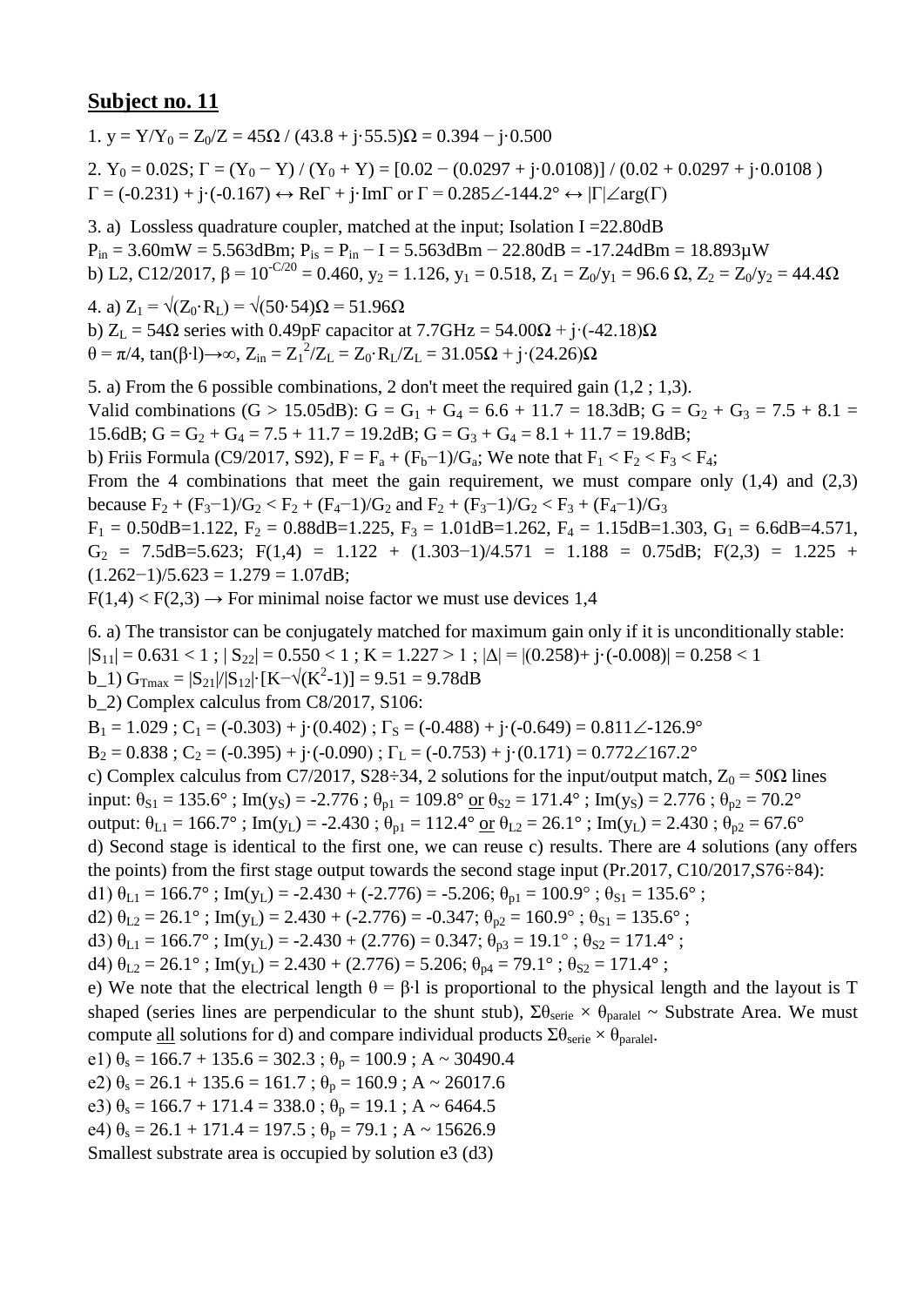## Subject no. 11

1. $y = Y/Y_0 = Z_0/Z = 45\Omega / (43.8 + j\cdot 55.5)\Omega = 0.394 - j\cdot 0.500$

2. $Y_0 = 0.02S$; $\Gamma = (Y_0 - Y) / (Y_0 + Y) = [0.02 - (0.0297 + j\cdot 0.0108)] / (0.02 + 0.0297 + j\cdot 0.0108)$
$\Gamma = (-0.231) + j\cdot(-0.167) \leftrightarrow \mathrm{Re}\Gamma + j\cdot \mathrm{Im}\Gamma$ or $\Gamma = 0.285\angle -144.2° \leftrightarrow |\Gamma|\angle \arg(\Gamma)$

3. a) Lossless quadrature coupler, matched at the input; Isolation I =22.80dB
$P_{in} = 3.60\text{mW} = 5.563\text{dBm}$; $P_{is} = P_{in} - I = 5.563\text{dBm} - 22.80\text{dB} = -17.24\text{dBm} = 18.893\mu\text{W}$
b) L2, C12/2017, $\beta = 10^{-C/20} = 0.460$, $y_2 = 1.126$, $y_1 = 0.518$, $Z_1 = Z_0/y_1 = 96.6\ \Omega$, $Z_2 = Z_0/y_2 = 44.4\Omega$

4. a) $Z_1 = \sqrt{(Z_0\cdot R_L)} = \sqrt{(50\cdot 54)}\Omega = 51.96\Omega$
b) $Z_L = 54\Omega$ series with 0.49pF capacitor at 7.7GHz $= 54.00\Omega + j\cdot(-42.18)\Omega$
$\theta = \pi/4$, $\tan(\beta\cdot l)\rightarrow\infty$, $Z_{in} = Z_1^2/Z_L = Z_0\cdot R_L/Z_L = 31.05\Omega + j\cdot(24.26)\Omega$

5. a) From the 6 possible combinations, 2 don't meet the required gain (1,2 ; 1,3).
Valid combinations (G > 15.05dB): $G = G_1 + G_4 = 6.6 + 11.7 = 18.3\text{dB}$; $G = G_2 + G_3 = 7.5 + 8.1 = 15.6\text{dB}$; $G = G_2 + G_4 = 7.5 + 11.7 = 19.2\text{dB}$; $G = G_3 + G_4 = 8.1 + 11.7 = 19.8\text{dB}$;
b) Friis Formula (C9/2017, S92), $F = F_a + (F_b-1)/G_a$; We note that $F_1 < F_2 < F_3 < F_4$;
From the 4 combinations that meet the gain requirement, we must compare only (1,4) and (2,3) because $F_2 + (F_3-1)/G_2 < F_2 + (F_4-1)/G_2$ and $F_2 + (F_3-1)/G_2 < F_3 + (F_4-1)/G_3$
$F_1 = 0.50\text{dB}=1.122$, $F_2 = 0.88\text{dB}=1.225$, $F_3 = 1.01\text{dB}=1.262$, $F_4 = 1.15\text{dB}=1.303$, $G_1 = 6.6\text{dB}=4.571$, $G_2 = 7.5\text{dB}=5.623$; $F(1,4) = 1.122 + (1.303-1)/4.571 = 1.188 = 0.75\text{dB}$; $F(2,3) = 1.225 + (1.262-1)/5.623 = 1.279 = 1.07\text{dB}$;
$F(1,4) < F(2,3) \rightarrow$ For minimal noise factor we must use devices 1,4

6. a) The transistor can be conjugately matched for maximum gain only if it is unconditionally stable:
$|S_{11}| = 0.631 < 1$ ; $|S_{22}| = 0.550 < 1$ ; $K = 1.227 > 1$ ; $|\Delta| = |(0.258)+ j\cdot(-0.008)| = 0.258 < 1$
b_1) $G_{Tmax} = |S_{21}|/|S_{12}|\cdot[K-\sqrt{(K^2-1)}] = 9.51 = 9.78\text{dB}$
b_2) Complex calculus from C8/2017, S106:
$B_1 = 1.029$ ; $C_1 = (-0.303) + j\cdot(0.402)$ ; $\Gamma_S = (-0.488) + j\cdot(-0.649) = 0.811\angle -126.9°$
$B_2 = 0.838$ ; $C_2 = (-0.395) + j\cdot(-0.090)$ ; $\Gamma_L = (-0.753) + j\cdot(0.171) = 0.772\angle 167.2°$
c) Complex calculus from C7/2017, S28÷34, 2 solutions for the input/output match, $Z_0 = 50\Omega$ lines
input: $\theta_{S1} = 135.6°$ ; $\mathrm{Im}(y_S) = -2.776$ ; $\theta_{p1} = 109.8°$ <u>or</u> $\theta_{S2} = 171.4°$ ; $\mathrm{Im}(y_S) = 2.776$ ; $\theta_{p2} = 70.2°$
output: $\theta_{L1} = 166.7°$ ; $\mathrm{Im}(y_L) = -2.430$ ; $\theta_{p1} = 112.4°$ <u>or</u> $\theta_{L2} = 26.1°$ ; $\mathrm{Im}(y_L) = 2.430$ ; $\theta_{p2} = 67.6°$
d) Second stage is identical to the first one, we can reuse c) results. There are 4 solutions (any offers the points) from the first stage output towards the second stage input (Pr.2017, C10/2017,S76÷84):
d1) $\theta_{L1} = 166.7°$ ; $\mathrm{Im}(y_L) = -2.430 + (-2.776) = -5.206$; $\theta_{p1} = 100.9°$ ; $\theta_{S1} = 135.6°$ ;
d2) $\theta_{L2} = 26.1°$ ; $\mathrm{Im}(y_L) = 2.430 + (-2.776) = -0.347$; $\theta_{p2} = 160.9°$ ; $\theta_{S1} = 135.6°$ ;
d3) $\theta_{L1} = 166.7°$ ; $\mathrm{Im}(y_L) = -2.430 + (2.776) = 0.347$; $\theta_{p3} = 19.1°$ ; $\theta_{S2} = 171.4°$ ;
d4) $\theta_{L2} = 26.1°$ ; $\mathrm{Im}(y_L) = 2.430 + (2.776) = 5.206$; $\theta_{p4} = 79.1°$ ; $\theta_{S2} = 171.4°$ ;
e) We note that the electrical length $\theta = \beta\cdot l$ is proportional to the physical length and the layout is T shaped (series lines are perpendicular to the shunt stub), $\Sigma\theta_{serie} \times \theta_{paralel} \sim$ Substrate Area. We must compute <u>all</u> solutions for d) and compare individual products $\Sigma\theta_{serie} \times \theta_{paralel}$.
e1) $\theta_s = 166.7 + 135.6 = 302.3$ ; $\theta_p = 100.9$ ; $A \sim 30490.4$
e2) $\theta_s = 26.1 + 135.6 = 161.7$ ; $\theta_p = 160.9$ ; $A \sim 26017.6$
e3) $\theta_s = 166.7 + 171.4 = 338.0$ ; $\theta_p = 19.1$ ; $A \sim 6464.5$
e4) $\theta_s = 26.1 + 171.4 = 197.5$ ; $\theta_p = 79.1$ ; $A \sim 15626.9$
Smallest substrate area is occupied by solution e3 (d3)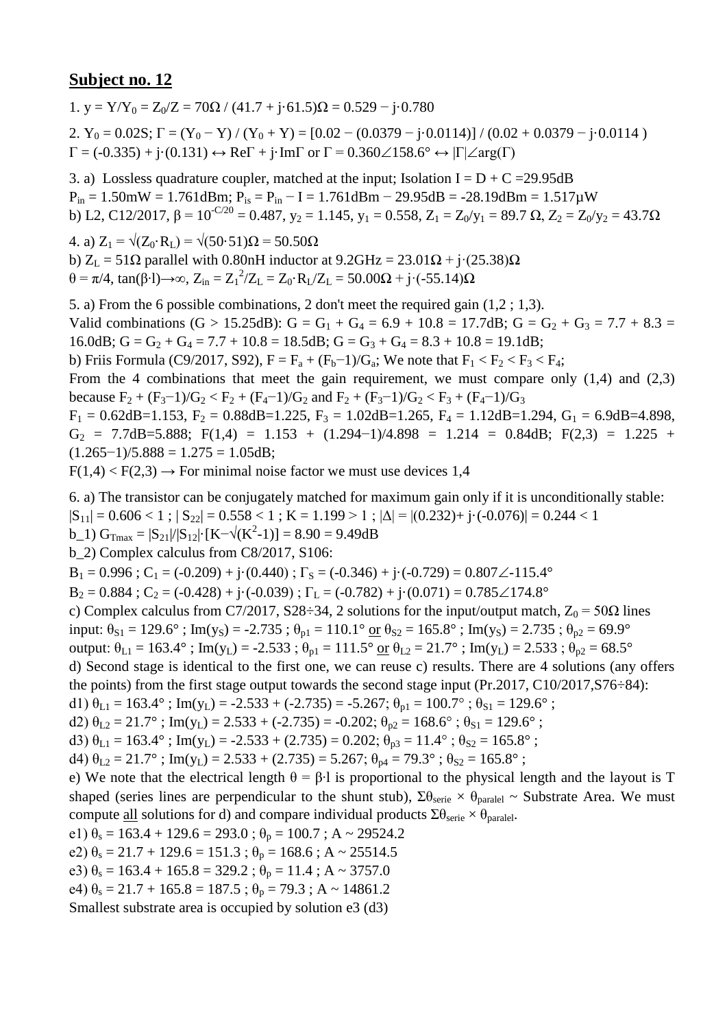## Subject no. 12

1. $y = Y/Y_0 = Z_0/Z = 70\Omega / (41.7 + j\cdot 61.5)\Omega = 0.529 - j\cdot 0.780$

2. $Y_0 = 0.02S$; $\Gamma = (Y_0 - Y) / (Y_0 + Y) = [0.02 - (0.0379 - j\cdot 0.0114)] / (0.02 + 0.0379 - j\cdot 0.0114)$
$\Gamma = (-0.335) + j\cdot(0.131) \leftrightarrow \text{Re}\Gamma + j\cdot\text{Im}\Gamma$ or $\Gamma = 0.360\angle 158.6° \leftrightarrow |\Gamma|\angle\arg(\Gamma)$

3. a) Lossless quadrature coupler, matched at the input; Isolation $I = D + C = 29.95\text{dB}$
$P_{in} = 1.50\text{mW} = 1.761\text{dBm}$; $P_{is} = P_{in} - I = 1.761\text{dBm} - 29.95\text{dB} = -28.19\text{dBm} = 1.517\mu\text{W}$
b) L2, C12/2017, $\beta = 10^{-C/20} = 0.487$, $y_2 = 1.145$, $y_1 = 0.558$, $Z_1 = Z_0/y_1 = 89.7\ \Omega$, $Z_2 = Z_0/y_2 = 43.7\Omega$

4. a) $Z_1 = \sqrt{(Z_0\cdot R_L)} = \sqrt{(50\cdot 51)}\Omega = 50.50\Omega$
b) $Z_L = 51\Omega$ parallel with 0.80nH inductor at 9.2GHz $= 23.01\Omega + j\cdot(25.38)\Omega$
$\theta = \pi/4$, $\tan(\beta\cdot l)\rightarrow\infty$, $Z_{in} = Z_1^2/Z_L = Z_0\cdot R_L/Z_L = 50.00\Omega + j\cdot(-55.14)\Omega$

5. a) From the 6 possible combinations, 2 don't meet the required gain (1,2 ; 1,3).
Valid combinations ($G > 15.25\text{dB}$): $G = G_1 + G_4 = 6.9 + 10.8 = 17.7\text{dB}$; $G = G_2 + G_3 = 7.7 + 8.3 = 16.0\text{dB}$; $G = G_2 + G_4 = 7.7 + 10.8 = 18.5\text{dB}$; $G = G_3 + G_4 = 8.3 + 10.8 = 19.1\text{dB}$;
b) Friis Formula (C9/2017, S92), $F = F_a + (F_b-1)/G_a$; We note that $F_1 < F_2 < F_3 < F_4$;
From the 4 combinations that meet the gain requirement, we must compare only (1,4) and (2,3) because $F_2 + (F_3-1)/G_2 < F_2 + (F_4-1)/G_2$ and $F_2 + (F_3-1)/G_2 < F_3 + (F_4-1)/G_3$
$F_1 = 0.62\text{dB}=1.153$, $F_2 = 0.88\text{dB}=1.225$, $F_3 = 1.02\text{dB}=1.265$, $F_4 = 1.12\text{dB}=1.294$, $G_1 = 6.9\text{dB}=4.898$, $G_2 = 7.7\text{dB}=5.888$; $F(1,4) = 1.153 + (1.294-1)/4.898 = 1.214 = 0.84\text{dB}$; $F(2,3) = 1.225 + (1.265-1)/5.888 = 1.275 = 1.05\text{dB}$;
$F(1,4) < F(2,3) \rightarrow$ For minimal noise factor we must use devices 1,4

6. a) The transistor can be conjugately matched for maximum gain only if it is unconditionally stable:
$|S_{11}| = 0.606 < 1$ ; $|S_{22}| = 0.558 < 1$ ; $K = 1.199 > 1$ ; $|\Delta| = |(0.232)+ j\cdot(-0.076)| = 0.244 < 1$
b_1) $G_{Tmax} = |S_{21}|/|S_{12}|\cdot[K-\sqrt{(K^2-1)}] = 8.90 = 9.49\text{dB}$
b_2) Complex calculus from C8/2017, S106:
$B_1 = 0.996$ ; $C_1 = (-0.209) + j\cdot(0.440)$ ; $\Gamma_S = (-0.346) + j\cdot(-0.729) = 0.807\angle-115.4°$
$B_2 = 0.884$ ; $C_2 = (-0.428) + j\cdot(-0.039)$ ; $\Gamma_L = (-0.782) + j\cdot(0.071) = 0.785\angle 174.8°$
c) Complex calculus from C7/2017, S28÷34, 2 solutions for the input/output match, $Z_0 = 50\Omega$ lines
input: $\theta_{S1} = 129.6°$ ; $\text{Im}(y_S) = -2.735$ ; $\theta_{p1} = 110.1°$ <u>or</u> $\theta_{S2} = 165.8°$ ; $\text{Im}(y_S) = 2.735$ ; $\theta_{p2} = 69.9°$
output: $\theta_{L1} = 163.4°$ ; $\text{Im}(y_L) = -2.533$ ; $\theta_{p1} = 111.5°$ <u>or</u> $\theta_{L2} = 21.7°$ ; $\text{Im}(y_L) = 2.533$ ; $\theta_{p2} = 68.5°$
d) Second stage is identical to the first one, we can reuse c) results. There are 4 solutions (any offers the points) from the first stage output towards the second stage input (Pr.2017, C10/2017,S76÷84):
d1) $\theta_{L1} = 163.4°$ ; $\text{Im}(y_L) = -2.533 + (-2.735) = -5.267$; $\theta_{p1} = 100.7°$ ; $\theta_{S1} = 129.6°$ ;
d2) $\theta_{L2} = 21.7°$ ; $\text{Im}(y_L) = 2.533 + (-2.735) = -0.202$; $\theta_{p2} = 168.6°$ ; $\theta_{S1} = 129.6°$ ;
d3) $\theta_{L1} = 163.4°$ ; $\text{Im}(y_L) = -2.533 + (2.735) = 0.202$; $\theta_{p3} = 11.4°$ ; $\theta_{S2} = 165.8°$ ;
d4) $\theta_{L2} = 21.7°$ ; $\text{Im}(y_L) = 2.533 + (2.735) = 5.267$; $\theta_{p4} = 79.3°$ ; $\theta_{S2} = 165.8°$ ;
e) We note that the electrical length $\theta = \beta\cdot l$ is proportional to the physical length and the layout is T shaped (series lines are perpendicular to the shunt stub), $\Sigma\theta_{serie} \times \theta_{paralel}$ ~ Substrate Area. We must compute <u>all</u> solutions for d) and compare individual products $\Sigma\theta_{serie} \times \theta_{paralel}$.
e1) $\theta_s = 163.4 + 129.6 = 293.0$ ; $\theta_p = 100.7$ ; A ~ 29524.2
e2) $\theta_s = 21.7 + 129.6 = 151.3$ ; $\theta_p = 168.6$ ; A ~ 25514.5
e3) $\theta_s = 163.4 + 165.8 = 329.2$ ; $\theta_p = 11.4$ ; A ~ 3757.0
e4) $\theta_s = 21.7 + 165.8 = 187.5$ ; $\theta_p = 79.3$ ; A ~ 14861.2
Smallest substrate area is occupied by solution e3 (d3)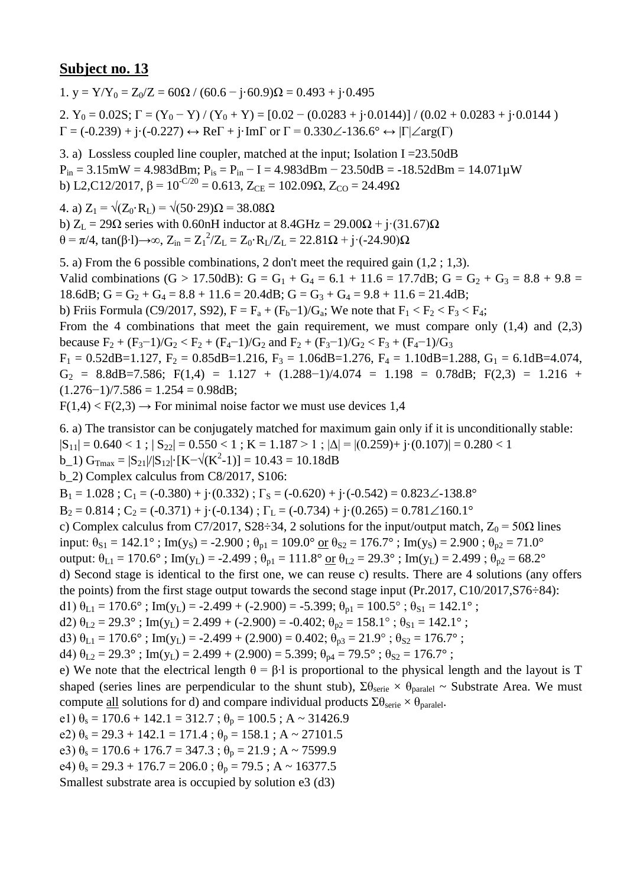## Subject no. 13

1. $y = Y/Y_0 = Z_0/Z = 60\Omega \,/\, (60.6 - j\cdot 60.9)\Omega = 0.493 + j\cdot 0.495$

2. $Y_0 = 0.02S$; $\Gamma = (Y_0 - Y) / (Y_0 + Y) = [0.02 - (0.0283 + j\cdot 0.0144)] / (0.02 + 0.0283 + j\cdot 0.0144)$
$\Gamma = (-0.239) + j\cdot(-0.227) \leftrightarrow \mathrm{Re}\Gamma + j\cdot\mathrm{Im}\Gamma$ or $\Gamma = 0.330\angle -136.6° \leftrightarrow |\Gamma|\angle\arg(\Gamma)$

3. a) Lossless coupled line coupler, matched at the input; Isolation I =23.50dB
$P_{in} = 3.15\text{mW} = 4.983\text{dBm}$; $P_{is} = P_{in} - I = 4.983\text{dBm} - 23.50\text{dB} = -18.52\text{dBm} = 14.071\mu\text{W}$
b) L2,C12/2017, $\beta = 10^{-C/20} = 0.613$, $Z_{CE} = 102.09\Omega$, $Z_{CO} = 24.49\Omega$

4. a) $Z_1 = \sqrt{(Z_0 \cdot R_L)} = \sqrt{(50\cdot 29)}\Omega = 38.08\Omega$
b) $Z_L = 29\Omega$ series with 0.60nH inductor at 8.4GHz $= 29.00\Omega + j\cdot(31.67)\Omega$
$\theta = \pi/4$, $\tan(\beta\cdot l)\rightarrow\infty$, $Z_{in} = Z_1^2/Z_L = Z_0\cdot R_L/Z_L = 22.81\Omega + j\cdot(-24.90)\Omega$

5. a) From the 6 possible combinations, 2 don't meet the required gain (1,2 ; 1,3).
Valid combinations (G > 17.50dB): $G = G_1 + G_4 = 6.1 + 11.6 = 17.7\text{dB}$; $G = G_2 + G_3 = 8.8 + 9.8 = 18.6\text{dB}$; $G = G_2 + G_4 = 8.8 + 11.6 = 20.4\text{dB}$; $G = G_3 + G_4 = 9.8 + 11.6 = 21.4\text{dB}$;
b) Friis Formula (C9/2017, S92), $F = F_a + (F_b - 1)/G_a$; We note that $F_1 < F_2 < F_3 < F_4$;
From the 4 combinations that meet the gain requirement, we must compare only (1,4) and (2,3) because $F_2 + (F_3 - 1)/G_2 < F_2 + (F_4 - 1)/G_2$ and $F_2 + (F_3 - 1)/G_2 < F_3 + (F_4 - 1)/G_3$
$F_1 = 0.52\text{dB} = 1.127$, $F_2 = 0.85\text{dB} = 1.216$, $F_3 = 1.06\text{dB} = 1.276$, $F_4 = 1.10\text{dB} = 1.288$, $G_1 = 6.1\text{dB} = 4.074$, $G_2 = 8.8\text{dB} = 7.586$; $F(1,4) = 1.127 + (1.288 - 1)/4.074 = 1.198 = 0.78\text{dB}$; $F(2,3) = 1.216 + (1.276 - 1)/7.586 = 1.254 = 0.98\text{dB}$;
$F(1,4) < F(2,3) \rightarrow$ For minimal noise factor we must use devices 1,4

6. a) The transistor can be conjugately matched for maximum gain only if it is unconditionally stable:
$|S_{11}| = 0.640 < 1$ ; $|S_{22}| = 0.550 < 1$ ; $K = 1.187 > 1$ ; $|\Delta| = |(0.259) + j\cdot(0.107)| = 0.280 < 1$
b_1) $G_{Tmax} = |S_{21}|/|S_{12}|\cdot[K - \sqrt{(K^2-1)}] = 10.43 = 10.18\text{dB}$
b_2) Complex calculus from C8/2017, S106:
$B_1 = 1.028$ ; $C_1 = (-0.380) + j\cdot(0.332)$ ; $\Gamma_S = (-0.620) + j\cdot(-0.542) = 0.823\angle -138.8°$
$B_2 = 0.814$ ; $C_2 = (-0.371) + j\cdot(-0.134)$ ; $\Gamma_L = (-0.734) + j\cdot(0.265) = 0.781\angle 160.1°$
c) Complex calculus from C7/2017, S28÷34, 2 solutions for the input/output match, $Z_0 = 50\Omega$ lines
input: $\theta_{S1} = 142.1°$ ; $\mathrm{Im}(y_S) = -2.900$ ; $\theta_{p1} = 109.0°$ or $\theta_{S2} = 176.7°$ ; $\mathrm{Im}(y_S) = 2.900$ ; $\theta_{p2} = 71.0°$
output: $\theta_{L1} = 170.6°$ ; $\mathrm{Im}(y_L) = -2.499$ ; $\theta_{p1} = 111.8°$ or $\theta_{L2} = 29.3°$ ; $\mathrm{Im}(y_L) = 2.499$ ; $\theta_{p2} = 68.2°$
d) Second stage is identical to the first one, we can reuse c) results. There are 4 solutions (any offers the points) from the first stage output towards the second stage input (Pr.2017, C10/2017,S76÷84):
d1) $\theta_{L1} = 170.6°$ ; $\mathrm{Im}(y_L) = -2.499 + (-2.900) = -5.399$; $\theta_{p1} = 100.5°$ ; $\theta_{S1} = 142.1°$ ;
d2) $\theta_{L2} = 29.3°$ ; $\mathrm{Im}(y_L) = 2.499 + (-2.900) = -0.402$; $\theta_{p2} = 158.1°$ ; $\theta_{S1} = 142.1°$ ;
d3) $\theta_{L1} = 170.6°$ ; $\mathrm{Im}(y_L) = -2.499 + (2.900) = 0.402$; $\theta_{p3} = 21.9°$ ; $\theta_{S2} = 176.7°$ ;
d4) $\theta_{L2} = 29.3°$ ; $\mathrm{Im}(y_L) = 2.499 + (2.900) = 5.399$; $\theta_{p4} = 79.5°$ ; $\theta_{S2} = 176.7°$ ;
e) We note that the electrical length $\theta = \beta\cdot l$ is proportional to the physical length and the layout is T shaped (series lines are perpendicular to the shunt stub), $\Sigma\theta_{serie} \times \theta_{paralel}$ ~ Substrate Area. We must compute all solutions for d) and compare individual products $\Sigma\theta_{serie} \times \theta_{paralel}$.
e1) $\theta_s = 170.6 + 142.1 = 312.7$ ; $\theta_p = 100.5$ ; A ~ 31426.9
e2) $\theta_s = 29.3 + 142.1 = 171.4$ ; $\theta_p = 158.1$ ; A ~ 27101.5
e3) $\theta_s = 170.6 + 176.7 = 347.3$ ; $\theta_p = 21.9$ ; A ~ 7599.9
e4) $\theta_s = 29.3 + 176.7 = 206.0$ ; $\theta_p = 79.5$ ; A ~ 16377.5
Smallest substrate area is occupied by solution e3 (d3)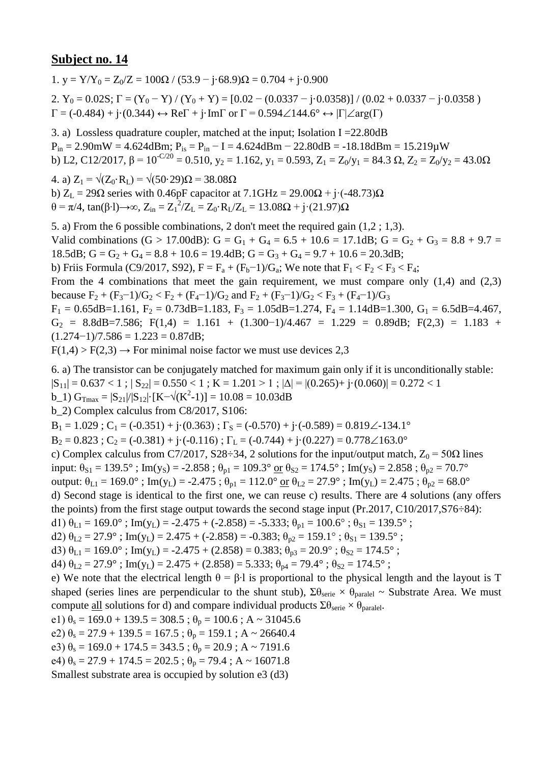## Subject no. 14

1. $y = Y/Y_0 = Z_0/Z = 100\Omega / (53.9 - j\cdot 68.9)\Omega = 0.704 + j\cdot 0.900$

2. $Y_0 = 0.02S$; $\Gamma = (Y_0 - Y) / (Y_0 + Y) = [0.02 - (0.0337 - j\cdot 0.0358)] / (0.02 + 0.0337 - j\cdot 0.0358)$
$\Gamma = (-0.484) + j\cdot(0.344) \leftrightarrow \mathrm{Re}\Gamma + j\cdot \mathrm{Im}\Gamma$ or $\Gamma = 0.594\angle 144.6° \leftrightarrow |\Gamma|\angle \arg(\Gamma)$

3. a) Lossless quadrature coupler, matched at the input; Isolation I =22.80dB
$P_{in} = 2.90mW = 4.624dBm$; $P_{is} = P_{in} - I = 4.624dBm - 22.80dB = -18.18dBm = 15.219\mu W$
b) L2, C12/2017, $\beta = 10^{-C/20} = 0.510$, $y_2 = 1.162$, $y_1 = 0.593$, $Z_1 = Z_0/y_1 = 84.3\ \Omega$, $Z_2 = Z_0/y_2 = 43.0\Omega$

4. a) $Z_1 = \sqrt{(Z_0\cdot R_L)} = \sqrt{(50\cdot 29)}\Omega = 38.08\Omega$
b) $Z_L = 29\Omega$ series with 0.46pF capacitor at 7.1GHz $= 29.00\Omega + j\cdot(-48.73)\Omega$
$\theta = \pi/4$, $\tan(\beta\cdot l)\rightarrow\infty$, $Z_{in} = Z_1^2/Z_L = Z_0\cdot R_L/Z_L = 13.08\Omega + j\cdot(21.97)\Omega$

5. a) From the 6 possible combinations, 2 don't meet the required gain (1,2 ; 1,3).
Valid combinations (G > 17.00dB): $G = G_1 + G_4 = 6.5 + 10.6 = 17.1$dB; $G = G_2 + G_3 = 8.8 + 9.7 = 18.5$dB; $G = G_2 + G_4 = 8.8 + 10.6 = 19.4$dB; $G = G_3 + G_4 = 9.7 + 10.6 = 20.3$dB;
b) Friis Formula (C9/2017, S92), $F = F_a + (F_b-1)/G_a$; We note that $F_1 < F_2 < F_3 < F_4$;
From the 4 combinations that meet the gain requirement, we must compare only (1,4) and (2,3) because $F_2 + (F_3-1)/G_2 < F_2 + (F_4-1)/G_2$ and $F_2 + (F_3-1)/G_2 < F_3 + (F_4-1)/G_3$
$F_1 = 0.65dB=1.161$, $F_2 = 0.73dB=1.183$, $F_3 = 1.05dB=1.274$, $F_4 = 1.14dB=1.300$, $G_1 = 6.5dB=4.467$, $G_2 = 8.8dB=7.586$; $F(1,4) = 1.161 + (1.300-1)/4.467 = 1.229 = 0.89dB$; $F(2,3) = 1.183 + (1.274-1)/7.586 = 1.223 = 0.87dB$;
$F(1,4) > F(2,3) \rightarrow$ For minimal noise factor we must use devices 2,3

6. a) The transistor can be conjugately matched for maximum gain only if it is unconditionally stable:
$|S_{11}| = 0.637 < 1$ ; $|S_{22}| = 0.550 < 1$ ; $K = 1.201 > 1$ ; $|\Delta| = |(0.265)+ j\cdot(0.060)| = 0.272 < 1$
b_1) $G_{Tmax} = |S_{21}|/|S_{12}|\cdot[K-\sqrt{(K^2-1)}] = 10.08 = 10.03dB$
b_2) Complex calculus from C8/2017, S106:
$B_1 = 1.029$ ; $C_1 = (-0.351) + j\cdot(0.363)$ ; $\Gamma_S = (-0.570) + j\cdot(-0.589) = 0.819\angle -134.1°$
$B_2 = 0.823$ ; $C_2 = (-0.381) + j\cdot(-0.116)$ ; $\Gamma_L = (-0.744) + j\cdot(0.227) = 0.778\angle 163.0°$
c) Complex calculus from C7/2017, S28÷34, 2 solutions for the input/output match, $Z_0 = 50\Omega$ lines
input: $\theta_{S1} = 139.5°$ ; $\mathrm{Im}(y_S) = -2.858$ ; $\theta_{p1} = 109.3°$ or $\theta_{S2} = 174.5°$ ; $\mathrm{Im}(y_S) = 2.858$ ; $\theta_{p2} = 70.7°$
output: $\theta_{L1} = 169.0°$ ; $\mathrm{Im}(y_L) = -2.475$ ; $\theta_{p1} = 112.0°$ or $\theta_{L2} = 27.9°$ ; $\mathrm{Im}(y_L) = 2.475$ ; $\theta_{p2} = 68.0°$
d) Second stage is identical to the first one, we can reuse c) results. There are 4 solutions (any offers the points) from the first stage output towards the second stage input (Pr.2017, C10/2017,S76÷84):
d1) $\theta_{L1} = 169.0°$ ; $\mathrm{Im}(y_L) = -2.475 + (-2.858) = -5.333$; $\theta_{p1} = 100.6°$ ; $\theta_{S1} = 139.5°$ ;
d2) $\theta_{L2} = 27.9°$ ; $\mathrm{Im}(y_L) = 2.475 + (-2.858) = -0.383$; $\theta_{p2} = 159.1°$ ; $\theta_{S1} = 139.5°$ ;
d3) $\theta_{L1} = 169.0°$ ; $\mathrm{Im}(y_L) = -2.475 + (2.858) = 0.383$; $\theta_{p3} = 20.9°$ ; $\theta_{S2} = 174.5°$ ;
d4) $\theta_{L2} = 27.9°$ ; $\mathrm{Im}(y_L) = 2.475 + (2.858) = 5.333$; $\theta_{p4} = 79.4°$ ; $\theta_{S2} = 174.5°$ ;
e) We note that the electrical length $\theta = \beta\cdot l$ is proportional to the physical length and the layout is T shaped (series lines are perpendicular to the shunt stub), $\Sigma\theta_{serie} \times \theta_{paralel} \sim$ Substrate Area. We must compute all solutions for d) and compare individual products $\Sigma\theta_{serie} \times \theta_{paralel}$.
e1) $\theta_s = 169.0 + 139.5 = 308.5$ ; $\theta_p = 100.6$ ; A ~ 31045.6
e2) $\theta_s = 27.9 + 139.5 = 167.5$ ; $\theta_p = 159.1$ ; A ~ 26640.4
e3) $\theta_s = 169.0 + 174.5 = 343.5$ ; $\theta_p = 20.9$ ; A ~ 7191.6
e4) $\theta_s = 27.9 + 174.5 = 202.5$ ; $\theta_p = 79.4$ ; A ~ 16071.8
Smallest substrate area is occupied by solution e3 (d3)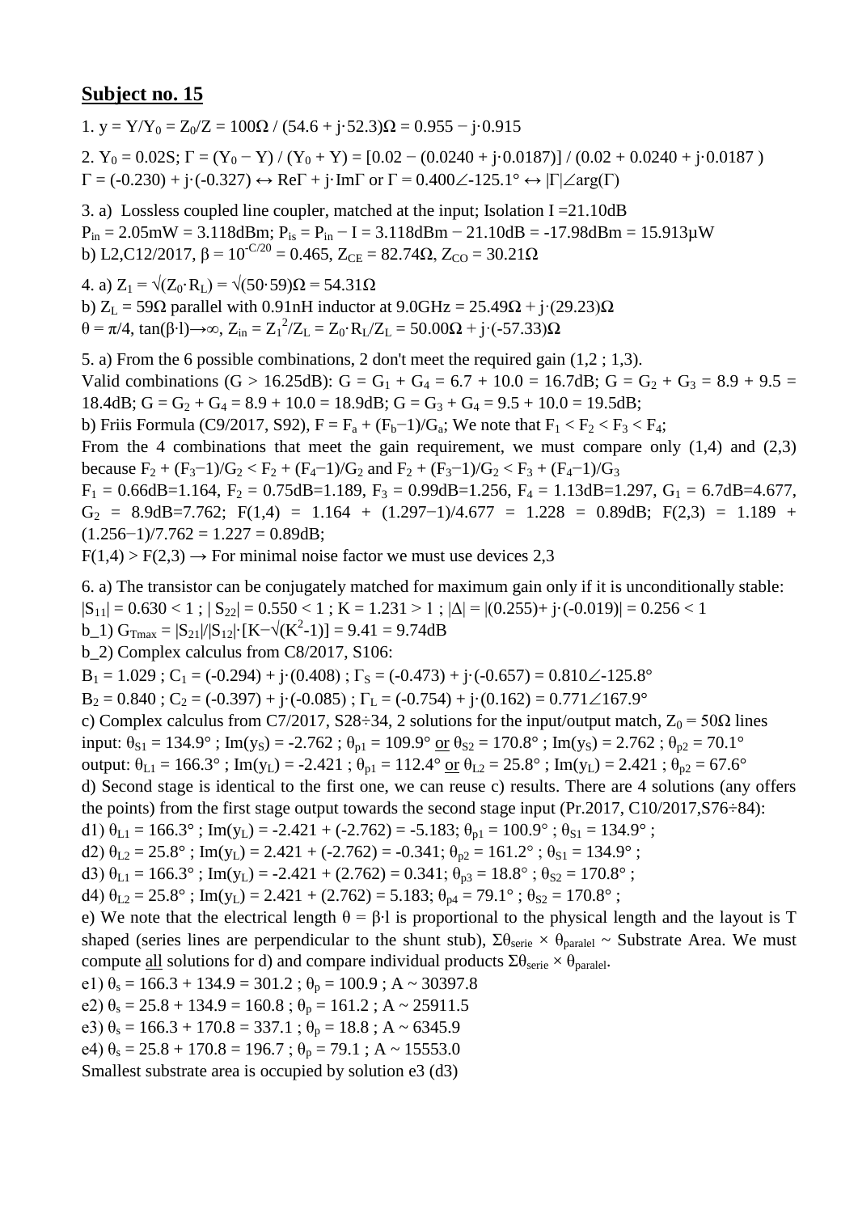## Subject no. 15

1. $y = Y/Y_0 = Z_0/Z = 100\Omega / (54.6 + j\cdot 52.3)\Omega = 0.955 - j\cdot 0.915$

2. $Y_0 = 0.02S$; $\Gamma = (Y_0 - Y) / (Y_0 + Y) = [0.02 - (0.0240 + j\cdot 0.0187)] / (0.02 + 0.0240 + j\cdot 0.0187)$
$\Gamma = (-0.230) + j\cdot(-0.327) \leftrightarrow \mathrm{Re}\Gamma + j\cdot\mathrm{Im}\Gamma$ or $\Gamma = 0.400\angle{-125.1°} \leftrightarrow |\Gamma|\angle\arg(\Gamma)$

3. a) Lossless coupled line coupler, matched at the input; Isolation I =21.10dB
$P_{in} = 2.05\text{mW} = 3.118\text{dBm}$; $P_{is} = P_{in} - I = 3.118\text{dBm} - 21.10\text{dB} = -17.98\text{dBm} = 15.913\mu\text{W}$
b) L2,C12/2017, $\beta = 10^{-C/20} = 0.465$, $Z_{CE} = 82.74\Omega$, $Z_{CO} = 30.21\Omega$

4. a) $Z_1 = \sqrt{(Z_0 \cdot R_L)} = \sqrt{(50\cdot 59)}\Omega = 54.31\Omega$
b) $Z_L = 59\Omega$ parallel with 0.91nH inductor at 9.0GHz $= 25.49\Omega + j\cdot(29.23)\Omega$
$\theta = \pi/4$, $\tan(\beta\cdot l)\rightarrow\infty$, $Z_{in} = Z_1^2/Z_L = Z_0\cdot R_L/Z_L = 50.00\Omega + j\cdot(-57.33)\Omega$

5. a) From the 6 possible combinations, 2 don't meet the required gain (1,2 ; 1,3).
Valid combinations (G > 16.25dB): $G = G_1 + G_4 = 6.7 + 10.0 = 16.7\text{dB}$; $G = G_2 + G_3 = 8.9 + 9.5 = 18.4\text{dB}$; $G = G_2 + G_4 = 8.9 + 10.0 = 18.9\text{dB}$; $G = G_3 + G_4 = 9.5 + 10.0 = 19.5\text{dB}$;
b) Friis Formula (C9/2017, S92), $F = F_a + (F_b-1)/G_a$; We note that $F_1 < F_2 < F_3 < F_4$;
From the 4 combinations that meet the gain requirement, we must compare only (1,4) and (2,3) because $F_2 + (F_3-1)/G_2 < F_2 + (F_4-1)/G_2$ and $F_2 + (F_3-1)/G_2 < F_3 + (F_4-1)/G_3$
$F_1 = 0.66\text{dB}=1.164$, $F_2 = 0.75\text{dB}=1.189$, $F_3 = 0.99\text{dB}=1.256$, $F_4 = 1.13\text{dB}=1.297$, $G_1 = 6.7\text{dB}=4.677$, $G_2 = 8.9\text{dB}=7.762$; $F(1,4) = 1.164 + (1.297-1)/4.677 = 1.228 = 0.89\text{dB}$; $F(2,3) = 1.189 + (1.256-1)/7.762 = 1.227 = 0.89\text{dB}$;
$F(1,4) > F(2,3) \rightarrow$ For minimal noise factor we must use devices 2,3

6. a) The transistor can be conjugately matched for maximum gain only if it is unconditionally stable:
$|S_{11}| = 0.630 < 1$ ; $|S_{22}| = 0.550 < 1$ ; $K = 1.231 > 1$ ; $|\Delta| = |(0.255)+ j\cdot(-0.019)| = 0.256 < 1$
b_1) $G_{Tmax} = |S_{21}|/|S_{12}|\cdot[K-\sqrt{(K^2-1)}] = 9.41 = 9.74\text{dB}$
b_2) Complex calculus from C8/2017, S106:
$B_1 = 1.029$ ; $C_1 = (-0.294) + j\cdot(0.408)$ ; $\Gamma_S = (-0.473) + j\cdot(-0.657) = 0.810\angle{-125.8°}$
$B_2 = 0.840$ ; $C_2 = (-0.397) + j\cdot(-0.085)$ ; $\Gamma_L = (-0.754) + j\cdot(0.162) = 0.771\angle{167.9°}$
c) Complex calculus from C7/2017, S28÷34, 2 solutions for the input/output match, $Z_0 = 50\Omega$ lines
input: $\theta_{S1} = 134.9°$ ; $\mathrm{Im}(y_S) = -2.762$ ; $\theta_{p1} = 109.9°$ or $\theta_{S2} = 170.8°$ ; $\mathrm{Im}(y_S) = 2.762$ ; $\theta_{p2} = 70.1°$
output: $\theta_{L1} = 166.3°$ ; $\mathrm{Im}(y_L) = -2.421$ ; $\theta_{p1} = 112.4°$ or $\theta_{L2} = 25.8°$ ; $\mathrm{Im}(y_L) = 2.421$ ; $\theta_{p2} = 67.6°$
d) Second stage is identical to the first one, we can reuse c) results. There are 4 solutions (any offers the points) from the first stage output towards the second stage input (Pr.2017, C10/2017,S76÷84):
d1) $\theta_{L1} = 166.3°$ ; $\mathrm{Im}(y_L) = -2.421 + (-2.762) = -5.183$; $\theta_{p1} = 100.9°$ ; $\theta_{S1} = 134.9°$ ;
d2) $\theta_{L2} = 25.8°$ ; $\mathrm{Im}(y_L) = 2.421 + (-2.762) = -0.341$; $\theta_{p2} = 161.2°$ ; $\theta_{S1} = 134.9°$ ;
d3) $\theta_{L1} = 166.3°$ ; $\mathrm{Im}(y_L) = -2.421 + (2.762) = 0.341$; $\theta_{p3} = 18.8°$ ; $\theta_{S2} = 170.8°$ ;
d4) $\theta_{L2} = 25.8°$ ; $\mathrm{Im}(y_L) = 2.421 + (2.762) = 5.183$; $\theta_{p4} = 79.1°$ ; $\theta_{S2} = 170.8°$ ;
e) We note that the electrical length $\theta = \beta\cdot l$ is proportional to the physical length and the layout is T shaped (series lines are perpendicular to the shunt stub), $\Sigma\theta_{serie} \times \theta_{paralel} \sim$ Substrate Area. We must compute all solutions for d) and compare individual products $\Sigma\theta_{serie} \times \theta_{paralel}$.
e1) $\theta_s = 166.3 + 134.9 = 301.2$ ; $\theta_p = 100.9$ ; $A \sim 30397.8$
e2) $\theta_s = 25.8 + 134.9 = 160.8$ ; $\theta_p = 161.2$ ; $A \sim 25911.5$
e3) $\theta_s = 166.3 + 170.8 = 337.1$ ; $\theta_p = 18.8$ ; $A \sim 6345.9$
e4) $\theta_s = 25.8 + 170.8 = 196.7$ ; $\theta_p = 79.1$ ; $A \sim 15553.0$
Smallest substrate area is occupied by solution e3 (d3)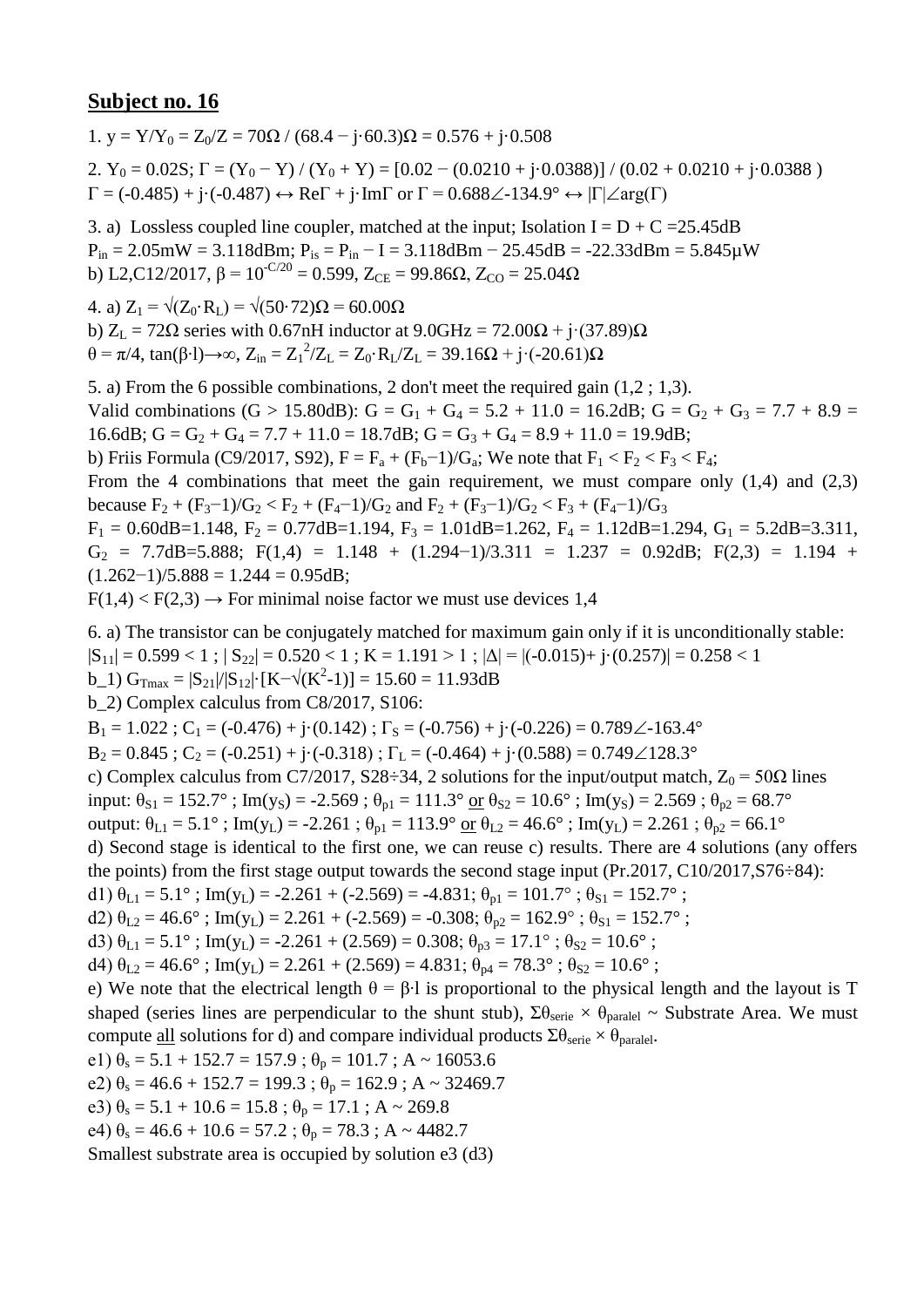## Subject no. 16

1. $y = Y/Y_0 = Z_0/Z = 70\Omega$ / $(68.4 - j\cdot 60.3)\Omega = 0.576 + j\cdot 0.508$

2. $Y_0 = 0.02S$; $\Gamma = (Y_0 - Y) / (Y_0 + Y) = [0.02 - (0.0210 + j\cdot 0.0388)] / (0.02 + 0.0210 + j\cdot 0.0388)$
$\Gamma = (-0.485) + j\cdot(-0.487) \leftrightarrow \mathrm{Re}\Gamma + j\cdot\mathrm{Im}\Gamma$ or $\Gamma = 0.688\angle{-134.9°} \leftrightarrow |\Gamma|\angle\arg(\Gamma)$

3. a) Lossless coupled line coupler, matched at the input; Isolation $I = D + C = 25.45dB$
$P_{in} = 2.05mW = 3.118dBm$; $P_{is} = P_{in} - I = 3.118dBm - 25.45dB = -22.33dBm = 5.845\mu W$
b) L2,C12/2017, $\beta = 10^{-C/20} = 0.599$, $Z_{CE} = 99.86\Omega$, $Z_{CO} = 25.04\Omega$

4. a) $Z_1 = \sqrt{(Z_0\cdot R_L)} = \sqrt{(50\cdot 72)}\Omega = 60.00\Omega$
b) $Z_L = 72\Omega$ series with 0.67nH inductor at 9.0GHz $= 72.00\Omega + j\cdot(37.89)\Omega$
$\theta = \pi/4$, $\tan(\beta\cdot l)\to\infty$, $Z_{in} = Z_1^2/Z_L = Z_0\cdot R_L/Z_L = 39.16\Omega + j\cdot(-20.61)\Omega$

5. a) From the 6 possible combinations, 2 don't meet the required gain (1,2 ; 1,3).
Valid combinations (G > 15.80dB): $G = G_1 + G_4 = 5.2 + 11.0 = 16.2dB$; $G = G_2 + G_3 = 7.7 + 8.9 = 16.6dB$; $G = G_2 + G_4 = 7.7 + 11.0 = 18.7dB$; $G = G_3 + G_4 = 8.9 + 11.0 = 19.9dB$;
b) Friis Formula (C9/2017, S92), $F = F_a + (F_b-1)/G_a$; We note that $F_1 < F_2 < F_3 < F_4$;
From the 4 combinations that meet the gain requirement, we must compare only (1,4) and (2,3) because $F_2 + (F_3-1)/G_2 < F_2 + (F_4-1)/G_2$ and $F_2 + (F_3-1)/G_2 < F_3 + (F_4-1)/G_3$
$F_1 = 0.60dB = 1.148$, $F_2 = 0.77dB = 1.194$, $F_3 = 1.01dB = 1.262$, $F_4 = 1.12dB = 1.294$, $G_1 = 5.2dB = 3.311$, $G_2 = 7.7dB = 5.888$; $F(1,4) = 1.148 + (1.294-1)/3.311 = 1.237 = 0.92dB$; $F(2,3) = 1.194 + (1.262-1)/5.888 = 1.244 = 0.95dB$;
$F(1,4) < F(2,3) \rightarrow$ For minimal noise factor we must use devices 1,4

6. a) The transistor can be conjugately matched for maximum gain only if it is unconditionally stable:
$|S_{11}| = 0.599 < 1$ ; $|S_{22}| = 0.520 < 1$ ; $K = 1.191 > 1$ ; $|\Delta| = |(-0.015) + j\cdot(0.257)| = 0.258 < 1$
b_1) $G_{Tmax} = |S_{21}|/|S_{12}|\cdot[K-\sqrt{(K^2-1)}] = 15.60 = 11.93dB$
b_2) Complex calculus from C8/2017, S106:
$B_1 = 1.022$ ; $C_1 = (-0.476) + j\cdot(0.142)$ ; $\Gamma_S = (-0.756) + j\cdot(-0.226) = 0.789\angle{-163.4°}$
$B_2 = 0.845$ ; $C_2 = (-0.251) + j\cdot(-0.318)$ ; $\Gamma_L = (-0.464) + j\cdot(0.588) = 0.749\angle 128.3°$
c) Complex calculus from C7/2017, S28÷34, 2 solutions for the input/output match, $Z_0 = 50\Omega$ lines
input: $\theta_{S1} = 152.7°$ ; $\mathrm{Im}(y_S) = -2.569$ ; $\theta_{p1} = 111.3°$ or $\theta_{S2} = 10.6°$ ; $\mathrm{Im}(y_S) = 2.569$ ; $\theta_{p2} = 68.7°$
output: $\theta_{L1} = 5.1°$ ; $\mathrm{Im}(y_L) = -2.261$ ; $\theta_{p1} = 113.9°$ or $\theta_{L2} = 46.6°$ ; $\mathrm{Im}(y_L) = 2.261$ ; $\theta_{p2} = 66.1°$
d) Second stage is identical to the first one, we can reuse c) results. There are 4 solutions (any offers the points) from the first stage output towards the second stage input (Pr.2017, C10/2017,S76÷84):
d1) $\theta_{L1} = 5.1°$ ; $\mathrm{Im}(y_L) = -2.261 + (-2.569) = -4.831$; $\theta_{p1} = 101.7°$ ; $\theta_{S1} = 152.7°$ ;
d2) $\theta_{L2} = 46.6°$ ; $\mathrm{Im}(y_L) = 2.261 + (-2.569) = -0.308$; $\theta_{p2} = 162.9°$ ; $\theta_{S1} = 152.7°$ ;
d3) $\theta_{L1} = 5.1°$ ; $\mathrm{Im}(y_L) = -2.261 + (2.569) = 0.308$; $\theta_{p3} = 17.1°$ ; $\theta_{S2} = 10.6°$ ;
d4) $\theta_{L2} = 46.6°$ ; $\mathrm{Im}(y_L) = 2.261 + (2.569) = 4.831$; $\theta_{p4} = 78.3°$ ; $\theta_{S2} = 10.6°$ ;
e) We note that the electrical length $\theta = \beta\cdot l$ is proportional to the physical length and the layout is T shaped (series lines are perpendicular to the shunt stub), $\Sigma\theta_{serie} \times \theta_{paralel}$ ~ Substrate Area. We must compute all solutions for d) and compare individual products $\Sigma\theta_{serie} \times \theta_{paralel}$.
e1) $\theta_s = 5.1 + 152.7 = 157.9$ ; $\theta_p = 101.7$ ; A ~ 16053.6
e2) $\theta_s = 46.6 + 152.7 = 199.3$ ; $\theta_p = 162.9$ ; A ~ 32469.7
e3) $\theta_s = 5.1 + 10.6 = 15.8$ ; $\theta_p = 17.1$ ; A ~ 269.8
e4) $\theta_s = 46.6 + 10.6 = 57.2$ ; $\theta_p = 78.3$ ; A ~ 4482.7
Smallest substrate area is occupied by solution e3 (d3)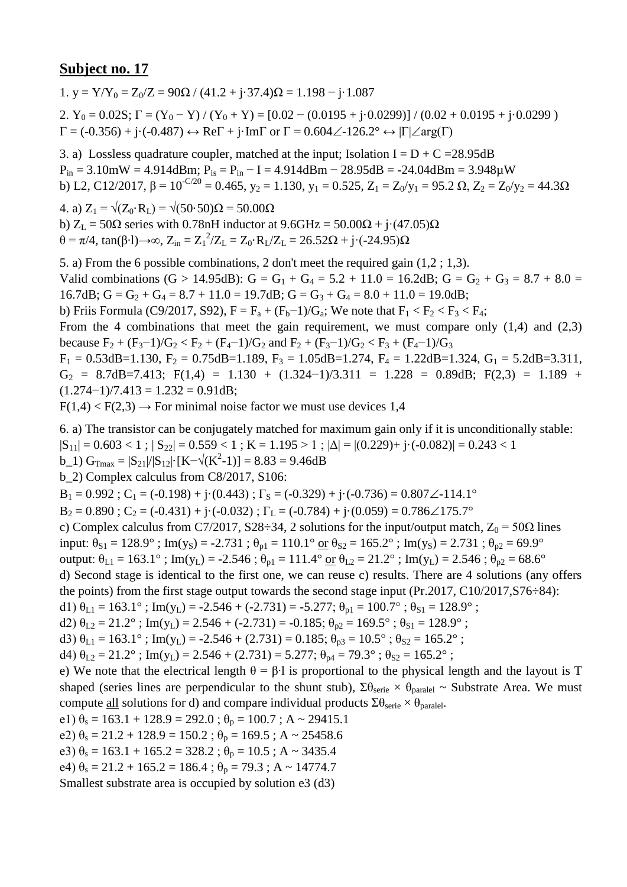## Subject no. 17

1. $y = Y/Y_0 = Z_0/Z = 90\Omega$ / $(41.2 + j\cdot 37.4)\Omega = 1.198 - j\cdot 1.087$

2. $Y_0 = 0.02S$; $\Gamma = (Y_0 - Y) / (Y_0 + Y) = [0.02 - (0.0195 + j\cdot 0.0299)] / (0.02 + 0.0195 + j\cdot 0.0299)$
$\Gamma = (-0.356) + j\cdot(-0.487) \leftrightarrow \mathrm{Re}\Gamma + j\cdot\mathrm{Im}\Gamma$ or $\Gamma = 0.604\angle{-126.2°} \leftrightarrow |\Gamma|\angle\arg(\Gamma)$

3. a) Lossless quadrature coupler, matched at the input; Isolation $I = D + C = 28.95dB$
$P_{in} = 3.10mW = 4.914dBm$; $P_{is} = P_{in} - I = 4.914dBm - 28.95dB = -24.04dBm = 3.948\mu W$
b) L2, C12/2017, $\beta = 10^{-C/20} = 0.465$, $y_2 = 1.130$, $y_1 = 0.525$, $Z_1 = Z_0/y_1 = 95.2\ \Omega$, $Z_2 = Z_0/y_2 = 44.3\Omega$

4. a) $Z_1 = \sqrt{(Z_0\cdot R_L)} = \sqrt{(50\cdot 50)}\Omega = 50.00\Omega$
b) $Z_L = 50\Omega$ series with 0.78nH inductor at 9.6GHz $= 50.00\Omega + j\cdot(47.05)\Omega$
$\theta = \pi/4$, $\tan(\beta\cdot l)\rightarrow\infty$, $Z_{in} = Z_1^2/Z_L = Z_0\cdot R_L/Z_L = 26.52\Omega + j\cdot(-24.95)\Omega$

5. a) From the 6 possible combinations, 2 don't meet the required gain (1,2 ; 1,3).
Valid combinations ($G > 14.95dB$): $G = G_1 + G_4 = 5.2 + 11.0 = 16.2dB$; $G = G_2 + G_3 = 8.7 + 8.0 = 16.7dB$; $G = G_2 + G_4 = 8.7 + 11.0 = 19.7dB$; $G = G_3 + G_4 = 8.0 + 11.0 = 19.0dB$;
b) Friis Formula (C9/2017, S92), $F = F_a + (F_b-1)/G_a$; We note that $F_1 < F_2 < F_3 < F_4$;
From the 4 combinations that meet the gain requirement, we must compare only (1,4) and (2,3) because $F_2 + (F_3-1)/G_2 < F_2 + (F_4-1)/G_2$ and $F_2 + (F_3-1)/G_2 < F_3 + (F_4-1)/G_3$
$F_1 = 0.53dB=1.130$, $F_2 = 0.75dB=1.189$, $F_3 = 1.05dB=1.274$, $F_4 = 1.22dB=1.324$, $G_1 = 5.2dB=3.311$, $G_2 = 8.7dB=7.413$; $F(1,4) = 1.130 + (1.324-1)/3.311 = 1.228 = 0.89dB$; $F(2,3) = 1.189 + (1.274-1)/7.413 = 1.232 = 0.91dB$;
$F(1,4) < F(2,3) \rightarrow$ For minimal noise factor we must use devices 1,4

6. a) The transistor can be conjugately matched for maximum gain only if it is unconditionally stable:
$|S_{11}| = 0.603 < 1$ ; $|S_{22}| = 0.559 < 1$ ; $K = 1.195 > 1$ ; $|\Delta| = |(0.229)+ j\cdot(-0.082)| = 0.243 < 1$
b_1) $G_{Tmax} = |S_{21}|/|S_{12}|\cdot[K-\sqrt{(K^2\text{-}1)}] = 8.83 = 9.46dB$
b_2) Complex calculus from C8/2017, S106:
$B_1 = 0.992$ ; $C_1 = (-0.198) + j\cdot(0.443)$ ; $\Gamma_S = (-0.329) + j\cdot(-0.736) = 0.807\angle{-114.1°}$
$B_2 = 0.890$ ; $C_2 = (-0.431) + j\cdot(-0.032)$ ; $\Gamma_L = (-0.784) + j\cdot(0.059) = 0.786\angle{175.7°}$
c) Complex calculus from C7/2017, S28÷34, 2 solutions for the input/output match, $Z_0 = 50\Omega$ lines
input: $\theta_{S1} = 128.9°$ ; $\mathrm{Im}(y_S) = -2.731$ ; $\theta_{p1} = 110.1°$ <u>or</u> $\theta_{S2} = 165.2°$ ; $\mathrm{Im}(y_S) = 2.731$ ; $\theta_{p2} = 69.9°$
output: $\theta_{L1} = 163.1°$ ; $\mathrm{Im}(y_L) = -2.546$ ; $\theta_{p1} = 111.4°$ <u>or</u> $\theta_{L2} = 21.2°$ ; $\mathrm{Im}(y_L) = 2.546$ ; $\theta_{p2} = 68.6°$
d) Second stage is identical to the first one, we can reuse c) results. There are 4 solutions (any offers the points) from the first stage output towards the second stage input (Pr.2017, C10/2017,S76÷84):
d1) $\theta_{L1} = 163.1°$ ; $\mathrm{Im}(y_L) = -2.546 + (-2.731) = -5.277$; $\theta_{p1} = 100.7°$ ; $\theta_{S1} = 128.9°$ ;
d2) $\theta_{L2} = 21.2°$ ; $\mathrm{Im}(y_L) = 2.546 + (-2.731) = -0.185$; $\theta_{p2} = 169.5°$ ; $\theta_{S1} = 128.9°$ ;
d3) $\theta_{L1} = 163.1°$ ; $\mathrm{Im}(y_L) = -2.546 + (2.731) = 0.185$; $\theta_{p3} = 10.5°$ ; $\theta_{S2} = 165.2°$ ;
d4) $\theta_{L2} = 21.2°$ ; $\mathrm{Im}(y_L) = 2.546 + (2.731) = 5.277$; $\theta_{p4} = 79.3°$ ; $\theta_{S2} = 165.2°$ ;
e) We note that the electrical length $\theta = \beta\cdot l$ is proportional to the physical length and the layout is T shaped (series lines are perpendicular to the shunt stub), $\Sigma\theta_{serie} \times \theta_{paralel}$ ~ Substrate Area. We must compute <u>all</u> solutions for d) and compare individual products $\Sigma\theta_{serie} \times \theta_{paralel}$.
e1) $\theta_s = 163.1 + 128.9 = 292.0$ ; $\theta_p = 100.7$ ; A ~ 29415.1
e2) $\theta_s = 21.2 + 128.9 = 150.2$ ; $\theta_p = 169.5$ ; A ~ 25458.6
e3) $\theta_s = 163.1 + 165.2 = 328.2$ ; $\theta_p = 10.5$ ; A ~ 3435.4
e4) $\theta_s = 21.2 + 165.2 = 186.4$ ; $\theta_p = 79.3$ ; A ~ 14774.7
Smallest substrate area is occupied by solution e3 (d3)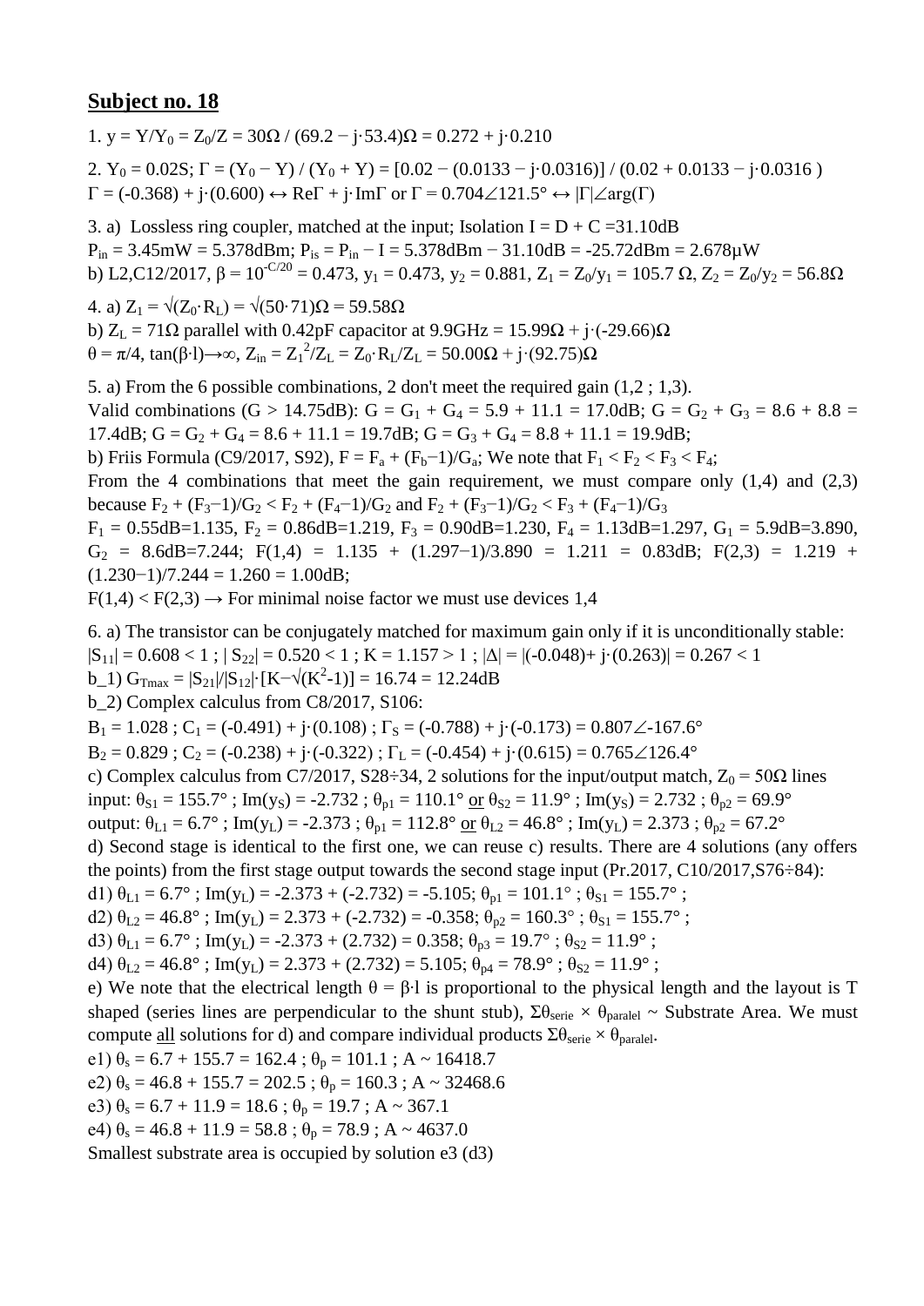## Subject no. 18

1. $y = Y/Y_0 = Z_0/Z = 30\Omega / (69.2 - j\cdot 53.4)\Omega = 0.272 + j\cdot 0.210$

2. $Y_0 = 0.02S$; $\Gamma = (Y_0 - Y) / (Y_0 + Y) = [0.02 - (0.0133 - j\cdot 0.0316)] / (0.02 + 0.0133 - j\cdot 0.0316)$
$\Gamma = (-0.368) + j\cdot(0.600) \leftrightarrow \mathrm{Re}\Gamma + j\cdot\mathrm{Im}\Gamma$ or $\Gamma = 0.704\angle 121.5° \leftrightarrow |\Gamma|\angle\arg(\Gamma)$

3. a) Lossless ring coupler, matched at the input; Isolation $I = D + C = 31.10\text{dB}$
$P_{in} = 3.45\text{mW} = 5.378\text{dBm}$; $P_{is} = P_{in} - I = 5.378\text{dBm} - 31.10\text{dB} = -25.72\text{dBm} = 2.678\mu\text{W}$
b) L2,C12/2017, $\beta = 10^{-C/20} = 0.473$, $y_1 = 0.473$, $y_2 = 0.881$, $Z_1 = Z_0/y_1 = 105.7\ \Omega$, $Z_2 = Z_0/y_2 = 56.8\Omega$

4. a) $Z_1 = \sqrt{(Z_0\cdot R_L)} = \sqrt{(50\cdot 71)}\Omega = 59.58\Omega$
b) $Z_L = 71\Omega$ parallel with 0.42pF capacitor at 9.9GHz $= 15.99\Omega + j\cdot(-29.66)\Omega$
$\theta = \pi/4$, $\tan(\beta\cdot l)\rightarrow\infty$, $Z_{in} = Z_1^2/Z_L = Z_0\cdot R_L/Z_L = 50.00\Omega + j\cdot(92.75)\Omega$

5. a) From the 6 possible combinations, 2 don't meet the required gain (1,2 ; 1,3).
Valid combinations (G > 14.75dB): $G = G_1 + G_4 = 5.9 + 11.1 = 17.0\text{dB}$; $G = G_2 + G_3 = 8.6 + 8.8 = 17.4\text{dB}$; $G = G_2 + G_4 = 8.6 + 11.1 = 19.7\text{dB}$; $G = G_3 + G_4 = 8.8 + 11.1 = 19.9\text{dB}$;
b) Friis Formula (C9/2017, S92), $F = F_a + (F_b-1)/G_a$; We note that $F_1 < F_2 < F_3 < F_4$;
From the 4 combinations that meet the gain requirement, we must compare only (1,4) and (2,3) because $F_2 + (F_3-1)/G_2 < F_2 + (F_4-1)/G_2$ and $F_2 + (F_3-1)/G_2 < F_3 + (F_4-1)/G_3$
$F_1 = 0.55\text{dB}=1.135$, $F_2 = 0.86\text{dB}=1.219$, $F_3 = 0.90\text{dB}=1.230$, $F_4 = 1.13\text{dB}=1.297$, $G_1 = 5.9\text{dB}=3.890$, $G_2 = 8.6\text{dB}=7.244$; $F(1,4) = 1.135 + (1.297-1)/3.890 = 1.211 = 0.83\text{dB}$; $F(2,3) = 1.219 + (1.230-1)/7.244 = 1.260 = 1.00\text{dB}$;
$F(1,4) < F(2,3) \rightarrow$ For minimal noise factor we must use devices 1,4

6. a) The transistor can be conjugately matched for maximum gain only if it is unconditionally stable:
$|S_{11}| = 0.608 < 1$ ; $|S_{22}| = 0.520 < 1$ ; $K = 1.157 > 1$ ; $|\Delta| = |(-0.048)+ j\cdot(0.263)| = 0.267 < 1$
b_1) $G_{Tmax} = |S_{21}|/|S_{12}|\cdot[K-\sqrt{(K^2-1)}] = 16.74 = 12.24\text{dB}$
b_2) Complex calculus from C8/2017, S106:
$B_1 = 1.028$ ; $C_1 = (-0.491) + j\cdot(0.108)$ ; $\Gamma_S = (-0.788) + j\cdot(-0.173) = 0.807\angle{-167.6°}$
$B_2 = 0.829$ ; $C_2 = (-0.238) + j\cdot(-0.322)$ ; $\Gamma_L = (-0.454) + j\cdot(0.615) = 0.765\angle 126.4°$
c) Complex calculus from C7/2017, S28÷34, 2 solutions for the input/output match, $Z_0 = 50\Omega$ lines
input: $\theta_{S1} = 155.7°$ ; $\mathrm{Im}(y_S) = -2.732$ ; $\theta_{p1} = 110.1°$ <u>or</u> $\theta_{S2} = 11.9°$ ; $\mathrm{Im}(y_S) = 2.732$ ; $\theta_{p2} = 69.9°$
output: $\theta_{L1} = 6.7°$ ; $\mathrm{Im}(y_L) = -2.373$ ; $\theta_{p1} = 112.8°$ <u>or</u> $\theta_{L2} = 46.8°$ ; $\mathrm{Im}(y_L) = 2.373$ ; $\theta_{p2} = 67.2°$
d) Second stage is identical to the first one, we can reuse c) results. There are 4 solutions (any offers the points) from the first stage output towards the second stage input (Pr.2017, C10/2017,S76÷84):
d1) $\theta_{L1} = 6.7°$ ; $\mathrm{Im}(y_L) = -2.373 + (-2.732) = -5.105$; $\theta_{p1} = 101.1°$ ; $\theta_{S1} = 155.7°$ ;
d2) $\theta_{L2} = 46.8°$ ; $\mathrm{Im}(y_L) = 2.373 + (-2.732) = -0.358$; $\theta_{p2} = 160.3°$ ; $\theta_{S1} = 155.7°$ ;
d3) $\theta_{L1} = 6.7°$ ; $\mathrm{Im}(y_L) = -2.373 + (2.732) = 0.358$; $\theta_{p3} = 19.7°$ ; $\theta_{S2} = 11.9°$ ;
d4) $\theta_{L2} = 46.8°$ ; $\mathrm{Im}(y_L) = 2.373 + (2.732) = 5.105$; $\theta_{p4} = 78.9°$ ; $\theta_{S2} = 11.9°$ ;
e) We note that the electrical length $\theta = \beta\cdot l$ is proportional to the physical length and the layout is T shaped (series lines are perpendicular to the shunt stub), $\Sigma\theta_{serie} \times \theta_{paralel}$ ~ Substrate Area. We must compute <u>all</u> solutions for d) and compare individual products $\Sigma\theta_{serie} \times \theta_{paralel}$.
e1) $\theta_s = 6.7 + 155.7 = 162.4$ ; $\theta_p = 101.1$ ; A ~ 16418.7
e2) $\theta_s = 46.8 + 155.7 = 202.5$ ; $\theta_p = 160.3$ ; A ~ 32468.6
e3) $\theta_s = 6.7 + 11.9 = 18.6$ ; $\theta_p = 19.7$ ; A ~ 367.1
e4) $\theta_s = 46.8 + 11.9 = 58.8$ ; $\theta_p = 78.9$ ; A ~ 4637.0
Smallest substrate area is occupied by solution e3 (d3)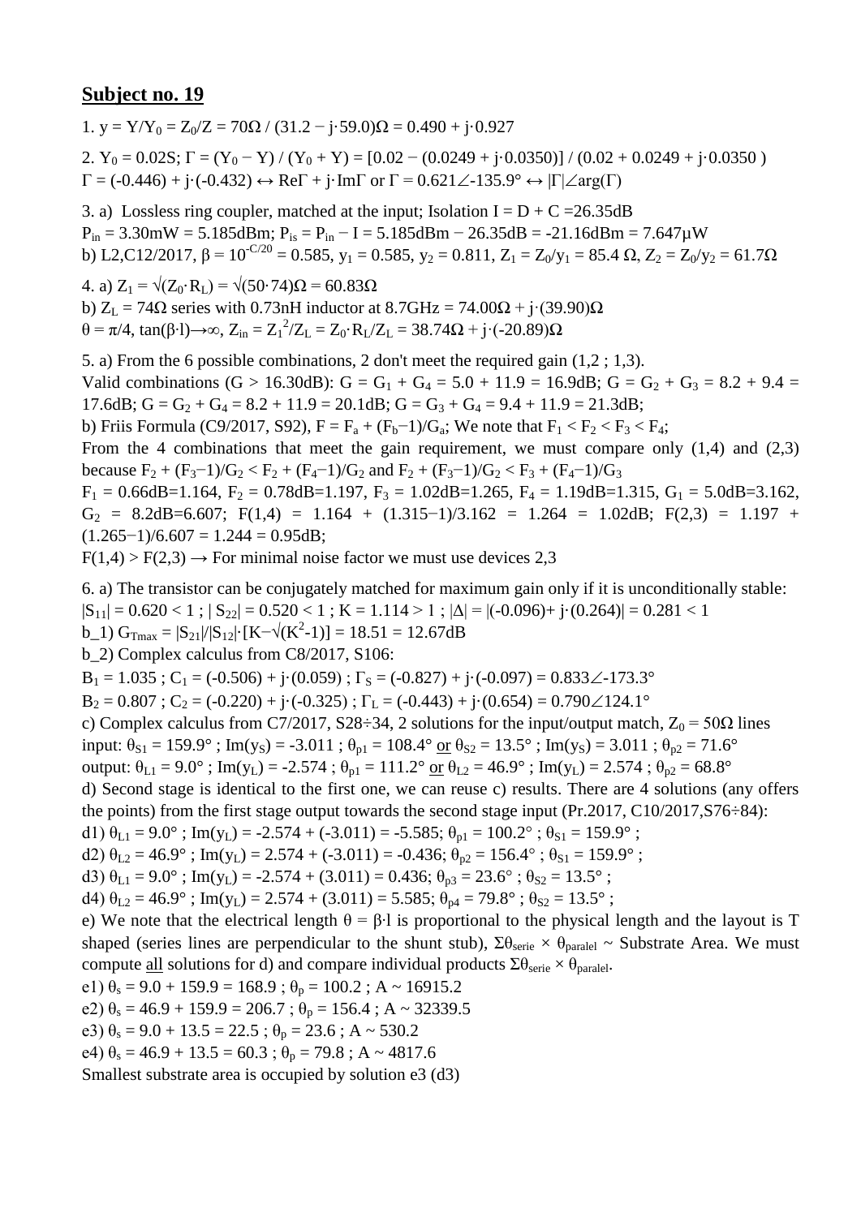## Subject no. 19

1. $y = Y/Y_0 = Z_0/Z = 70\Omega$ / $(31.2 - j\cdot 59.0)\Omega = 0.490 + j\cdot 0.927$

2. $Y_0 = 0.02S$; $\Gamma = (Y_0 - Y) / (Y_0 + Y) = [0.02 - (0.0249 + j\cdot 0.0350)] / (0.02 + 0.0249 + j\cdot 0.0350)$
$\Gamma = (-0.446) + j\cdot(-0.432) \leftrightarrow \text{Re}\Gamma + j\cdot\text{Im}\Gamma$ or $\Gamma = 0.621\angle -135.9° \leftrightarrow |\Gamma|\angle\arg(\Gamma)$

3. a) Lossless ring coupler, matched at the input; Isolation I = D + C = 26.35dB
$P_{in} = 3.30\text{mW} = 5.185\text{dBm}$; $P_{is} = P_{in} - I = 5.185\text{dBm} - 26.35\text{dB} = -21.16\text{dBm} = 7.647\mu W$
b) L2,C12/2017, $\beta = 10^{-C/20} = 0.585$, $y_1 = 0.585$, $y_2 = 0.811$, $Z_1 = Z_0/y_1 = 85.4\ \Omega$, $Z_2 = Z_0/y_2 = 61.7\Omega$

4. a) $Z_1 = \sqrt{(Z_0 \cdot R_L)} = \sqrt{(50\cdot 74)}\Omega = 60.83\Omega$
b) $Z_L = 74\Omega$ series with 0.73nH inductor at 8.7GHz $= 74.00\Omega + j\cdot(39.90)\Omega$
$\theta = \pi/4$, $\tan(\beta\cdot l)\rightarrow\infty$, $Z_{in} = Z_1^2/Z_L = Z_0\cdot R_L/Z_L = 38.74\Omega + j\cdot(-20.89)\Omega$

5. a) From the 6 possible combinations, 2 don't meet the required gain (1,2 ; 1,3).
Valid combinations (G > 16.30dB): $G = G_1 + G_4 = 5.0 + 11.9 = 16.9$dB; $G = G_2 + G_3 = 8.2 + 9.4 = 17.6$dB; $G = G_2 + G_4 = 8.2 + 11.9 = 20.1$dB; $G = G_3 + G_4 = 9.4 + 11.9 = 21.3$dB;
b) Friis Formula (C9/2017, S92), $F = F_a + (F_b-1)/G_a$; We note that $F_1 < F_2 < F_3 < F_4$;
From the 4 combinations that meet the gain requirement, we must compare only (1,4) and (2,3) because $F_2 + (F_3-1)/G_2 < F_2 + (F_4-1)/G_2$ and $F_2 + (F_3-1)/G_2 < F_3 + (F_4-1)/G_3$
$F_1 = 0.66\text{dB}=1.164$, $F_2 = 0.78\text{dB}=1.197$, $F_3 = 1.02\text{dB}=1.265$, $F_4 = 1.19\text{dB}=1.315$, $G_1 = 5.0\text{dB}=3.162$, $G_2 = 8.2\text{dB}=6.607$; $F(1,4) = 1.164 + (1.315-1)/3.162 = 1.264 = 1.02$dB; $F(2,3) = 1.197 + (1.265-1)/6.607 = 1.244 = 0.95$dB;
$F(1,4) > F(2,3) \rightarrow$ For minimal noise factor we must use devices 2,3

6. a) The transistor can be conjugately matched for maximum gain only if it is unconditionally stable:
$|S_{11}| = 0.620 < 1$ ; $|S_{22}| = 0.520 < 1$ ; $K = 1.114 > 1$ ; $|\Delta| = |(-0.096)+ j\cdot(0.264)| = 0.281 < 1$
b_1) $G_{Tmax} = |S_{21}|/|S_{12}|\cdot[K-\sqrt{(K^2-1)}] = 18.51 = 12.67$dB
b_2) Complex calculus from C8/2017, S106:
$B_1 = 1.035$ ; $C_1 = (-0.506) + j\cdot(0.059)$ ; $\Gamma_S = (-0.827) + j\cdot(-0.097) = 0.833\angle -173.3°$
$B_2 = 0.807$ ; $C_2 = (-0.220) + j\cdot(-0.325)$ ; $\Gamma_L = (-0.443) + j\cdot(0.654) = 0.790\angle 124.1°$
c) Complex calculus from C7/2017, S28÷34, 2 solutions for the input/output match, $Z_0 = 50\Omega$ lines
input: $\theta_{S1} = 159.9°$ ; $\text{Im}(y_S) = -3.011$ ; $\theta_{p1} = 108.4°$ or $\theta_{S2} = 13.5°$ ; $\text{Im}(y_S) = 3.011$ ; $\theta_{p2} = 71.6°$
output: $\theta_{L1} = 9.0°$ ; $\text{Im}(y_L) = -2.574$ ; $\theta_{p1} = 111.2°$ or $\theta_{L2} = 46.9°$ ; $\text{Im}(y_L) = 2.574$ ; $\theta_{p2} = 68.8°$
d) Second stage is identical to the first one, we can reuse c) results. There are 4 solutions (any offers the points) from the first stage output towards the second stage input (Pr.2017, C10/2017,S76÷84):
d1) $\theta_{L1} = 9.0°$ ; $\text{Im}(y_L) = -2.574 + (-3.011) = -5.585$; $\theta_{p1} = 100.2°$ ; $\theta_{S1} = 159.9°$ ;
d2) $\theta_{L2} = 46.9°$ ; $\text{Im}(y_L) = 2.574 + (-3.011) = -0.436$; $\theta_{p2} = 156.4°$ ; $\theta_{S1} = 159.9°$ ;
d3) $\theta_{L1} = 9.0°$ ; $\text{Im}(y_L) = -2.574 + (3.011) = 0.436$; $\theta_{p3} = 23.6°$ ; $\theta_{S2} = 13.5°$ ;
d4) $\theta_{L2} = 46.9°$ ; $\text{Im}(y_L) = 2.574 + (3.011) = 5.585$; $\theta_{p4} = 79.8°$ ; $\theta_{S2} = 13.5°$ ;
e) We note that the electrical length $\theta = \beta\cdot l$ is proportional to the physical length and the layout is T shaped (series lines are perpendicular to the shunt stub), $\Sigma\theta_{serie} \times \theta_{paralel} \sim$ Substrate Area. We must compute all solutions for d) and compare individual products $\Sigma\theta_{serie} \times \theta_{paralel}$.
e1) $\theta_s = 9.0 + 159.9 = 168.9$ ; $\theta_p = 100.2$ ; $A \sim 16915.2$
e2) $\theta_s = 46.9 + 159.9 = 206.7$ ; $\theta_p = 156.4$ ; $A \sim 32339.5$
e3) $\theta_s = 9.0 + 13.5 = 22.5$ ; $\theta_p = 23.6$ ; $A \sim 530.2$
e4) $\theta_s = 46.9 + 13.5 = 60.3$ ; $\theta_p = 79.8$ ; $A \sim 4817.6$
Smallest substrate area is occupied by solution e3 (d3)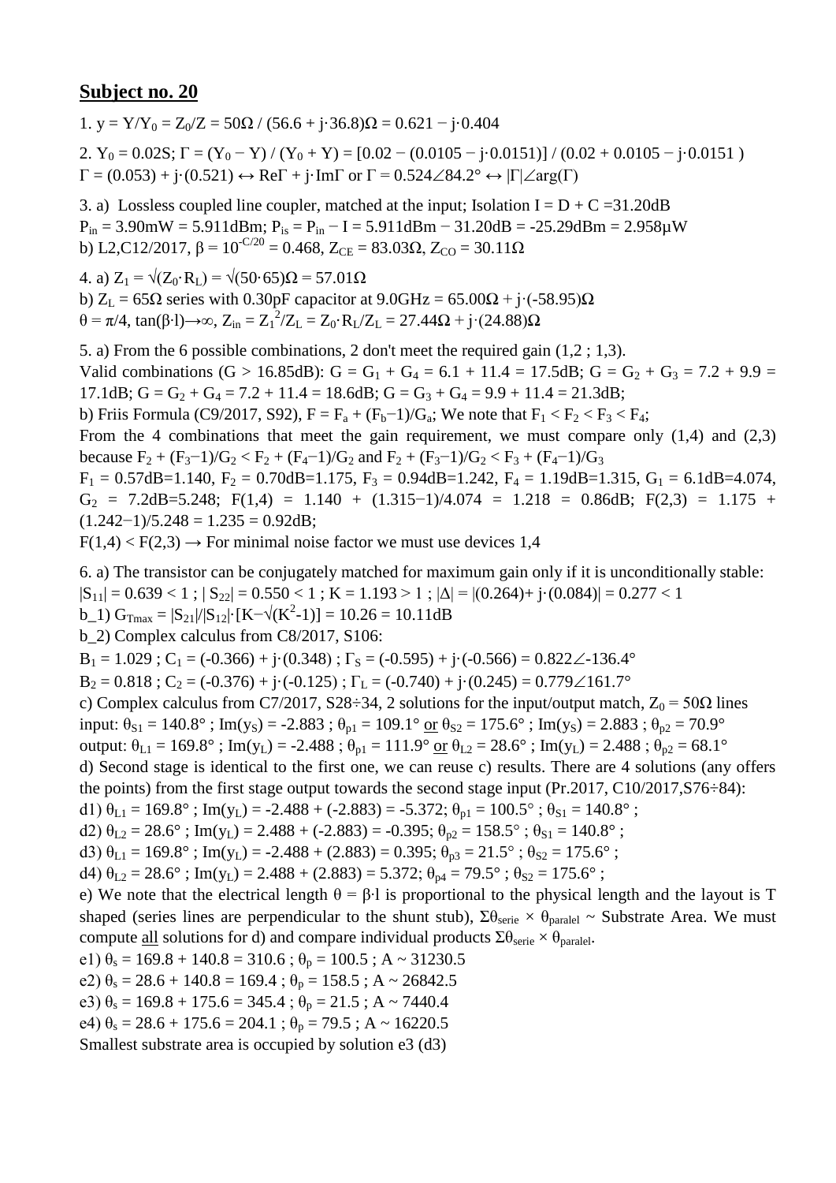## Subject no. 20

1. $y = Y/Y_0 = Z_0/Z = 50\Omega / (56.6 + j\cdot 36.8)\Omega = 0.621 - j\cdot 0.404$

2. $Y_0 = 0.02S$; $\Gamma = (Y_0 - Y) / (Y_0 + Y) = [0.02 - (0.0105 - j\cdot 0.0151)] / (0.02 + 0.0105 - j\cdot 0.0151)$
$\Gamma = (0.053) + j\cdot(0.521) \leftrightarrow \mathrm{Re}\Gamma + j\cdot\mathrm{Im}\Gamma$ or $\Gamma = 0.524\angle 84.2° \leftrightarrow |\Gamma|\angle\arg(\Gamma)$

3. a) Lossless coupled line coupler, matched at the input; Isolation $I = D + C = 31.20\text{dB}$
$P_{in} = 3.90\text{mW} = 5.911\text{dBm}$; $P_{is} = P_{in} - I = 5.911\text{dBm} - 31.20\text{dB} = -25.29\text{dBm} = 2.958\mu\text{W}$
b) L2,C12/2017, $\beta = 10^{-C/20} = 0.468$, $Z_{CE} = 83.03\Omega$, $Z_{CO} = 30.11\Omega$

4. a) $Z_1 = \sqrt{(Z_0\cdot R_L)} = \sqrt{(50\cdot 65)}\Omega = 57.01\Omega$
b) $Z_L = 65\Omega$ series with 0.30pF capacitor at 9.0GHz $= 65.00\Omega + j\cdot(-58.95)\Omega$
$\theta = \pi/4$, $\tan(\beta\cdot l)\to\infty$, $Z_{in} = Z_1^2/Z_L = Z_0\cdot R_L/Z_L = 27.44\Omega + j\cdot(24.88)\Omega$

5. a) From the 6 possible combinations, 2 don't meet the required gain (1,2 ; 1,3).
Valid combinations (G > 16.85dB): $G = G_1 + G_4 = 6.1 + 11.4 = 17.5\text{dB}$; $G = G_2 + G_3 = 7.2 + 9.9 = 17.1\text{dB}$; $G = G_2 + G_4 = 7.2 + 11.4 = 18.6\text{dB}$; $G = G_3 + G_4 = 9.9 + 11.4 = 21.3\text{dB}$;
b) Friis Formula (C9/2017, S92), $F = F_a + (F_b-1)/G_a$; We note that $F_1 < F_2 < F_3 < F_4$;
From the 4 combinations that meet the gain requirement, we must compare only (1,4) and (2,3) because $F_2 + (F_3-1)/G_2 < F_2 + (F_4-1)/G_2$ and $F_2 + (F_3-1)/G_2 < F_3 + (F_4-1)/G_3$
$F_1 = 0.57\text{dB}=1.140$, $F_2 = 0.70\text{dB}=1.175$, $F_3 = 0.94\text{dB}=1.242$, $F_4 = 1.19\text{dB}=1.315$, $G_1 = 6.1\text{dB}=4.074$, $G_2 = 7.2\text{dB}=5.248$; $F(1,4) = 1.140 + (1.315-1)/4.074 = 1.218 = 0.86\text{dB}$; $F(2,3) = 1.175 + (1.242-1)/5.248 = 1.235 = 0.92\text{dB}$;
$F(1,4) < F(2,3) \rightarrow$ For minimal noise factor we must use devices 1,4

6. a) The transistor can be conjugately matched for maximum gain only if it is unconditionally stable:
$|S_{11}| = 0.639 < 1$ ; $|S_{22}| = 0.550 < 1$ ; $K = 1.193 > 1$ ; $|\Delta| = |(0.264)+ j\cdot(0.084)| = 0.277 < 1$
b_1) $G_{Tmax} = |S_{21}|/|S_{12}|\cdot[K-\sqrt{(K^2-1)}] = 10.26 = 10.11\text{dB}$
b_2) Complex calculus from C8/2017, S106:
$B_1 = 1.029$ ; $C_1 = (-0.366) + j\cdot(0.348)$ ; $\Gamma_S = (-0.595) + j\cdot(-0.566) = 0.822\angle-136.4°$
$B_2 = 0.818$ ; $C_2 = (-0.376) + j\cdot(-0.125)$ ; $\Gamma_L = (-0.740) + j\cdot(0.245) = 0.779\angle 161.7°$
c) Complex calculus from C7/2017, S28÷34, 2 solutions for the input/output match, $Z_0 = 50\Omega$ lines
input: $\theta_{S1} = 140.8°$ ; $\mathrm{Im}(y_S) = -2.883$ ; $\theta_{p1} = 109.1°$ or $\theta_{S2} = 175.6°$ ; $\mathrm{Im}(y_S) = 2.883$ ; $\theta_{p2} = 70.9°$
output: $\theta_{L1} = 169.8°$ ; $\mathrm{Im}(y_L) = -2.488$ ; $\theta_{p1} = 111.9°$ or $\theta_{L2} = 28.6°$ ; $\mathrm{Im}(y_L) = 2.488$ ; $\theta_{p2} = 68.1°$
d) Second stage is identical to the first one, we can reuse c) results. There are 4 solutions (any offers the points) from the first stage output towards the second stage input (Pr.2017, C10/2017,S76÷84):
d1) $\theta_{L1} = 169.8°$ ; $\mathrm{Im}(y_L) = -2.488 + (-2.883) = -5.372$; $\theta_{p1} = 100.5°$ ; $\theta_{S1} = 140.8°$ ;
d2) $\theta_{L2} = 28.6°$ ; $\mathrm{Im}(y_L) = 2.488 + (-2.883) = -0.395$; $\theta_{p2} = 158.5°$ ; $\theta_{S1} = 140.8°$ ;
d3) $\theta_{L1} = 169.8°$ ; $\mathrm{Im}(y_L) = -2.488 + (2.883) = 0.395$; $\theta_{p3} = 21.5°$ ; $\theta_{S2} = 175.6°$ ;
d4) $\theta_{L2} = 28.6°$ ; $\mathrm{Im}(y_L) = 2.488 + (2.883) = 5.372$; $\theta_{p4} = 79.5°$ ; $\theta_{S2} = 175.6°$ ;
e) We note that the electrical length $\theta = \beta\cdot l$ is proportional to the physical length and the layout is T shaped (series lines are perpendicular to the shunt stub), $\Sigma\theta_{serie} \times \theta_{paralel} \sim$ Substrate Area. We must compute all solutions for d) and compare individual products $\Sigma\theta_{serie} \times \theta_{paralel}$.
e1) $\theta_s = 169.8 + 140.8 = 310.6$ ; $\theta_p = 100.5$ ; $A \sim 31230.5$
e2) $\theta_s = 28.6 + 140.8 = 169.4$ ; $\theta_p = 158.5$ ; $A \sim 26842.5$
e3) $\theta_s = 169.8 + 175.6 = 345.4$ ; $\theta_p = 21.5$ ; $A \sim 7440.4$
e4) $\theta_s = 28.6 + 175.6 = 204.1$ ; $\theta_p = 79.5$ ; $A \sim 16220.5$
Smallest substrate area is occupied by solution e3 (d3)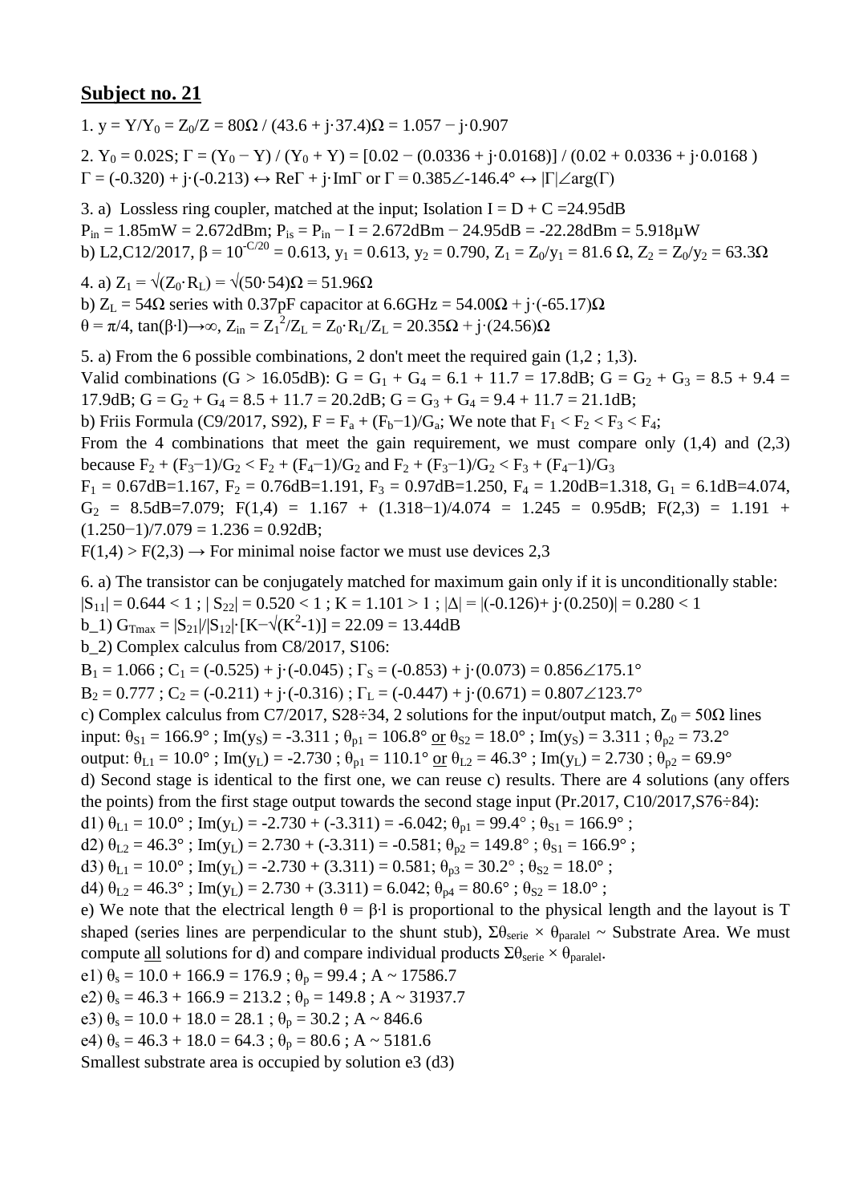## Subject no. 21

1. $y = Y/Y_0 = Z_0/Z = 80\Omega \,/\, (43.6 + j\cdot 37.4)\Omega = 1.057 - j\cdot 0.907$

2. $Y_0 = 0.02S$; $\Gamma = (Y_0 - Y) / (Y_0 + Y) = [0.02 - (0.0336 + j\cdot 0.0168)] / (0.02 + 0.0336 + j\cdot 0.0168)$
$\Gamma = (-0.320) + j\cdot(-0.213) \leftrightarrow \mathrm{Re}\Gamma + j\cdot \mathrm{Im}\Gamma$ or $\Gamma = 0.385\angle{-146.4°} \leftrightarrow |\Gamma|\angle \arg(\Gamma)$

3. a) Lossless ring coupler, matched at the input; Isolation $I = D + C = 24.95\text{dB}$
$P_{in} = 1.85\text{mW} = 2.672\text{dBm}$; $P_{is} = P_{in} - I = 2.672\text{dBm} - 24.95\text{dB} = -22.28\text{dBm} = 5.918\mu\text{W}$
b) L2,C12/2017, $\beta = 10^{-C/20} = 0.613$, $y_1 = 0.613$, $y_2 = 0.790$, $Z_1 = Z_0/y_1 = 81.6\ \Omega$, $Z_2 = Z_0/y_2 = 63.3\Omega$

4. a) $Z_1 = \sqrt{(Z_0\cdot R_L)} = \sqrt{(50\cdot 54)}\Omega = 51.96\Omega$
b) $Z_L = 54\Omega$ series with 0.37pF capacitor at 6.6GHz $= 54.00\Omega + j\cdot(-65.17)\Omega$
$\theta = \pi/4$, $\tan(\beta\cdot l)\rightarrow\infty$, $Z_{in} = Z_1^2/Z_L = Z_0\cdot R_L/Z_L = 20.35\Omega + j\cdot(24.56)\Omega$

5. a) From the 6 possible combinations, 2 don't meet the required gain (1,2 ; 1,3).
Valid combinations ($G > 16.05\text{dB}$): $G = G_1 + G_4 = 6.1 + 11.7 = 17.8\text{dB}$; $G = G_2 + G_3 = 8.5 + 9.4 = 17.9\text{dB}$; $G = G_2 + G_4 = 8.5 + 11.7 = 20.2\text{dB}$; $G = G_3 + G_4 = 9.4 + 11.7 = 21.1\text{dB}$;
b) Friis Formula (C9/2017, S92), $F = F_a + (F_b-1)/G_a$; We note that $F_1 < F_2 < F_3 < F_4$;
From the 4 combinations that meet the gain requirement, we must compare only (1,4) and (2,3) because $F_2 + (F_3-1)/G_2 < F_2 + (F_4-1)/G_2$ and $F_2 + (F_3-1)/G_2 < F_3 + (F_4-1)/G_3$
$F_1 = 0.67\text{dB} = 1.167$, $F_2 = 0.76\text{dB} = 1.191$, $F_3 = 0.97\text{dB} = 1.250$, $F_4 = 1.20\text{dB} = 1.318$, $G_1 = 6.1\text{dB} = 4.074$, $G_2 = 8.5\text{dB} = 7.079$; $F(1,4) = 1.167 + (1.318-1)/4.074 = 1.245 = 0.95\text{dB}$; $F(2,3) = 1.191 + (1.250-1)/7.079 = 1.236 = 0.92\text{dB}$;
$F(1,4) > F(2,3) \rightarrow$ For minimal noise factor we must use devices 2,3

6. a) The transistor can be conjugately matched for maximum gain only if it is unconditionally stable:
$|S_{11}| = 0.644 < 1$ ; $|S_{22}| = 0.520 < 1$ ; $K = 1.101 > 1$ ; $|\Delta| = |(-0.126) + j\cdot(0.250)| = 0.280 < 1$
b_1) $G_{Tmax} = |S_{21}|/|S_{12}|\cdot[K-\sqrt{(K^2-1)}] = 22.09 = 13.44\text{dB}$
b_2) Complex calculus from C8/2017, S106:
$B_1 = 1.066$ ; $C_1 = (-0.525) + j\cdot(-0.045)$ ; $\Gamma_S = (-0.853) + j\cdot(0.073) = 0.856\angle 175.1°$
$B_2 = 0.777$ ; $C_2 = (-0.211) + j\cdot(-0.316)$ ; $\Gamma_L = (-0.447) + j\cdot(0.671) = 0.807\angle 123.7°$
c) Complex calculus from C7/2017, S28÷34, 2 solutions for the input/output match, $Z_0 = 50\Omega$ lines
input: $\theta_{S1} = 166.9°$ ; $\mathrm{Im}(y_S) = -3.311$ ; $\theta_{p1} = 106.8°$ <u>or</u> $\theta_{S2} = 18.0°$ ; $\mathrm{Im}(y_S) = 3.311$ ; $\theta_{p2} = 73.2°$
output: $\theta_{L1} = 10.0°$ ; $\mathrm{Im}(y_L) = -2.730$ ; $\theta_{p1} = 110.1°$ <u>or</u> $\theta_{L2} = 46.3°$ ; $\mathrm{Im}(y_L) = 2.730$ ; $\theta_{p2} = 69.9°$
d) Second stage is identical to the first one, we can reuse c) results. There are 4 solutions (any offers the points) from the first stage output towards the second stage input (Pr.2017, C10/2017,S76÷84):
d1) $\theta_{L1} = 10.0°$ ; $\mathrm{Im}(y_L) = -2.730 + (-3.311) = -6.042$; $\theta_{p1} = 99.4°$ ; $\theta_{S1} = 166.9°$ ;
d2) $\theta_{L2} = 46.3°$ ; $\mathrm{Im}(y_L) = 2.730 + (-3.311) = -0.581$; $\theta_{p2} = 149.8°$ ; $\theta_{S1} = 166.9°$ ;
d3) $\theta_{L1} = 10.0°$ ; $\mathrm{Im}(y_L) = -2.730 + (3.311) = 0.581$; $\theta_{p3} = 30.2°$ ; $\theta_{S2} = 18.0°$ ;
d4) $\theta_{L2} = 46.3°$ ; $\mathrm{Im}(y_L) = 2.730 + (3.311) = 6.042$; $\theta_{p4} = 80.6°$ ; $\theta_{S2} = 18.0°$ ;
e) We note that the electrical length $\theta = \beta\cdot l$ is proportional to the physical length and the layout is T shaped (series lines are perpendicular to the shunt stub), $\Sigma\theta_{serie} \times \theta_{paralel} \sim$ Substrate Area. We must compute <u>all</u> solutions for d) and compare individual products $\Sigma\theta_{serie} \times \theta_{paralel}$.
e1) $\theta_s = 10.0 + 166.9 = 176.9$ ; $\theta_p = 99.4$ ; $A \sim 17586.7$
e2) $\theta_s = 46.3 + 166.9 = 213.2$ ; $\theta_p = 149.8$ ; $A \sim 31937.7$
e3) $\theta_s = 10.0 + 18.0 = 28.1$ ; $\theta_p = 30.2$ ; $A \sim 846.6$
e4) $\theta_s = 46.3 + 18.0 = 64.3$ ; $\theta_p = 80.6$ ; $A \sim 5181.6$
Smallest substrate area is occupied by solution e3 (d3)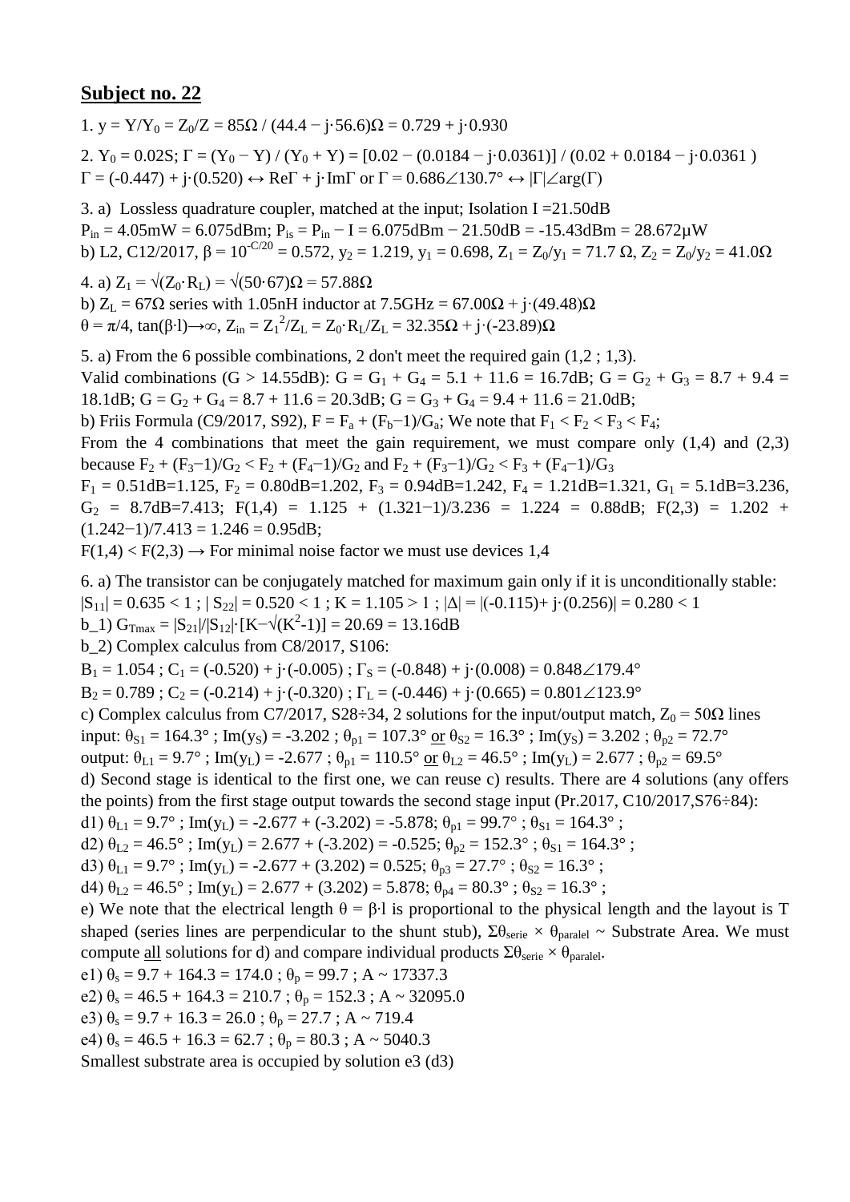## Subject no. 22

1. $y = Y/Y_0 = Z_0/Z = 85\Omega / (44.4 - j\cdot 56.6)\Omega = 0.729 + j\cdot 0.930$

2. $Y_0 = 0.02S$; $\Gamma = (Y_0 - Y) / (Y_0 + Y) = [0.02 - (0.0184 - j\cdot 0.0361)] / (0.02 + 0.0184 - j\cdot 0.0361)$
$\Gamma = (-0.447) + j\cdot(0.520) \leftrightarrow \text{Re}\Gamma + j\cdot\text{Im}\Gamma$ or $\Gamma = 0.686\angle 130.7° \leftrightarrow |\Gamma|\angle\arg(\Gamma)$

3. a) Lossless quadrature coupler, matched at the input; Isolation I =21.50dB
$P_{in} = 4.05\text{mW} = 6.075\text{dBm}$; $P_{is} = P_{in} - I = 6.075\text{dBm} - 21.50\text{dB} = -15.43\text{dBm} = 28.672\mu\text{W}$
b) L2, C12/2017, $\beta = 10^{-C/20} = 0.572$, $y_2 = 1.219$, $y_1 = 0.698$, $Z_1 = Z_0/y_1 = 71.7\ \Omega$, $Z_2 = Z_0/y_2 = 41.0\Omega$

4. a) $Z_1 = \sqrt{(Z_0\cdot R_L)} = \sqrt{(50\cdot 67)}\Omega = 57.88\Omega$
b) $Z_L = 67\Omega$ series with 1.05nH inductor at 7.5GHz $= 67.00\Omega + j\cdot(49.48)\Omega$
$\theta = \pi/4$, $\tan(\beta\cdot l)\rightarrow\infty$, $Z_{in} = Z_1^2/Z_L = Z_0\cdot R_L/Z_L = 32.35\Omega + j\cdot(-23.89)\Omega$

5. a) From the 6 possible combinations, 2 don't meet the required gain (1,2 ; 1,3).
Valid combinations (G > 14.55dB): $G = G_1 + G_4 = 5.1 + 11.6 = 16.7\text{dB}$; $G = G_2 + G_3 = 8.7 + 9.4 = 18.1\text{dB}$; $G = G_2 + G_4 = 8.7 + 11.6 = 20.3\text{dB}$; $G = G_3 + G_4 = 9.4 + 11.6 = 21.0\text{dB}$;
b) Friis Formula (C9/2017, S92), $F = F_a + (F_b-1)/G_a$; We note that $F_1 < F_2 < F_3 < F_4$;
From the 4 combinations that meet the gain requirement, we must compare only (1,4) and (2,3) because $F_2 + (F_3-1)/G_2 < F_2 + (F_4-1)/G_2$ and $F_2 + (F_3-1)/G_2 < F_3 + (F_4-1)/G_3$
$F_1 = 0.51\text{dB}=1.125$, $F_2 = 0.80\text{dB}=1.202$, $F_3 = 0.94\text{dB}=1.242$, $F_4 = 1.21\text{dB}=1.321$, $G_1 = 5.1\text{dB}=3.236$, $G_2 = 8.7\text{dB}=7.413$; $F(1,4) = 1.125 + (1.321-1)/3.236 = 1.224 = 0.88\text{dB}$; $F(2,3) = 1.202 + (1.242-1)/7.413 = 1.246 = 0.95\text{dB}$;
$F(1,4) < F(2,3) \rightarrow$ For minimal noise factor we must use devices 1,4

6. a) The transistor can be conjugately matched for maximum gain only if it is unconditionally stable:
$|S_{11}| = 0.635 < 1$ ; $|S_{22}| = 0.520 < 1$ ; $K = 1.105 > 1$ ; $|\Delta| = |(-0.115)+ j\cdot(0.256)| = 0.280 < 1$
b_1) $G_{Tmax} = |S_{21}|/|S_{12}|\cdot[K-\sqrt{(K^2-1)}] = 20.69 = 13.16\text{dB}$
b_2) Complex calculus from C8/2017, S106:
$B_1 = 1.054$ ; $C_1 = (-0.520) + j\cdot(-0.005)$ ; $\Gamma_S = (-0.848) + j\cdot(0.008) = 0.848\angle 179.4°$
$B_2 = 0.789$ ; $C_2 = (-0.214) + j\cdot(-0.320)$ ; $\Gamma_L = (-0.446) + j\cdot(0.665) = 0.801\angle 123.9°$
c) Complex calculus from C7/2017, S28÷34, 2 solutions for the input/output match, $Z_0 = 50\Omega$ lines
input: $\theta_{S1} = 164.3°$ ; $\text{Im}(y_S) = -3.202$ ; $\theta_{p1} = 107.3°$ or $\theta_{S2} = 16.3°$ ; $\text{Im}(y_S) = 3.202$ ; $\theta_{p2} = 72.7°$
output: $\theta_{L1} = 9.7°$ ; $\text{Im}(y_L) = -2.677$ ; $\theta_{p1} = 110.5°$ or $\theta_{L2} = 46.5°$ ; $\text{Im}(y_L) = 2.677$ ; $\theta_{p2} = 69.5°$
d) Second stage is identical to the first one, we can reuse c) results. There are 4 solutions (any offers the points) from the first stage output towards the second stage input (Pr.2017, C10/2017,S76÷84):
d1) $\theta_{L1} = 9.7°$ ; $\text{Im}(y_L) = -2.677 + (-3.202) = -5.878$; $\theta_{p1} = 99.7°$ ; $\theta_{S1} = 164.3°$ ;
d2) $\theta_{L2} = 46.5°$ ; $\text{Im}(y_L) = 2.677 + (-3.202) = -0.525$; $\theta_{p2} = 152.3°$ ; $\theta_{S1} = 164.3°$ ;
d3) $\theta_{L1} = 9.7°$ ; $\text{Im}(y_L) = -2.677 + (3.202) = 0.525$; $\theta_{p3} = 27.7°$ ; $\theta_{S2} = 16.3°$ ;
d4) $\theta_{L2} = 46.5°$ ; $\text{Im}(y_L) = 2.677 + (3.202) = 5.878$; $\theta_{p4} = 80.3°$ ; $\theta_{S2} = 16.3°$ ;
e) We note that the electrical length $\theta = \beta\cdot l$ is proportional to the physical length and the layout is T shaped (series lines are perpendicular to the shunt stub), $\Sigma\theta_{serie} \times \theta_{paralel} \sim$ Substrate Area. We must compute all solutions for d) and compare individual products $\Sigma\theta_{serie} \times \theta_{paralel}$.
e1) $\theta_s = 9.7 + 164.3 = 174.0$ ; $\theta_p = 99.7$ ; $A \sim 17337.3$
e2) $\theta_s = 46.5 + 164.3 = 210.7$ ; $\theta_p = 152.3$ ; $A \sim 32095.0$
e3) $\theta_s = 9.7 + 16.3 = 26.0$ ; $\theta_p = 27.7$ ; $A \sim 719.4$
e4) $\theta_s = 46.5 + 16.3 = 62.7$ ; $\theta_p = 80.3$ ; $A \sim 5040.3$
Smallest substrate area is occupied by solution e3 (d3)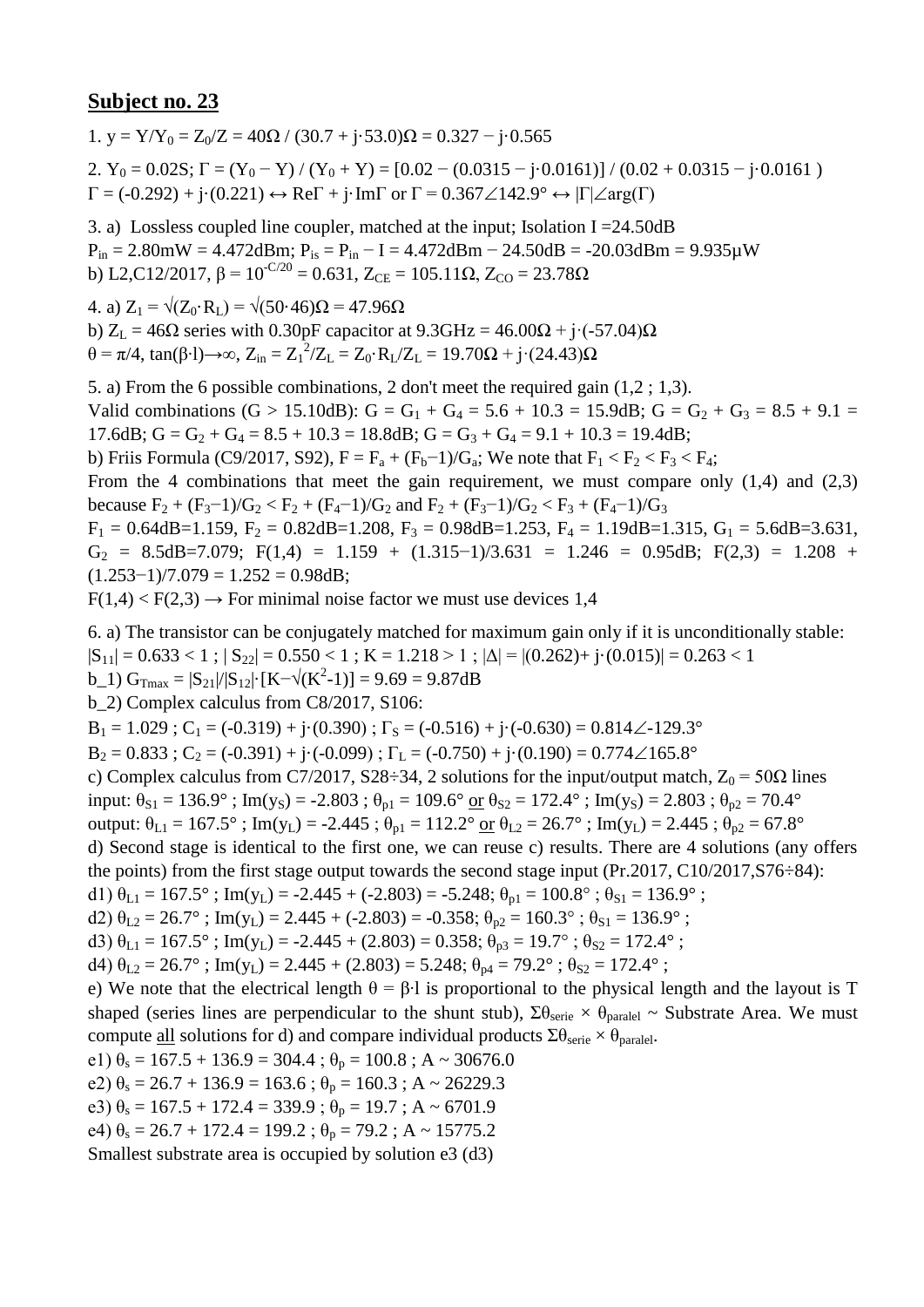## Subject no. 23

1. $y = Y/Y_0 = Z_0/Z = 40\Omega / (30.7 + j\cdot 53.0)\Omega = 0.327 - j\cdot 0.565$

2. $Y_0 = 0.02S$; $\Gamma = (Y_0 - Y) / (Y_0 + Y) = [0.02 - (0.0315 - j\cdot 0.0161)] / (0.02 + 0.0315 - j\cdot 0.0161)$
$\Gamma = (-0.292) + j\cdot(0.221) \leftrightarrow \text{Re}\Gamma + j\cdot\text{Im}\Gamma$ or $\Gamma = 0.367\angle 142.9° \leftrightarrow |\Gamma|\angle\arg(\Gamma)$

3. a) Lossless coupled line coupler, matched at the input; Isolation I =24.50dB
$P_{in} = 2.80\text{mW} = 4.472\text{dBm}$; $P_{is} = P_{in} - I = 4.472\text{dBm} - 24.50\text{dB} = -20.03\text{dBm} = 9.935\mu\text{W}$
b) L2,C12/2017, $\beta = 10^{-C/20} = 0.631$, $Z_{CE} = 105.11\Omega$, $Z_{CO} = 23.78\Omega$

4. a) $Z_1 = \sqrt{(Z_0\cdot R_L)} = \sqrt{(50\cdot 46)}\Omega = 47.96\Omega$
b) $Z_L = 46\Omega$ series with 0.30pF capacitor at 9.3GHz $= 46.00\Omega + j\cdot(-57.04)\Omega$
$\theta = \pi/4$, $\tan(\beta\cdot l)\rightarrow\infty$, $Z_{in} = Z_1^2/Z_L = Z_0\cdot R_L/Z_L = 19.70\Omega + j\cdot(24.43)\Omega$

5. a) From the 6 possible combinations, 2 don't meet the required gain (1,2 ; 1,3).
Valid combinations (G > 15.10dB): $G = G_1 + G_4 = 5.6 + 10.3 = 15.9\text{dB}$; $G = G_2 + G_3 = 8.5 + 9.1 = 17.6\text{dB}$; $G = G_2 + G_4 = 8.5 + 10.3 = 18.8\text{dB}$; $G = G_3 + G_4 = 9.1 + 10.3 = 19.4\text{dB}$;
b) Friis Formula (C9/2017, S92), $F = F_a + (F_b-1)/G_a$; We note that $F_1 < F_2 < F_3 < F_4$;
From the 4 combinations that meet the gain requirement, we must compare only (1,4) and (2,3) because $F_2 + (F_3-1)/G_2 < F_2 + (F_4-1)/G_2$ and $F_2 + (F_3-1)/G_2 < F_3 + (F_4-1)/G_3$
$F_1 = 0.64\text{dB}=1.159$, $F_2 = 0.82\text{dB}=1.208$, $F_3 = 0.98\text{dB}=1.253$, $F_4 = 1.19\text{dB}=1.315$, $G_1 = 5.6\text{dB}=3.631$, $G_2 = 8.5\text{dB}=7.079$; $F(1,4) = 1.159 + (1.315-1)/3.631 = 1.246 = 0.95\text{dB}$; $F(2,3) = 1.208 + (1.253-1)/7.079 = 1.252 = 0.98\text{dB}$;
$F(1,4) < F(2,3) \rightarrow$ For minimal noise factor we must use devices 1,4

6. a) The transistor can be conjugately matched for maximum gain only if it is unconditionally stable:
$|S_{11}| = 0.633 < 1$ ; $|S_{22}| = 0.550 < 1$ ; $K = 1.218 > 1$ ; $|\Delta| = |(0.262)+ j\cdot(0.015)| = 0.263 < 1$
b_1) $G_{Tmax} = |S_{21}|/|S_{12}|\cdot[K-\sqrt{(K^2-1)}] = 9.69 = 9.87\text{dB}$
b_2) Complex calculus from C8/2017, S106:
$B_1 = 1.029$ ; $C_1 = (-0.319) + j\cdot(0.390)$ ; $\Gamma_S = (-0.516) + j\cdot(-0.630) = 0.814\angle -129.3°$
$B_2 = 0.833$ ; $C_2 = (-0.391) + j\cdot(-0.099)$ ; $\Gamma_L = (-0.750) + j\cdot(0.190) = 0.774\angle 165.8°$
c) Complex calculus from C7/2017, S28÷34, 2 solutions for the input/output match, $Z_0 = 50\Omega$ lines
input: $\theta_{S1} = 136.9°$ ; $\text{Im}(y_S) = -2.803$ ; $\theta_{p1} = 109.6°$ or $\theta_{S2} = 172.4°$ ; $\text{Im}(y_S) = 2.803$ ; $\theta_{p2} = 70.4°$
output: $\theta_{L1} = 167.5°$ ; $\text{Im}(y_L) = -2.445$ ; $\theta_{p1} = 112.2°$ or $\theta_{L2} = 26.7°$ ; $\text{Im}(y_L) = 2.445$ ; $\theta_{p2} = 67.8°$
d) Second stage is identical to the first one, we can reuse c) results. There are 4 solutions (any offers the points) from the first stage output towards the second stage input (Pr.2017, C10/2017,S76÷84):
d1) $\theta_{L1} = 167.5°$ ; $\text{Im}(y_L) = -2.445 + (-2.803) = -5.248$; $\theta_{p1} = 100.8°$ ; $\theta_{S1} = 136.9°$ ;
d2) $\theta_{L2} = 26.7°$ ; $\text{Im}(y_L) = 2.445 + (-2.803) = -0.358$; $\theta_{p2} = 160.3°$ ; $\theta_{S1} = 136.9°$ ;
d3) $\theta_{L1} = 167.5°$ ; $\text{Im}(y_L) = -2.445 + (2.803) = 0.358$; $\theta_{p3} = 19.7°$ ; $\theta_{S2} = 172.4°$ ;
d4) $\theta_{L2} = 26.7°$ ; $\text{Im}(y_L) = 2.445 + (2.803) = 5.248$; $\theta_{p4} = 79.2°$ ; $\theta_{S2} = 172.4°$ ;
e) We note that the electrical length $\theta = \beta\cdot l$ is proportional to the physical length and the layout is T shaped (series lines are perpendicular to the shunt stub), $\Sigma\theta_{serie} \times \theta_{paralel} \sim$ Substrate Area. We must compute all solutions for d) and compare individual products $\Sigma\theta_{serie} \times \theta_{paralel}$.
e1) $\theta_s = 167.5 + 136.9 = 304.4$ ; $\theta_p = 100.8$ ; $A \sim 30676.0$
e2) $\theta_s = 26.7 + 136.9 = 163.6$ ; $\theta_p = 160.3$ ; $A \sim 26229.3$
e3) $\theta_s = 167.5 + 172.4 = 339.9$ ; $\theta_p = 19.7$ ; $A \sim 6701.9$
e4) $\theta_s = 26.7 + 172.4 = 199.2$ ; $\theta_p = 79.2$ ; $A \sim 15775.2$
Smallest substrate area is occupied by solution e3 (d3)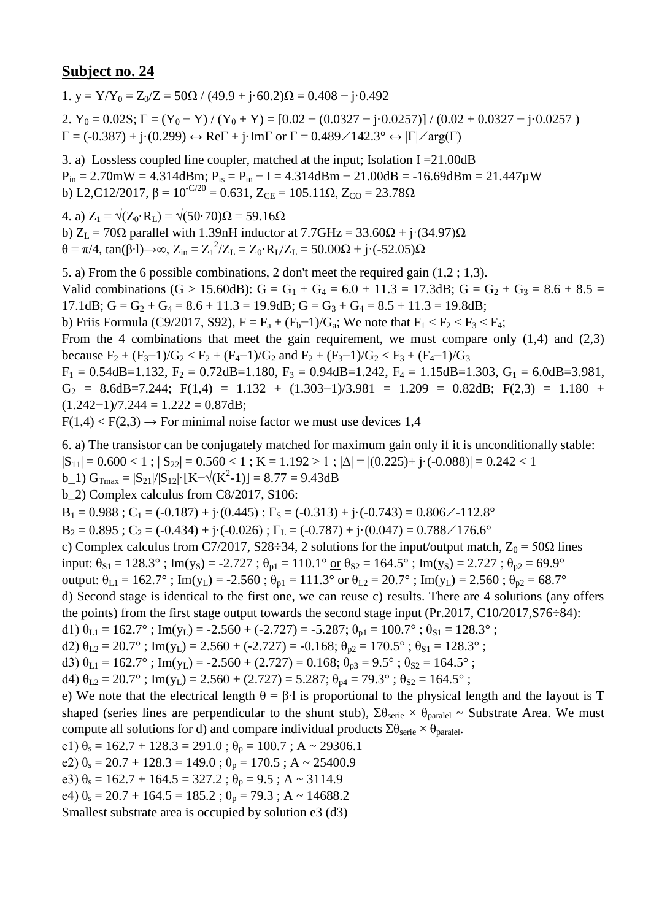## Subject no. 24

1. $y = Y/Y_0 = Z_0/Z = 50\Omega$ / $(49.9 + j \cdot 60.2)\Omega = 0.408 - j \cdot 0.492$

2. $Y_0 = 0.02S$; $\Gamma = (Y_0 - Y) / (Y_0 + Y) = [0.02 - (0.0327 - j \cdot 0.0257)] / (0.02 + 0.0327 - j \cdot 0.0257)$
$\Gamma = (-0.387) + j \cdot (0.299) \leftrightarrow \text{Re}\Gamma + j \cdot \text{Im}\Gamma$ or $\Gamma = 0.489\angle 142.3° \leftrightarrow |\Gamma|\angle\arg(\Gamma)$

3. a) Lossless coupled line coupler, matched at the input; Isolation I =21.00dB
$P_{in} = 2.70\text{mW} = 4.314\text{dBm}$; $P_{is} = P_{in} - I = 4.314\text{dBm} - 21.00\text{dB} = -16.69\text{dBm} = 21.447\mu\text{W}$
b) L2,C12/2017, $\beta = 10^{-C/20} = 0.631$, $Z_{CE} = 105.11\Omega$, $Z_{CO} = 23.78\Omega$

4. a) $Z_1 = \sqrt{(Z_0 \cdot R_L)} = \sqrt{(50 \cdot 70)}\Omega = 59.16\Omega$
b) $Z_L = 70\Omega$ parallel with 1.39nH inductor at 7.7GHz = $33.60\Omega + j \cdot (34.97)\Omega$
$\theta = \pi/4$, $\tan(\beta \cdot l) \rightarrow \infty$, $Z_{in} = Z_1^2/Z_L = Z_0 \cdot R_L/Z_L = 50.00\Omega + j \cdot (-52.05)\Omega$

5. a) From the 6 possible combinations, 2 don't meet the required gain (1,2 ; 1,3).
Valid combinations (G > 15.60dB): $G = G_1 + G_4 = 6.0 + 11.3 = 17.3\text{dB}$; $G = G_2 + G_3 = 8.6 + 8.5 = 17.1\text{dB}$; $G = G_2 + G_4 = 8.6 + 11.3 = 19.9\text{dB}$; $G = G_3 + G_4 = 8.5 + 11.3 = 19.8\text{dB}$;
b) Friis Formula (C9/2017, S92), $F = F_a + (F_b - 1)/G_a$; We note that $F_1 < F_2 < F_3 < F_4$;
From the 4 combinations that meet the gain requirement, we must compare only (1,4) and (2,3) because $F_2 + (F_3 - 1)/G_2 < F_2 + (F_4 - 1)/G_2$ and $F_2 + (F_3 - 1)/G_2 < F_3 + (F_4 - 1)/G_3$
$F_1 = 0.54\text{dB} = 1.132$, $F_2 = 0.72\text{dB} = 1.180$, $F_3 = 0.94\text{dB} = 1.242$, $F_4 = 1.15\text{dB} = 1.303$, $G_1 = 6.0\text{dB} = 3.981$, $G_2 = 8.6\text{dB} = 7.244$; $F(1,4) = 1.132 + (1.303 - 1)/3.981 = 1.209 = 0.82\text{dB}$; $F(2,3) = 1.180 + (1.242 - 1)/7.244 = 1.222 = 0.87\text{dB}$;
$F(1,4) < F(2,3) \rightarrow$ For minimal noise factor we must use devices 1,4

6. a) The transistor can be conjugately matched for maximum gain only if it is unconditionally stable:
$|S_{11}| = 0.600 < 1$ ; $|S_{22}| = 0.560 < 1$ ; $K = 1.192 > 1$ ; $|\Delta| = |(0.225) + j \cdot (-0.088)| = 0.242 < 1$
b_1) $G_{Tmax} = |S_{21}|/|S_{12}| \cdot [K - \sqrt{(K^2 - 1)}] = 8.77 = 9.43\text{dB}$
b_2) Complex calculus from C8/2017, S106:
$B_1 = 0.988$ ; $C_1 = (-0.187) + j \cdot (0.445)$ ; $\Gamma_S = (-0.313) + j \cdot (-0.743) = 0.806\angle -112.8°$
$B_2 = 0.895$ ; $C_2 = (-0.434) + j \cdot (-0.026)$ ; $\Gamma_L = (-0.787) + j \cdot (0.047) = 0.788\angle 176.6°$
c) Complex calculus from C7/2017, S28÷34, 2 solutions for the input/output match, $Z_0 = 50\Omega$ lines
input: $\theta_{S1} = 128.3°$ ; $\text{Im}(y_S) = -2.727$ ; $\theta_{p1} = 110.1°$ or $\theta_{S2} = 164.5°$ ; $\text{Im}(y_S) = 2.727$ ; $\theta_{p2} = 69.9°$
output: $\theta_{L1} = 162.7°$ ; $\text{Im}(y_L) = -2.560$ ; $\theta_{p1} = 111.3°$ or $\theta_{L2} = 20.7°$ ; $\text{Im}(y_L) = 2.560$ ; $\theta_{p2} = 68.7°$
d) Second stage is identical to the first one, we can reuse c) results. There are 4 solutions (any offers the points) from the first stage output towards the second stage input (Pr.2017, C10/2017,S76÷84):
d1) $\theta_{L1} = 162.7°$ ; $\text{Im}(y_L) = -2.560 + (-2.727) = -5.287$; $\theta_{p1} = 100.7°$ ; $\theta_{S1} = 128.3°$ ;
d2) $\theta_{L2} = 20.7°$ ; $\text{Im}(y_L) = 2.560 + (-2.727) = -0.168$; $\theta_{p2} = 170.5°$ ; $\theta_{S1} = 128.3°$ ;
d3) $\theta_{L1} = 162.7°$ ; $\text{Im}(y_L) = -2.560 + (2.727) = 0.168$; $\theta_{p3} = 9.5°$ ; $\theta_{S2} = 164.5°$ ;
d4) $\theta_{L2} = 20.7°$ ; $\text{Im}(y_L) = 2.560 + (2.727) = 5.287$; $\theta_{p4} = 79.3°$ ; $\theta_{S2} = 164.5°$ ;
e) We note that the electrical length $\theta = \beta \cdot l$ is proportional to the physical length and the layout is T shaped (series lines are perpendicular to the shunt stub), $\Sigma\theta_{serie} \times \theta_{paralel}$ ~ Substrate Area. We must compute all solutions for d) and compare individual products $\Sigma\theta_{serie} \times \theta_{paralel}$.
e1) $\theta_s = 162.7 + 128.3 = 291.0$ ; $\theta_p = 100.7$ ; A ~ 29306.1
e2) $\theta_s = 20.7 + 128.3 = 149.0$ ; $\theta_p = 170.5$ ; A ~ 25400.9
e3) $\theta_s = 162.7 + 164.5 = 327.2$ ; $\theta_p = 9.5$ ; A ~ 3114.9
e4) $\theta_s = 20.7 + 164.5 = 185.2$ ; $\theta_p = 79.3$ ; A ~ 14688.2
Smallest substrate area is occupied by solution e3 (d3)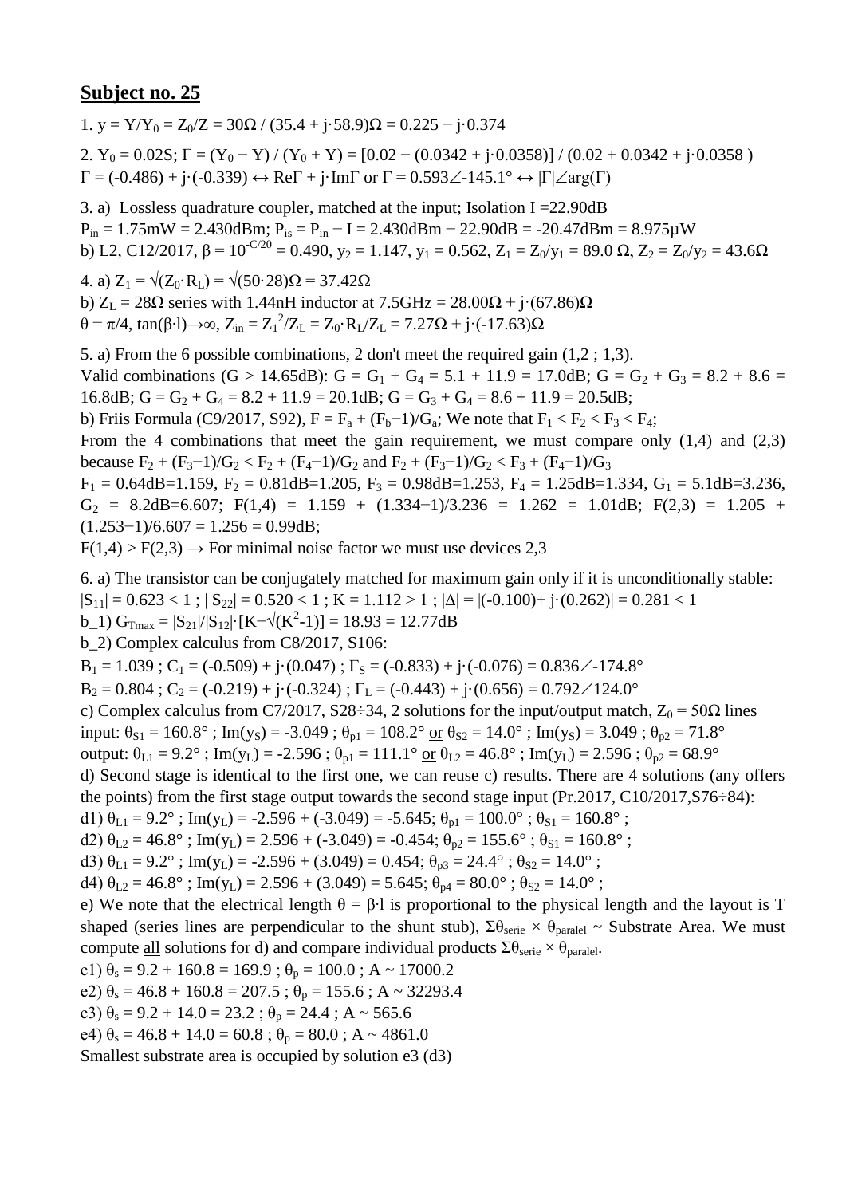## Subject no. 25

1. $y = Y/Y_0 = Z_0/Z = 30\Omega / (35.4 + j\cdot 58.9)\Omega = 0.225 - j\cdot 0.374$

2. $Y_0 = 0.02S$; $\Gamma = (Y_0 - Y) / (Y_0 + Y) = [0.02 - (0.0342 + j\cdot 0.0358)] / (0.02 + 0.0342 + j\cdot 0.0358)$
$\Gamma = (-0.486) + j\cdot(-0.339) \leftrightarrow \text{Re}\Gamma + j\cdot\text{Im}\Gamma$ or $\Gamma = 0.593\angle{-145.1°} \leftrightarrow |\Gamma|\angle\arg(\Gamma)$

3. a) Lossless quadrature coupler, matched at the input; Isolation I =22.90dB
$P_{in}$ = 1.75mW = 2.430dBm; $P_{is} = P_{in} - I$ = 2.430dBm − 22.90dB = -20.47dBm = 8.975μW
b) L2, C12/2017, $\beta = 10^{-C/20} = 0.490$, $y_2 = 1.147$, $y_1 = 0.562$, $Z_1 = Z_0/y_1 = 89.0\ \Omega$, $Z_2 = Z_0/y_2 = 43.6\Omega$

4. a) $Z_1 = \sqrt{(Z_0\cdot R_L)} = \sqrt{(50\cdot 28)}\Omega = 37.42\Omega$
b) $Z_L = 28\Omega$ series with 1.44nH inductor at 7.5GHz = $28.00\Omega + j\cdot(67.86)\Omega$
$\theta = \pi/4$, $\tan(\beta\cdot l)\to\infty$, $Z_{in} = Z_1^2/Z_L = Z_0\cdot R_L/Z_L = 7.27\Omega + j\cdot(-17.63)\Omega$

5. a) From the 6 possible combinations, 2 don't meet the required gain (1,2 ; 1,3).
Valid combinations (G > 14.65dB): $G = G_1 + G_4$ = 5.1 + 11.9 = 17.0dB; $G = G_2 + G_3$ = 8.2 + 8.6 = 16.8dB; $G = G_2 + G_4$ = 8.2 + 11.9 = 20.1dB; $G = G_3 + G_4$ = 8.6 + 11.9 = 20.5dB;
b) Friis Formula (C9/2017, S92), $F = F_a + (F_b-1)/G_a$; We note that $F_1 < F_2 < F_3 < F_4$;
From the 4 combinations that meet the gain requirement, we must compare only (1,4) and (2,3) because $F_2 + (F_3-1)/G_2 < F_2 + (F_4-1)/G_2$ and $F_2 + (F_3-1)/G_2 < F_3 + (F_4-1)/G_3$
$F_1$ = 0.64dB=1.159, $F_2$ = 0.81dB=1.205, $F_3$ = 0.98dB=1.253, $F_4$ = 1.25dB=1.334, $G_1$ = 5.1dB=3.236, $G_2$ = 8.2dB=6.607; F(1,4) = 1.159 + (1.334−1)/3.236 = 1.262 = 1.01dB; F(2,3) = 1.205 + (1.253−1)/6.607 = 1.256 = 0.99dB;
F(1,4) > F(2,3) → For minimal noise factor we must use devices 2,3

6. a) The transistor can be conjugately matched for maximum gain only if it is unconditionally stable:
$|S_{11}| = 0.623 < 1$ ; $|S_{22}| = 0.520 < 1$ ; $K = 1.112 > 1$ ; $|\Delta| = |(-0.100)+ j\cdot(0.262)| = 0.281 < 1$
b_1) $G_{Tmax} = |S_{21}|/|S_{12}|\cdot[K-\sqrt{(K^2-1)}]$ = 18.93 = 12.77dB
b_2) Complex calculus from C8/2017, S106:
$B_1 = 1.039$ ; $C_1 = (-0.509) + j\cdot(0.047)$ ; $\Gamma_S = (-0.833) + j\cdot(-0.076) = 0.836\angle{-174.8°}$
$B_2 = 0.804$ ; $C_2 = (-0.219) + j\cdot(-0.324)$ ; $\Gamma_L = (-0.443) + j\cdot(0.656) = 0.792\angle{124.0°}$
c) Complex calculus from C7/2017, S28÷34, 2 solutions for the input/output match, $Z_0 = 50\Omega$ lines
input: $\theta_{S1} = 160.8°$ ; $\text{Im}(y_S) = -3.049$ ; $\theta_{p1} = 108.2°$ or $\theta_{S2} = 14.0°$ ; $\text{Im}(y_S) = 3.049$ ; $\theta_{p2} = 71.8°$
output: $\theta_{L1} = 9.2°$ ; $\text{Im}(y_L) = -2.596$ ; $\theta_{p1} = 111.1°$ or $\theta_{L2} = 46.8°$ ; $\text{Im}(y_L) = 2.596$ ; $\theta_{p2} = 68.9°$
d) Second stage is identical to the first one, we can reuse c) results. There are 4 solutions (any offers the points) from the first stage output towards the second stage input (Pr.2017, C10/2017,S76÷84):
d1) $\theta_{L1} = 9.2°$ ; $\text{Im}(y_L) = -2.596 + (-3.049) = -5.645$; $\theta_{p1} = 100.0°$ ; $\theta_{S1} = 160.8°$ ;
d2) $\theta_{L2} = 46.8°$ ; $\text{Im}(y_L) = 2.596 + (-3.049) = -0.454$; $\theta_{p2} = 155.6°$ ; $\theta_{S1} = 160.8°$ ;
d3) $\theta_{L1} = 9.2°$ ; $\text{Im}(y_L) = -2.596 + (3.049) = 0.454$; $\theta_{p3} = 24.4°$ ; $\theta_{S2} = 14.0°$ ;
d4) $\theta_{L2} = 46.8°$ ; $\text{Im}(y_L) = 2.596 + (3.049) = 5.645$; $\theta_{p4} = 80.0°$ ; $\theta_{S2} = 14.0°$ ;
e) We note that the electrical length $\theta = \beta\cdot l$ is proportional to the physical length and the layout is T shaped (series lines are perpendicular to the shunt stub), $\Sigma\theta_{serie} \times \theta_{paralel}$ ~ Substrate Area. We must compute all solutions for d) and compare individual products $\Sigma\theta_{serie} \times \theta_{paralel}$.
e1) $\theta_s$ = 9.2 + 160.8 = 169.9 ; $\theta_p$ = 100.0 ; A ~ 17000.2
e2) $\theta_s$ = 46.8 + 160.8 = 207.5 ; $\theta_p$ = 155.6 ; A ~ 32293.4
e3) $\theta_s$ = 9.2 + 14.0 = 23.2 ; $\theta_p$ = 24.4 ; A ~ 565.6
e4) $\theta_s$ = 46.8 + 14.0 = 60.8 ; $\theta_p$ = 80.0 ; A ~ 4861.0
Smallest substrate area is occupied by solution e3 (d3)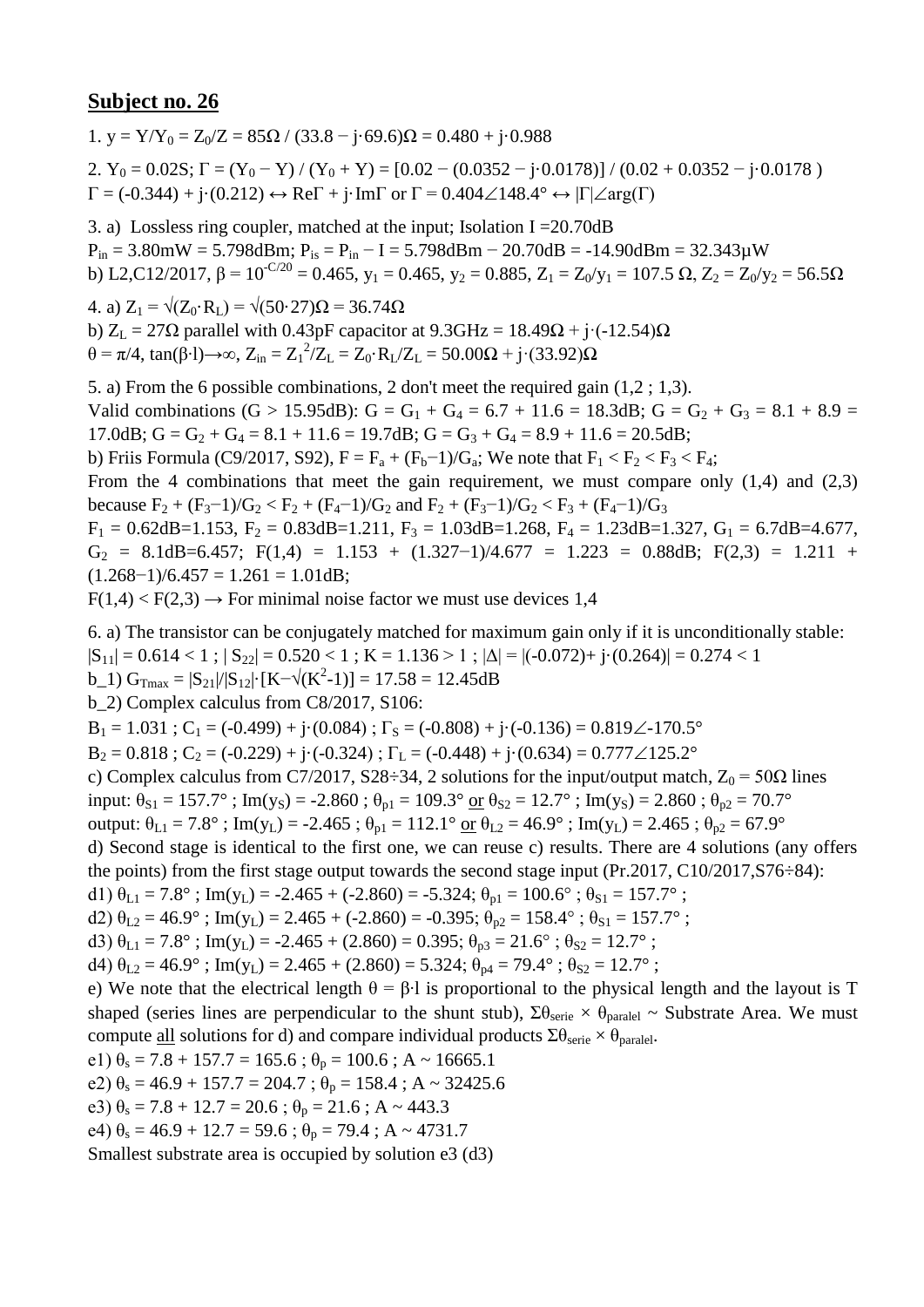## Subject no. 26

1. $y = Y/Y_0 = Z_0/Z = 85\Omega\ /\ (33.8 - j\cdot 69.6)\Omega = 0.480 + j\cdot 0.988$

2. $Y_0 = 0.02S$; $\Gamma = (Y_0 - Y) / (Y_0 + Y) = [0.02 - (0.0352 - j\cdot 0.0178)] / (0.02 + 0.0352 - j\cdot 0.0178)$
$\Gamma = (-0.344) + j\cdot(0.212) \leftrightarrow \mathrm{Re}\Gamma + j\cdot\mathrm{Im}\Gamma$ or $\Gamma = 0.404\angle 148.4° \leftrightarrow |\Gamma|\angle\arg(\Gamma)$

3. a) Lossless ring coupler, matched at the input; Isolation I =20.70dB
$P_{in} = 3.80mW = 5.798dBm$; $P_{is} = P_{in} - I = 5.798dBm - 20.70dB = -14.90dBm = 32.343\mu W$
b) L2,C12/2017, $\beta = 10^{-C/20} = 0.465$, $y_1 = 0.465$, $y_2 = 0.885$, $Z_1 = Z_0/y_1 = 107.5\ \Omega$, $Z_2 = Z_0/y_2 = 56.5\Omega$

4. a) $Z_1 = \sqrt{(Z_0\cdot R_L)} = \sqrt{(50\cdot 27)}\Omega = 36.74\Omega$
b) $Z_L = 27\Omega$ parallel with 0.43pF capacitor at 9.3GHz $= 18.49\Omega + j\cdot(-12.54)\Omega$
$\theta = \pi/4$, $\tan(\beta\cdot l)\rightarrow\infty$, $Z_{in} = Z_1^2/Z_L = Z_0\cdot R_L/Z_L = 50.00\Omega + j\cdot(33.92)\Omega$

5. a) From the 6 possible combinations, 2 don't meet the required gain (1,2 ; 1,3).
Valid combinations (G > 15.95dB): $G = G_1 + G_4 = 6.7 + 11.6 = 18.3dB$; $G = G_2 + G_3 = 8.1 + 8.9 = 17.0dB$; $G = G_2 + G_4 = 8.1 + 11.6 = 19.7dB$; $G = G_3 + G_4 = 8.9 + 11.6 = 20.5dB$;
b) Friis Formula (C9/2017, S92), $F = F_a + (F_b-1)/G_a$; We note that $F_1 < F_2 < F_3 < F_4$;
From the 4 combinations that meet the gain requirement, we must compare only (1,4) and (2,3) because $F_2 + (F_3-1)/G_2 < F_2 + (F_4-1)/G_2$ and $F_2 + (F_3-1)/G_2 < F_3 + (F_4-1)/G_3$
$F_1 = 0.62dB=1.153$, $F_2 = 0.83dB=1.211$, $F_3 = 1.03dB=1.268$, $F_4 = 1.23dB=1.327$, $G_1 = 6.7dB=4.677$, $G_2 = 8.1dB=6.457$; $F(1,4) = 1.153 + (1.327-1)/4.677 = 1.223 = 0.88dB$; $F(2,3) = 1.211 + (1.268-1)/6.457 = 1.261 = 1.01dB$;
$F(1,4) < F(2,3) \rightarrow$ For minimal noise factor we must use devices 1,4

6. a) The transistor can be conjugately matched for maximum gain only if it is unconditionally stable:
$|S_{11}| = 0.614 < 1$ ; $|S_{22}| = 0.520 < 1$ ; $K = 1.136 > 1$ ; $|\Delta| = |(-0.072)+ j\cdot(0.264)| = 0.274 < 1$
b_1) $G_{Tmax} = |S_{21}|/|S_{12}|\cdot[K-\sqrt{(K^2-1)}] = 17.58 = 12.45dB$
b_2) Complex calculus from C8/2017, S106:
$B_1 = 1.031$ ; $C_1 = (-0.499) + j\cdot(0.084)$ ; $\Gamma_S = (-0.808) + j\cdot(-0.136) = 0.819\angle -170.5°$
$B_2 = 0.818$ ; $C_2 = (-0.229) + j\cdot(-0.324)$ ; $\Gamma_L = (-0.448) + j\cdot(0.634) = 0.777\angle 125.2°$
c) Complex calculus from C7/2017, S28÷34, 2 solutions for the input/output match, $Z_0 = 50\Omega$ lines
input: $\theta_{S1} = 157.7°$ ; $\mathrm{Im}(y_S) = -2.860$ ; $\theta_{p1} = 109.3°$ or $\theta_{S2} = 12.7°$ ; $\mathrm{Im}(y_S) = 2.860$ ; $\theta_{p2} = 70.7°$
output: $\theta_{L1} = 7.8°$ ; $\mathrm{Im}(y_L) = -2.465$ ; $\theta_{p1} = 112.1°$ or $\theta_{L2} = 46.9°$ ; $\mathrm{Im}(y_L) = 2.465$ ; $\theta_{p2} = 67.9°$
d) Second stage is identical to the first one, we can reuse c) results. There are 4 solutions (any offers the points) from the first stage output towards the second stage input (Pr.2017, C10/2017,S76÷84):
d1) $\theta_{L1} = 7.8°$ ; $\mathrm{Im}(y_L) = -2.465 + (-2.860) = -5.324$; $\theta_{p1} = 100.6°$ ; $\theta_{S1} = 157.7°$ ;
d2) $\theta_{L2} = 46.9°$ ; $\mathrm{Im}(y_L) = 2.465 + (-2.860) = -0.395$; $\theta_{p2} = 158.4°$ ; $\theta_{S1} = 157.7°$ ;
d3) $\theta_{L1} = 7.8°$ ; $\mathrm{Im}(y_L) = -2.465 + (2.860) = 0.395$; $\theta_{p3} = 21.6°$ ; $\theta_{S2} = 12.7°$ ;
d4) $\theta_{L2} = 46.9°$ ; $\mathrm{Im}(y_L) = 2.465 + (2.860) = 5.324$; $\theta_{p4} = 79.4°$ ; $\theta_{S2} = 12.7°$ ;
e) We note that the electrical length $\theta = \beta\cdot l$ is proportional to the physical length and the layout is T shaped (series lines are perpendicular to the shunt stub), $\Sigma\theta_{serie} \times \theta_{paralel} \sim$ Substrate Area. We must compute all solutions for d) and compare individual products $\Sigma\theta_{serie} \times \theta_{paralel}$.
e1) $\theta_s = 7.8 + 157.7 = 165.6$ ; $\theta_p = 100.6$ ; $A \sim 16665.1$
e2) $\theta_s = 46.9 + 157.7 = 204.7$ ; $\theta_p = 158.4$ ; $A \sim 32425.6$
e3) $\theta_s = 7.8 + 12.7 = 20.6$ ; $\theta_p = 21.6$ ; $A \sim 443.3$
e4) $\theta_s = 46.9 + 12.7 = 59.6$ ; $\theta_p = 79.4$ ; $A \sim 4731.7$
Smallest substrate area is occupied by solution e3 (d3)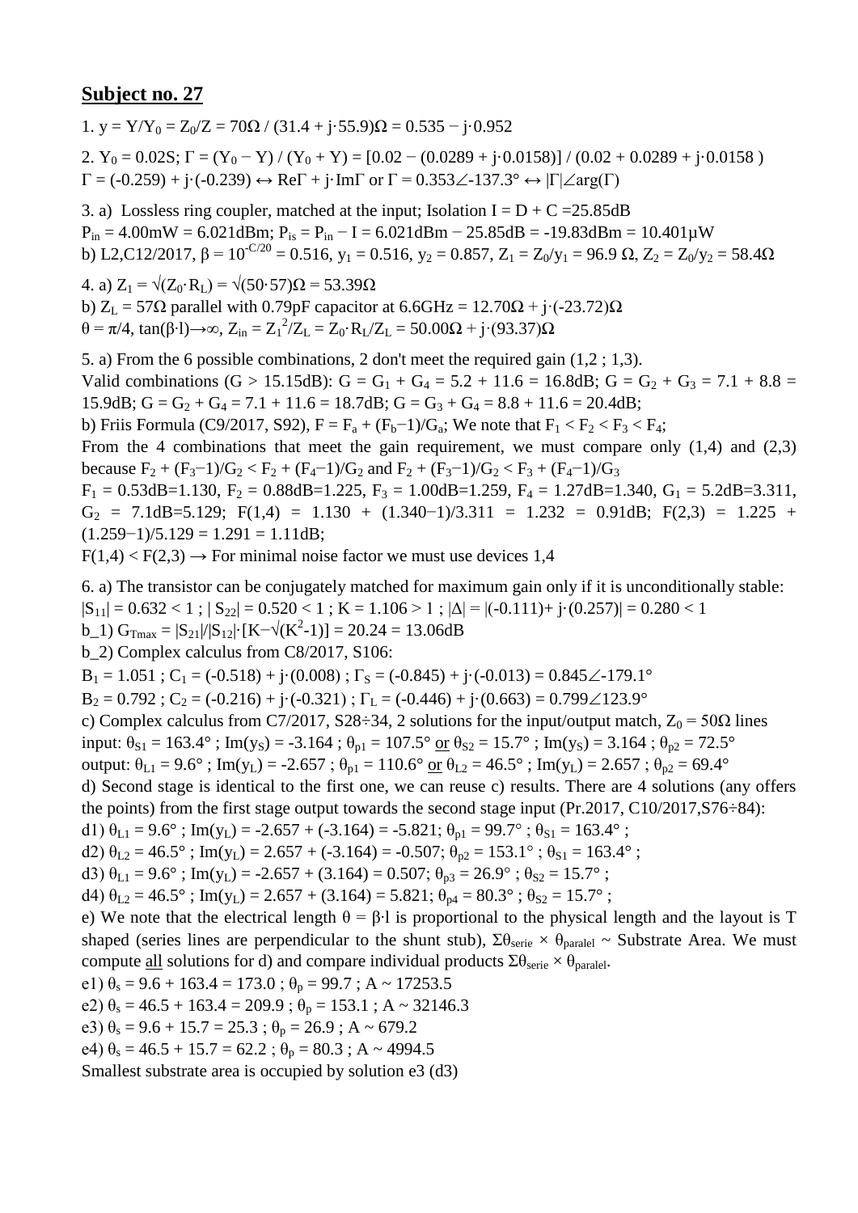## Subject no. 27

1. $y = Y/Y_0 = Z_0/Z = 70\Omega$ / $(31.4 + j\cdot 55.9)\Omega = 0.535 - j\cdot 0.952$

2. $Y_0 = 0.02S$; $\Gamma = (Y_0 - Y) / (Y_0 + Y) = [0.02 - (0.0289 + j\cdot 0.0158)] / (0.02 + 0.0289 + j\cdot 0.0158)$
$\Gamma = (-0.259) + j\cdot(-0.239) \leftrightarrow \text{Re}\Gamma + j\cdot\text{Im}\Gamma$ or $\Gamma = 0.353\angle -137.3° \leftrightarrow |\Gamma|\angle\arg(\Gamma)$

3. a) Lossless ring coupler, matched at the input; Isolation I = D + C =25.85dB
$P_{in} = 4.00\text{mW} = 6.021\text{dBm}$; $P_{is} = P_{in} - I = 6.021\text{dBm} - 25.85\text{dB} = -19.83\text{dBm} = 10.401\mu\text{W}$
b) L2,C12/2017, $\beta = 10^{-C/20} = 0.516$, $y_1 = 0.516$, $y_2 = 0.857$, $Z_1 = Z_0/y_1 = 96.9\ \Omega$, $Z_2 = Z_0/y_2 = 58.4\Omega$

4. a) $Z_1 = \sqrt{(Z_0\cdot R_L)} = \sqrt{(50\cdot 57)}\Omega = 53.39\Omega$
b) $Z_L = 57\Omega$ parallel with 0.79pF capacitor at 6.6GHz $= 12.70\Omega + j\cdot(-23.72)\Omega$
$\theta = \pi/4$, $\tan(\beta\cdot l)\rightarrow\infty$, $Z_{in} = Z_1^2/Z_L = Z_0\cdot R_L/Z_L = 50.00\Omega + j\cdot(93.37)\Omega$

5. a) From the 6 possible combinations, 2 don't meet the required gain (1,2 ; 1,3).
Valid combinations (G > 15.15dB): $G = G_1 + G_4 = 5.2 + 11.6 = 16.8\text{dB}$; $G = G_2 + G_3 = 7.1 + 8.8 = 15.9\text{dB}$; $G = G_2 + G_4 = 7.1 + 11.6 = 18.7\text{dB}$; $G = G_3 + G_4 = 8.8 + 11.6 = 20.4\text{dB}$;
b) Friis Formula (C9/2017, S92), $F = F_a + (F_b-1)/G_a$; We note that $F_1 < F_2 < F_3 < F_4$;
From the 4 combinations that meet the gain requirement, we must compare only (1,4) and (2,3) because $F_2 + (F_3-1)/G_2 < F_2 + (F_4-1)/G_2$ and $F_2 + (F_3-1)/G_2 < F_3 + (F_4-1)/G_3$
$F_1 = 0.53\text{dB}=1.130$, $F_2 = 0.88\text{dB}=1.225$, $F_3 = 1.00\text{dB}=1.259$, $F_4 = 1.27\text{dB}=1.340$, $G_1 = 5.2\text{dB}=3.311$, $G_2 = 7.1\text{dB}=5.129$; $F(1,4) = 1.130 + (1.340-1)/3.311 = 1.232 = 0.91\text{dB}$; $F(2,3) = 1.225 + (1.259-1)/5.129 = 1.291 = 1.11\text{dB}$;
$F(1,4) < F(2,3) \rightarrow$ For minimal noise factor we must use devices 1,4

6. a) The transistor can be conjugately matched for maximum gain only if it is unconditionally stable:
$|S_{11}| = 0.632 < 1$ ; $|S_{22}| = 0.520 < 1$ ; $K = 1.106 > 1$ ; $|\Delta| = |(-0.111)+ j\cdot(0.257)| = 0.280 < 1$
b_1) $G_{Tmax} = |S_{21}|/|S_{12}|\cdot[K-\sqrt{(K^2-1)}] = 20.24 = 13.06\text{dB}$
b_2) Complex calculus from C8/2017, S106:
$B_1 = 1.051$ ; $C_1 = (-0.518) + j\cdot(0.008)$ ; $\Gamma_S = (-0.845) + j\cdot(-0.013) = 0.845\angle -179.1°$
$B_2 = 0.792$ ; $C_2 = (-0.216) + j\cdot(-0.321)$ ; $\Gamma_L = (-0.446) + j\cdot(0.663) = 0.799\angle 123.9°$
c) Complex calculus from C7/2017, S28÷34, 2 solutions for the input/output match, $Z_0 = 50\Omega$ lines
input: $\theta_{S1} = 163.4°$ ; $\text{Im}(y_S) = -3.164$ ; $\theta_{p1} = 107.5°$ or $\theta_{S2} = 15.7°$ ; $\text{Im}(y_S) = 3.164$ ; $\theta_{p2} = 72.5°$
output: $\theta_{L1} = 9.6°$ ; $\text{Im}(y_L) = -2.657$ ; $\theta_{p1} = 110.6°$ or $\theta_{L2} = 46.5°$ ; $\text{Im}(y_L) = 2.657$ ; $\theta_{p2} = 69.4°$
d) Second stage is identical to the first one, we can reuse c) results. There are 4 solutions (any offers the points) from the first stage output towards the second stage input (Pr.2017, C10/2017,S76÷84):
d1) $\theta_{L1} = 9.6°$ ; $\text{Im}(y_L) = -2.657 + (-3.164) = -5.821$; $\theta_{p1} = 99.7°$ ; $\theta_{S1} = 163.4°$ ;
d2) $\theta_{L2} = 46.5°$ ; $\text{Im}(y_L) = 2.657 + (-3.164) = -0.507$; $\theta_{p2} = 153.1°$ ; $\theta_{S1} = 163.4°$ ;
d3) $\theta_{L1} = 9.6°$ ; $\text{Im}(y_L) = -2.657 + (3.164) = 0.507$; $\theta_{p3} = 26.9°$ ; $\theta_{S2} = 15.7°$ ;
d4) $\theta_{L2} = 46.5°$ ; $\text{Im}(y_L) = 2.657 + (3.164) = 5.821$; $\theta_{p4} = 80.3°$ ; $\theta_{S2} = 15.7°$ ;
e) We note that the electrical length $\theta = \beta\cdot l$ is proportional to the physical length and the layout is T shaped (series lines are perpendicular to the shunt stub), $\Sigma\theta_{serie} \times \theta_{paralel} \sim$ Substrate Area. We must compute all solutions for d) and compare individual products $\Sigma\theta_{serie} \times \theta_{paralel}$.
e1) $\theta_s = 9.6 + 163.4 = 173.0$ ; $\theta_p = 99.7$ ; A ~ 17253.5
e2) $\theta_s = 46.5 + 163.4 = 209.9$ ; $\theta_p = 153.1$ ; A ~ 32146.3
e3) $\theta_s = 9.6 + 15.7 = 25.3$ ; $\theta_p = 26.9$ ; A ~ 679.2
e4) $\theta_s = 46.5 + 15.7 = 62.2$ ; $\theta_p = 80.3$ ; A ~ 4994.5
Smallest substrate area is occupied by solution e3 (d3)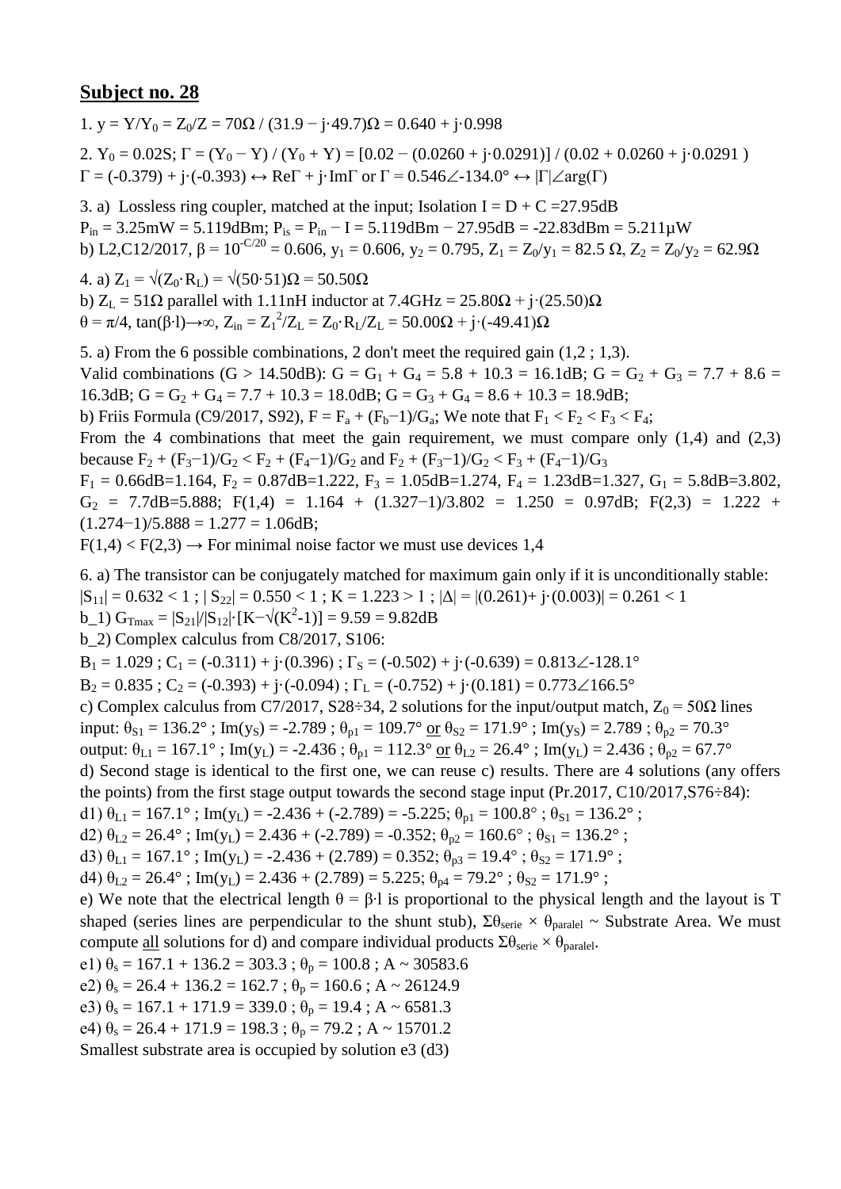## Subject no. 28

1. $y = Y/Y_0 = Z_0/Z = 70\Omega \,/\, (31.9 - j\cdot 49.7)\Omega = 0.640 + j\cdot 0.998$

2. $Y_0 = 0.02S$; $\Gamma = (Y_0 - Y) / (Y_0 + Y) = [0.02 - (0.0260 + j\cdot 0.0291)] / (0.02 + 0.0260 + j\cdot 0.0291)$
$\Gamma = (-0.379) + j\cdot(-0.393) \leftrightarrow \mathrm{Re}\Gamma + j\cdot \mathrm{Im}\Gamma$ or $\Gamma = 0.546\angle -134.0° \leftrightarrow |\Gamma|\angle \arg(\Gamma)$

3. a) Lossless ring coupler, matched at the input; Isolation $I = D + C = 27.95\text{dB}$
$P_{in} = 3.25\text{mW} = 5.119\text{dBm}$; $P_{is} = P_{in} - I = 5.119\text{dBm} - 27.95\text{dB} = -22.83\text{dBm} = 5.211\mu\text{W}$
b) L2,C12/2017, $\beta = 10^{-C/20} = 0.606$, $y_1 = 0.606$, $y_2 = 0.795$, $Z_1 = Z_0/y_1 = 82.5\ \Omega$, $Z_2 = Z_0/y_2 = 62.9\Omega$

4. a) $Z_1 = \sqrt{(Z_0 \cdot R_L)} = \sqrt{(50 \cdot 51)}\Omega = 50.50\Omega$
b) $Z_L = 51\Omega$ parallel with 1.11nH inductor at 7.4GHz $= 25.80\Omega + j\cdot(25.50)\Omega$
$\theta = \pi/4$, $\tan(\beta\cdot l)\rightarrow\infty$, $Z_{in} = Z_1^2/Z_L = Z_0\cdot R_L/Z_L = 50.00\Omega + j\cdot(-49.41)\Omega$

5. a) From the 6 possible combinations, 2 don't meet the required gain (1,2 ; 1,3).
Valid combinations (G > 14.50dB): $G = G_1 + G_4 = 5.8 + 10.3 = 16.1\text{dB}$; $G = G_2 + G_3 = 7.7 + 8.6 = 16.3\text{dB}$; $G = G_2 + G_4 = 7.7 + 10.3 = 18.0\text{dB}$; $G = G_3 + G_4 = 8.6 + 10.3 = 18.9\text{dB}$;
b) Friis Formula (C9/2017, S92), $F = F_a + (F_b-1)/G_a$; We note that $F_1 < F_2 < F_3 < F_4$;
From the 4 combinations that meet the gain requirement, we must compare only (1,4) and (2,3) because $F_2 + (F_3-1)/G_2 < F_2 + (F_4-1)/G_2$ and $F_2 + (F_3-1)/G_2 < F_3 + (F_4-1)/G_3$
$F_1 = 0.66\text{dB}=1.164$, $F_2 = 0.87\text{dB}=1.222$, $F_3 = 1.05\text{dB}=1.274$, $F_4 = 1.23\text{dB}=1.327$, $G_1 = 5.8\text{dB}=3.802$, $G_2 = 7.7\text{dB}=5.888$; $F(1,4) = 1.164 + (1.327-1)/3.802 = 1.250 = 0.97\text{dB}$; $F(2,3) = 1.222 + (1.274-1)/5.888 = 1.277 = 1.06\text{dB}$;
$F(1,4) < F(2,3) \rightarrow$ For minimal noise factor we must use devices 1,4

6. a) The transistor can be conjugately matched for maximum gain only if it is unconditionally stable:
$|S_{11}| = 0.632 < 1$ ; $|S_{22}| = 0.550 < 1$ ; $K = 1.223 > 1$ ; $|\Delta| = |(0.261)+ j\cdot(0.003)| = 0.261 < 1$
b_1) $G_{Tmax} = |S_{21}|/|S_{12}|\cdot[K-\sqrt{(K^2\text{-}1)}] = 9.59 = 9.82\text{dB}$
b_2) Complex calculus from C8/2017, S106:
$B_1 = 1.029$ ; $C_1 = (-0.311) + j\cdot(0.396)$ ; $\Gamma_S = (-0.502) + j\cdot(-0.639) = 0.813\angle -128.1°$
$B_2 = 0.835$ ; $C_2 = (-0.393) + j\cdot(-0.094)$ ; $\Gamma_L = (-0.752) + j\cdot(0.181) = 0.773\angle 166.5°$
c) Complex calculus from C7/2017, S28÷34, 2 solutions for the input/output match, $Z_0 = 50\Omega$ lines
input: $\theta_{S1} = 136.2°$ ; $\mathrm{Im}(y_S) = -2.789$ ; $\theta_{p1} = 109.7°$ <u>or</u> $\theta_{S2} = 171.9°$ ; $\mathrm{Im}(y_S) = 2.789$ ; $\theta_{p2} = 70.3°$
output: $\theta_{L1} = 167.1°$ ; $\mathrm{Im}(y_L) = -2.436$ ; $\theta_{p1} = 112.3°$ <u>or</u> $\theta_{L2} = 26.4°$ ; $\mathrm{Im}(y_L) = 2.436$ ; $\theta_{p2} = 67.7°$
d) Second stage is identical to the first one, we can reuse c) results. There are 4 solutions (any offers the points) from the first stage output towards the second stage input (Pr.2017, C10/2017,S76÷84):
d1) $\theta_{L1} = 167.1°$ ; $\mathrm{Im}(y_L) = -2.436 + (-2.789) = -5.225$; $\theta_{p1} = 100.8°$ ; $\theta_{S1} = 136.2°$ ;
d2) $\theta_{L2} = 26.4°$ ; $\mathrm{Im}(y_L) = 2.436 + (-2.789) = -0.352$; $\theta_{p2} = 160.6°$ ; $\theta_{S1} = 136.2°$ ;
d3) $\theta_{L1} = 167.1°$ ; $\mathrm{Im}(y_L) = -2.436 + (2.789) = 0.352$; $\theta_{p3} = 19.4°$ ; $\theta_{S2} = 171.9°$ ;
d4) $\theta_{L2} = 26.4°$ ; $\mathrm{Im}(y_L) = 2.436 + (2.789) = 5.225$; $\theta_{p4} = 79.2°$ ; $\theta_{S2} = 171.9°$ ;
e) We note that the electrical length $\theta = \beta\cdot l$ is proportional to the physical length and the layout is T shaped (series lines are perpendicular to the shunt stub), $\Sigma\theta_{serie} \times \theta_{paralel} \sim$ Substrate Area. We must compute <u>all</u> solutions for d) and compare individual products $\Sigma\theta_{serie} \times \theta_{paralel}$.
e1) $\theta_s = 167.1 + 136.2 = 303.3$ ; $\theta_p = 100.8$ ; $A \sim 30583.6$
e2) $\theta_s = 26.4 + 136.2 = 162.7$ ; $\theta_p = 160.6$ ; $A \sim 26124.9$
e3) $\theta_s = 167.1 + 171.9 = 339.0$ ; $\theta_p = 19.4$ ; $A \sim 6581.3$
e4) $\theta_s = 26.4 + 171.9 = 198.3$ ; $\theta_p = 79.2$ ; $A \sim 15701.2$
Smallest substrate area is occupied by solution e3 (d3)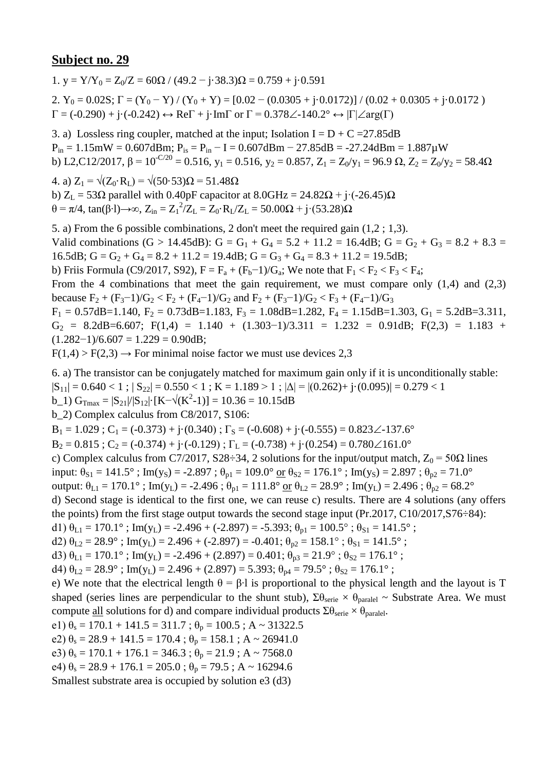## Subject no. 29

1. $y = Y/Y_0 = Z_0/Z = 60\Omega \,/\, (49.2 - j\cdot 38.3)\Omega = 0.759 + j\cdot 0.591$

2. $Y_0 = 0.02S$; $\Gamma = (Y_0 - Y) / (Y_0 + Y) = [0.02 - (0.0305 + j\cdot 0.0172)] / (0.02 + 0.0305 + j\cdot 0.0172)$
$\Gamma = (-0.290) + j\cdot(-0.242) \leftrightarrow \text{Re}\Gamma + j\cdot\text{Im}\Gamma$ or $\Gamma = 0.378\angle{-140.2°} \leftrightarrow |\Gamma|\angle\arg(\Gamma)$

3. a) Lossless ring coupler, matched at the input; Isolation I = D + C =27.85dB
$P_{in} = 1.15\text{mW} = 0.607\text{dBm}$; $P_{is} = P_{in} - I = 0.607\text{dBm} - 27.85\text{dB} = -27.24\text{dBm} = 1.887\mu\text{W}$
b) L2,C12/2017, $\beta = 10^{-C/20} = 0.516$, $y_1 = 0.516$, $y_2 = 0.857$, $Z_1 = Z_0/y_1 = 96.9\ \Omega$, $Z_2 = Z_0/y_2 = 58.4\Omega$

4. a) $Z_1 = \sqrt{(Z_0\cdot R_L)} = \sqrt{(50\cdot 53)}\Omega = 51.48\Omega$
b) $Z_L = 53\Omega$ parallel with 0.40pF capacitor at 8.0GHz $= 24.82\Omega + j\cdot(-26.45)\Omega$
$\theta = \pi/4$, $\tan(\beta\cdot l)\to\infty$, $Z_{in} = Z_1^2/Z_L = Z_0\cdot R_L/Z_L = 50.00\Omega + j\cdot(53.28)\Omega$

5. a) From the 6 possible combinations, 2 don't meet the required gain (1,2 ; 1,3).
Valid combinations (G > 14.45dB): $G = G_1 + G_4 = 5.2 + 11.2 = 16.4\text{dB}$; $G = G_2 + G_3 = 8.2 + 8.3 = 16.5\text{dB}$; $G = G_2 + G_4 = 8.2 + 11.2 = 19.4\text{dB}$; $G = G_3 + G_4 = 8.3 + 11.2 = 19.5\text{dB}$;
b) Friis Formula (C9/2017, S92), $F = F_a + (F_b-1)/G_a$; We note that $F_1 < F_2 < F_3 < F_4$;
From the 4 combinations that meet the gain requirement, we must compare only (1,4) and (2,3) because $F_2 + (F_3-1)/G_2 < F_2 + (F_4-1)/G_2$ and $F_2 + (F_3-1)/G_2 < F_3 + (F_4-1)/G_3$
$F_1 = 0.57\text{dB}=1.140$, $F_2 = 0.73\text{dB}=1.183$, $F_3 = 1.08\text{dB}=1.282$, $F_4 = 1.15\text{dB}=1.303$, $G_1 = 5.2\text{dB}=3.311$, $G_2 = 8.2\text{dB}=6.607$; $F(1,4) = 1.140 + (1.303-1)/3.311 = 1.232 = 0.91\text{dB}$; $F(2,3) = 1.183 + (1.282-1)/6.607 = 1.229 = 0.90\text{dB}$;
$F(1,4) > F(2,3) \to$ For minimal noise factor we must use devices 2,3

6. a) The transistor can be conjugately matched for maximum gain only if it is unconditionally stable:
$|S_{11}| = 0.640 < 1$ ; $|S_{22}| = 0.550 < 1$ ; $K = 1.189 > 1$ ; $|\Delta| = |(0.262)+ j\cdot(0.095)| = 0.279 < 1$
b_1) $G_{Tmax} = |S_{21}|/|S_{12}|\cdot[K-\sqrt{(K^2-1)}] = 10.36 = 10.15\text{dB}$
b_2) Complex calculus from C8/2017, S106:
$B_1 = 1.029$ ; $C_1 = (-0.373) + j\cdot(0.340)$ ; $\Gamma_S = (-0.608) + j\cdot(-0.555) = 0.823\angle{-137.6°}$
$B_2 = 0.815$ ; $C_2 = (-0.374) + j\cdot(-0.129)$ ; $\Gamma_L = (-0.738) + j\cdot(0.254) = 0.780\angle{161.0°}$
c) Complex calculus from C7/2017, S28÷34, 2 solutions for the input/output match, $Z_0 = 50\Omega$ lines
input: $\theta_{S1} = 141.5°$ ; $\text{Im}(y_S) = -2.897$ ; $\theta_{p1} = 109.0°$ <u>or</u> $\theta_{S2} = 176.1°$ ; $\text{Im}(y_S) = 2.897$ ; $\theta_{p2} = 71.0°$
output: $\theta_{L1} = 170.1°$ ; $\text{Im}(y_L) = -2.496$ ; $\theta_{p1} = 111.8°$ <u>or</u> $\theta_{L2} = 28.9°$ ; $\text{Im}(y_L) = 2.496$ ; $\theta_{p2} = 68.2°$
d) Second stage is identical to the first one, we can reuse c) results. There are 4 solutions (any offers the points) from the first stage output towards the second stage input (Pr.2017, C10/2017,S76÷84):
d1) $\theta_{L1} = 170.1°$ ; $\text{Im}(y_L) = -2.496 + (-2.897) = -5.393$; $\theta_{p1} = 100.5°$ ; $\theta_{S1} = 141.5°$ ;
d2) $\theta_{L2} = 28.9°$ ; $\text{Im}(y_L) = 2.496 + (-2.897) = -0.401$; $\theta_{p2} = 158.1°$ ; $\theta_{S1} = 141.5°$ ;
d3) $\theta_{L1} = 170.1°$ ; $\text{Im}(y_L) = -2.496 + (2.897) = 0.401$; $\theta_{p3} = 21.9°$ ; $\theta_{S2} = 176.1°$ ;
d4) $\theta_{L2} = 28.9°$ ; $\text{Im}(y_L) = 2.496 + (2.897) = 5.393$; $\theta_{p4} = 79.5°$ ; $\theta_{S2} = 176.1°$ ;
e) We note that the electrical length $\theta = \beta\cdot l$ is proportional to the physical length and the layout is T shaped (series lines are perpendicular to the shunt stub), $\Sigma\theta_{serie} \times \theta_{paralel} \sim$ Substrate Area. We must compute <u>all</u> solutions for d) and compare individual products $\Sigma\theta_{serie} \times \theta_{paralel}$.
e1) $\theta_s = 170.1 + 141.5 = 311.7$ ; $\theta_p = 100.5$ ; $A \sim 31322.5$
e2) $\theta_s = 28.9 + 141.5 = 170.4$ ; $\theta_p = 158.1$ ; $A \sim 26941.0$
e3) $\theta_s = 170.1 + 176.1 = 346.3$ ; $\theta_p = 21.9$ ; $A \sim 7568.0$
e4) $\theta_s = 28.9 + 176.1 = 205.0$ ; $\theta_p = 79.5$ ; $A \sim 16294.6$
Smallest substrate area is occupied by solution e3 (d3)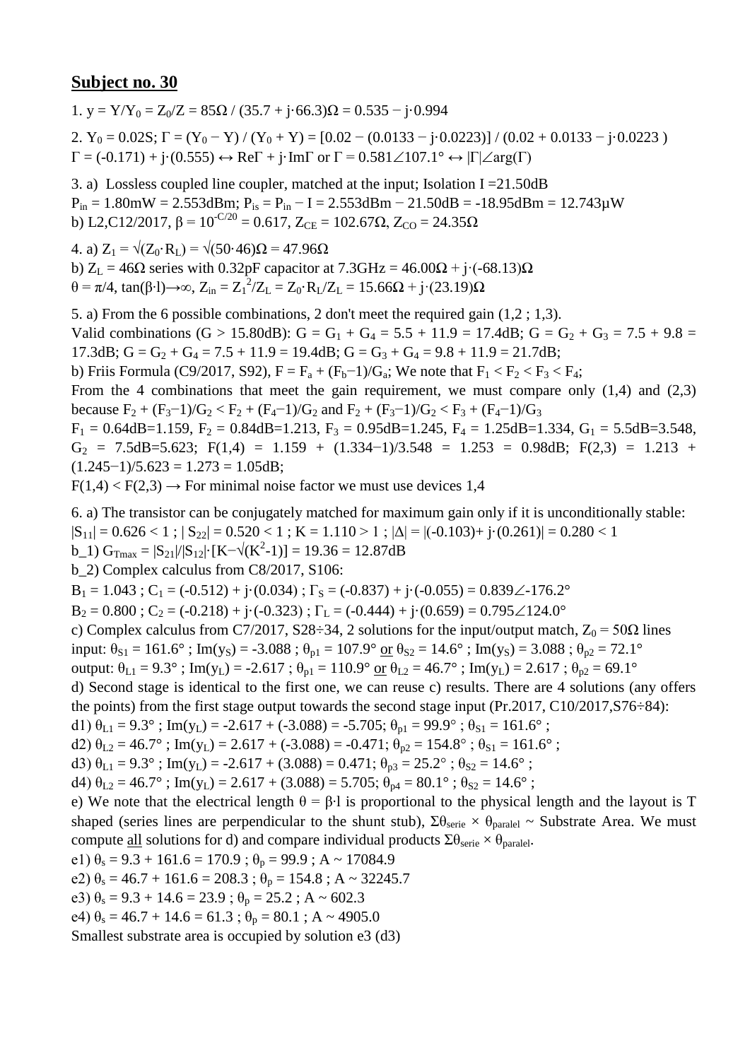## Subject no. 30

1. $y = Y/Y_0 = Z_0/Z = 85\Omega$ / $(35.7 + j\cdot 66.3)\Omega = 0.535 - j\cdot 0.994$

2. $Y_0 = 0.02S$; $\Gamma = (Y_0 - Y) / (Y_0 + Y) = [0.02 - (0.0133 - j\cdot 0.0223)] / (0.02 + 0.0133 - j\cdot 0.0223)$
$\Gamma = (-0.171) + j\cdot(0.555) \leftrightarrow \text{Re}\Gamma + j\cdot\text{Im}\Gamma$ or $\Gamma = 0.581\angle 107.1° \leftrightarrow |\Gamma|\angle\arg(\Gamma)$

3. a) Lossless coupled line coupler, matched at the input; Isolation I =21.50dB
$P_{in} = 1.80\text{mW} = 2.553\text{dBm}$; $P_{is} = P_{in} - I = 2.553\text{dBm} - 21.50\text{dB} = -18.95\text{dBm} = 12.743\mu\text{W}$
b) L2,C12/2017, $\beta = 10^{-C/20} = 0.617$, $Z_{CE} = 102.67\Omega$, $Z_{CO} = 24.35\Omega$

4. a) $Z_1 = \sqrt{(Z_0\cdot R_L)} = \sqrt{(50\cdot 46)}\Omega = 47.96\Omega$
b) $Z_L = 46\Omega$ series with 0.32pF capacitor at 7.3GHz $= 46.00\Omega + j\cdot(-68.13)\Omega$
$\theta = \pi/4$, $\tan(\beta\cdot l)\rightarrow\infty$, $Z_{in} = Z_1^2/Z_L = Z_0\cdot R_L/Z_L = 15.66\Omega + j\cdot(23.19)\Omega$

5. a) From the 6 possible combinations, 2 don't meet the required gain (1,2 ; 1,3).
Valid combinations (G > 15.80dB): $G = G_1 + G_4 = 5.5 + 11.9 = 17.4\text{dB}$; $G = G_2 + G_3 = 7.5 + 9.8 = 17.3\text{dB}$; $G = G_2 + G_4 = 7.5 + 11.9 = 19.4\text{dB}$; $G = G_3 + G_4 = 9.8 + 11.9 = 21.7\text{dB}$;
b) Friis Formula (C9/2017, S92), $F = F_a + (F_b-1)/G_a$; We note that $F_1 < F_2 < F_3 < F_4$;
From the 4 combinations that meet the gain requirement, we must compare only (1,4) and (2,3) because $F_2 + (F_3-1)/G_2 < F_2 + (F_4-1)/G_2$ and $F_2 + (F_3-1)/G_2 < F_3 + (F_4-1)/G_3$
$F_1 = 0.64\text{dB}=1.159$, $F_2 = 0.84\text{dB}=1.213$, $F_3 = 0.95\text{dB}=1.245$, $F_4 = 1.25\text{dB}=1.334$, $G_1 = 5.5\text{dB}=3.548$, $G_2 = 7.5\text{dB}=5.623$; $F(1,4) = 1.159 + (1.334-1)/3.548 = 1.253 = 0.98\text{dB}$; $F(2,3) = 1.213 + (1.245-1)/5.623 = 1.273 = 1.05\text{dB}$;
$F(1,4) < F(2,3) \rightarrow$ For minimal noise factor we must use devices 1,4

6. a) The transistor can be conjugately matched for maximum gain only if it is unconditionally stable:
$|S_{11}| = 0.626 < 1$ ; $|S_{22}| = 0.520 < 1$ ; $K = 1.110 > 1$ ; $|\Delta| = |(-0.103)+ j\cdot(0.261)| = 0.280 < 1$
b_1) $G_{Tmax} = |S_{21}|/|S_{12}|\cdot[K-\sqrt{(K^2-1)}] = 19.36 = 12.87\text{dB}$
b_2) Complex calculus from C8/2017, S106:
$B_1 = 1.043$ ; $C_1 = (-0.512) + j\cdot(0.034)$ ; $\Gamma_S = (-0.837) + j\cdot(-0.055) = 0.839\angle -176.2°$
$B_2 = 0.800$ ; $C_2 = (-0.218) + j\cdot(-0.323)$ ; $\Gamma_L = (-0.444) + j\cdot(0.659) = 0.795\angle 124.0°$
c) Complex calculus from C7/2017, S28÷34, 2 solutions for the input/output match, $Z_0 = 50\Omega$ lines
input: $\theta_{S1} = 161.6°$ ; $\text{Im}(y_S) = -3.088$ ; $\theta_{p1} = 107.9°$ <u>or</u> $\theta_{S2} = 14.6°$ ; $\text{Im}(y_S) = 3.088$ ; $\theta_{p2} = 72.1°$
output: $\theta_{L1} = 9.3°$ ; $\text{Im}(y_L) = -2.617$ ; $\theta_{p1} = 110.9°$ <u>or</u> $\theta_{L2} = 46.7°$ ; $\text{Im}(y_L) = 2.617$ ; $\theta_{p2} = 69.1°$
d) Second stage is identical to the first one, we can reuse c) results. There are 4 solutions (any offers the points) from the first stage output towards the second stage input (Pr.2017, C10/2017,S76÷84):
d1) $\theta_{L1} = 9.3°$ ; $\text{Im}(y_L) = -2.617 + (-3.088) = -5.705$; $\theta_{p1} = 99.9°$ ; $\theta_{S1} = 161.6°$ ;
d2) $\theta_{L2} = 46.7°$ ; $\text{Im}(y_L) = 2.617 + (-3.088) = -0.471$; $\theta_{p2} = 154.8°$ ; $\theta_{S1} = 161.6°$ ;
d3) $\theta_{L1} = 9.3°$ ; $\text{Im}(y_L) = -2.617 + (3.088) = 0.471$; $\theta_{p3} = 25.2°$ ; $\theta_{S2} = 14.6°$ ;
d4) $\theta_{L2} = 46.7°$ ; $\text{Im}(y_L) = 2.617 + (3.088) = 5.705$; $\theta_{p4} = 80.1°$ ; $\theta_{S2} = 14.6°$ ;
e) We note that the electrical length $\theta = \beta\cdot l$ is proportional to the physical length and the layout is T shaped (series lines are perpendicular to the shunt stub), $\Sigma\theta_{serie} \times \theta_{paralel}$ ~ Substrate Area. We must compute <u>all</u> solutions for d) and compare individual products $\Sigma\theta_{serie} \times \theta_{paralel}$.
e1) $\theta_s = 9.3 + 161.6 = 170.9$ ; $\theta_p = 99.9$ ; A ~ 17084.9
e2) $\theta_s = 46.7 + 161.6 = 208.3$ ; $\theta_p = 154.8$ ; A ~ 32245.7
e3) $\theta_s = 9.3 + 14.6 = 23.9$ ; $\theta_p = 25.2$ ; A ~ 602.3
e4) $\theta_s = 46.7 + 14.6 = 61.3$ ; $\theta_p = 80.1$ ; A ~ 4905.0
Smallest substrate area is occupied by solution e3 (d3)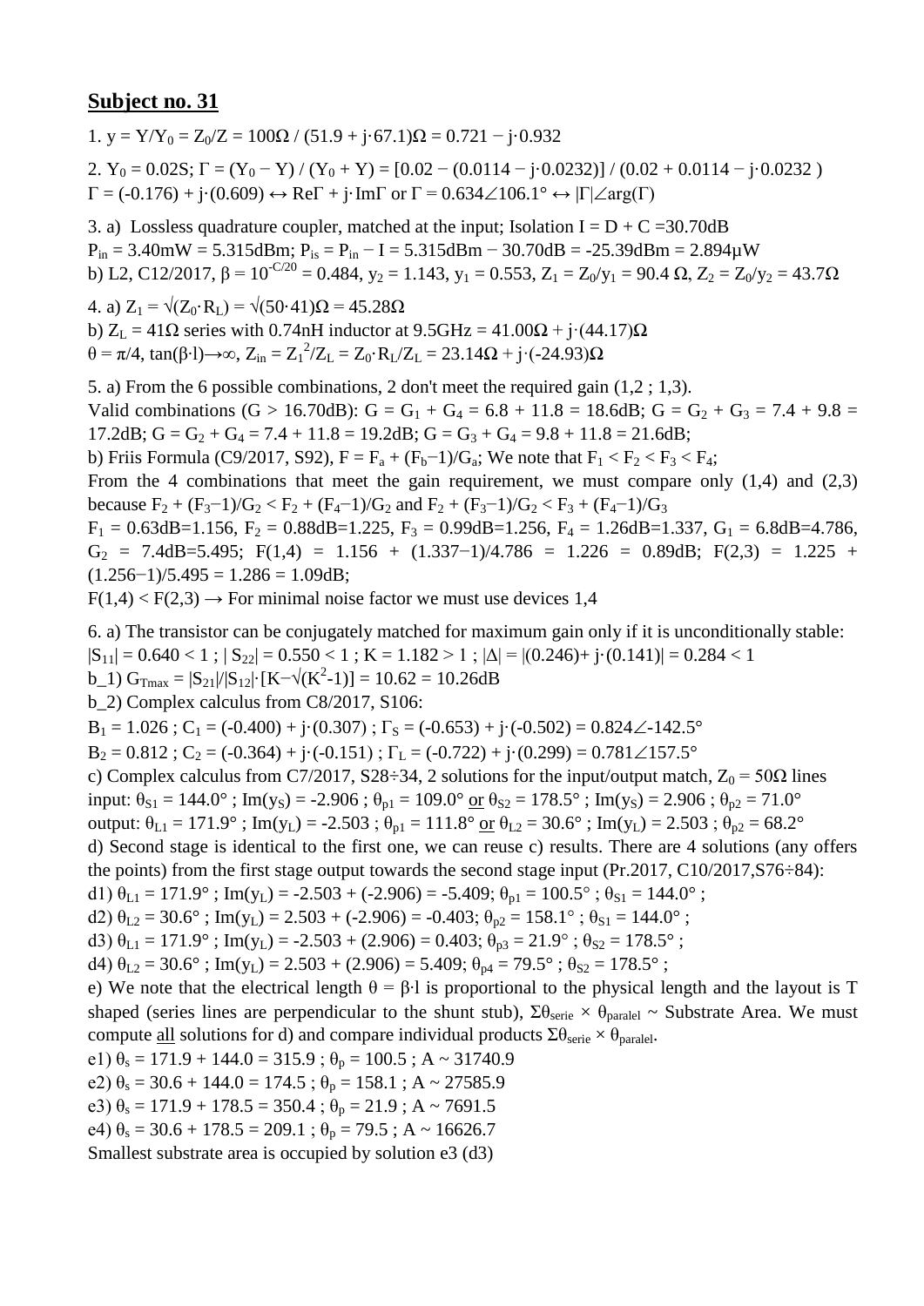## Subject no. 31

1. $y = Y/Y_0 = Z_0/Z = 100\Omega / (51.9 + j\cdot 67.1)\Omega = 0.721 - j\cdot 0.932$

2. $Y_0 = 0.02S$; $\Gamma = (Y_0 - Y) / (Y_0 + Y) = [0.02 - (0.0114 - j\cdot 0.0232)] / (0.02 + 0.0114 - j\cdot 0.0232)$
$\Gamma = (-0.176) + j\cdot(0.609) \leftrightarrow \text{Re}\Gamma + j\cdot\text{Im}\Gamma$ or $\Gamma = 0.634\angle 106.1° \leftrightarrow |\Gamma|\angle\arg(\Gamma)$

3. a) Lossless quadrature coupler, matched at the input; Isolation $I = D + C = 30.70\text{dB}$
$P_{in} = 3.40\text{mW} = 5.315\text{dBm}$; $P_{is} = P_{in} - I = 5.315\text{dBm} - 30.70\text{dB} = -25.39\text{dBm} = 2.894\mu\text{W}$
b) L2, C12/2017, $\beta = 10^{-C/20} = 0.484$, $y_2 = 1.143$, $y_1 = 0.553$, $Z_1 = Z_0/y_1 = 90.4\ \Omega$, $Z_2 = Z_0/y_2 = 43.7\Omega$

4. a) $Z_1 = \sqrt{(Z_0\cdot R_L)} = \sqrt{(50\cdot 41)}\Omega = 45.28\Omega$
b) $Z_L = 41\Omega$ series with 0.74nH inductor at 9.5GHz $= 41.00\Omega + j\cdot(44.17)\Omega$
$\theta = \pi/4$, $\tan(\beta\cdot l)\rightarrow\infty$, $Z_{in} = Z_1^2/Z_L = Z_0\cdot R_L/Z_L = 23.14\Omega + j\cdot(-24.93)\Omega$

5. a) From the 6 possible combinations, 2 don't meet the required gain (1,2 ; 1,3).
Valid combinations (G > 16.70dB): $G = G_1 + G_4 = 6.8 + 11.8 = 18.6\text{dB}$; $G = G_2 + G_3 = 7.4 + 9.8 = 17.2\text{dB}$; $G = G_2 + G_4 = 7.4 + 11.8 = 19.2\text{dB}$; $G = G_3 + G_4 = 9.8 + 11.8 = 21.6\text{dB}$;
b) Friis Formula (C9/2017, S92), $F = F_a + (F_b-1)/G_a$; We note that $F_1 < F_2 < F_3 < F_4$;
From the 4 combinations that meet the gain requirement, we must compare only (1,4) and (2,3) because $F_2 + (F_3-1)/G_2 < F_2 + (F_4-1)/G_2$ and $F_2 + (F_3-1)/G_2 < F_3 + (F_4-1)/G_3$
$F_1 = 0.63\text{dB}=1.156$, $F_2 = 0.88\text{dB}=1.225$, $F_3 = 0.99\text{dB}=1.256$, $F_4 = 1.26\text{dB}=1.337$, $G_1 = 6.8\text{dB}=4.786$, $G_2 = 7.4\text{dB}=5.495$; $F(1,4) = 1.156 + (1.337-1)/4.786 = 1.226 = 0.89\text{dB}$; $F(2,3) = 1.225 + (1.256-1)/5.495 = 1.286 = 1.09\text{dB}$;
$F(1,4) < F(2,3) \rightarrow$ For minimal noise factor we must use devices 1,4

6. a) The transistor can be conjugately matched for maximum gain only if it is unconditionally stable:
$|S_{11}| = 0.640 < 1$ ; $|S_{22}| = 0.550 < 1$ ; $K = 1.182 > 1$ ; $|\Delta| = |(0.246)+ j\cdot(0.141)| = 0.284 < 1$
b_1) $G_{Tmax} = |S_{21}|/|S_{12}|\cdot[K-\sqrt{(K^2-1)}] = 10.62 = 10.26\text{dB}$
b_2) Complex calculus from C8/2017, S106:
$B_1 = 1.026$ ; $C_1 = (-0.400) + j\cdot(0.307)$ ; $\Gamma_S = (-0.653) + j\cdot(-0.502) = 0.824\angle{-142.5°}$
$B_2 = 0.812$ ; $C_2 = (-0.364) + j\cdot(-0.151)$ ; $\Gamma_L = (-0.722) + j\cdot(0.299) = 0.781\angle 157.5°$
c) Complex calculus from C7/2017, S28÷34, 2 solutions for the input/output match, $Z_0 = 50\Omega$ lines
input: $\theta_{S1} = 144.0°$ ; $\text{Im}(y_S) = -2.906$ ; $\theta_{p1} = 109.0°$ or $\theta_{S2} = 178.5°$ ; $\text{Im}(y_S) = 2.906$ ; $\theta_{p2} = 71.0°$
output: $\theta_{L1} = 171.9°$ ; $\text{Im}(y_L) = -2.503$ ; $\theta_{p1} = 111.8°$ or $\theta_{L2} = 30.6°$ ; $\text{Im}(y_L) = 2.503$ ; $\theta_{p2} = 68.2°$
d) Second stage is identical to the first one, we can reuse c) results. There are 4 solutions (any offers the points) from the first stage output towards the second stage input (Pr.2017, C10/2017,S76÷84):
d1) $\theta_{L1} = 171.9°$ ; $\text{Im}(y_L) = -2.503 + (-2.906) = -5.409$; $\theta_{p1} = 100.5°$ ; $\theta_{S1} = 144.0°$ ;
d2) $\theta_{L2} = 30.6°$ ; $\text{Im}(y_L) = 2.503 + (-2.906) = -0.403$; $\theta_{p2} = 158.1°$ ; $\theta_{S1} = 144.0°$ ;
d3) $\theta_{L1} = 171.9°$ ; $\text{Im}(y_L) = -2.503 + (2.906) = 0.403$; $\theta_{p3} = 21.9°$ ; $\theta_{S2} = 178.5°$ ;
d4) $\theta_{L2} = 30.6°$ ; $\text{Im}(y_L) = 2.503 + (2.906) = 5.409$; $\theta_{p4} = 79.5°$ ; $\theta_{S2} = 178.5°$ ;
e) We note that the electrical length $\theta = \beta\cdot l$ is proportional to the physical length and the layout is T shaped (series lines are perpendicular to the shunt stub), $\Sigma\theta_{serie} \times \theta_{paralel} \sim$ Substrate Area. We must compute all solutions for d) and compare individual products $\Sigma\theta_{serie} \times \theta_{paralel}$.
e1) $\theta_s = 171.9 + 144.0 = 315.9$ ; $\theta_p = 100.5$ ; $A \sim 31740.9$
e2) $\theta_s = 30.6 + 144.0 = 174.5$ ; $\theta_p = 158.1$ ; $A \sim 27585.9$
e3) $\theta_s = 171.9 + 178.5 = 350.4$ ; $\theta_p = 21.9$ ; $A \sim 7691.5$
e4) $\theta_s = 30.6 + 178.5 = 209.1$ ; $\theta_p = 79.5$ ; $A \sim 16626.7$
Smallest substrate area is occupied by solution e3 (d3)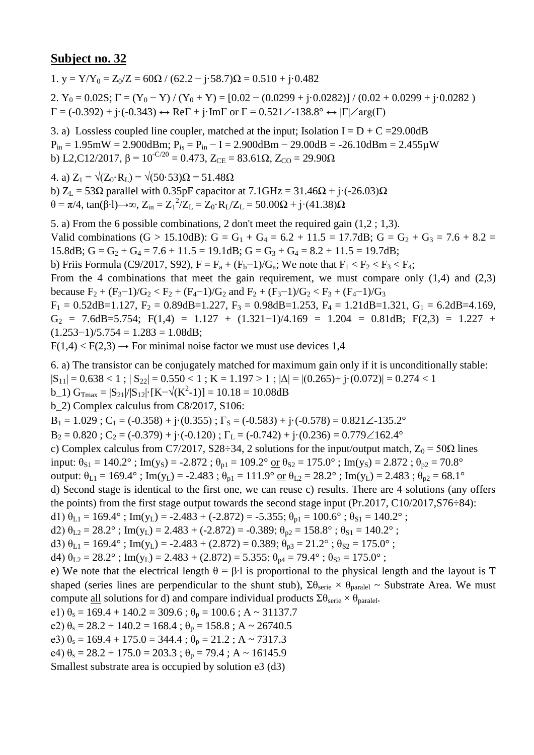## Subject no. 32

1. $y = Y/Y_0 = Z_0/Z = 60\Omega / (62.2 - j\cdot 58.7)\Omega = 0.510 + j\cdot 0.482$

2. $Y_0 = 0.02S$; $\Gamma = (Y_0 - Y) / (Y_0 + Y) = [0.02 - (0.0299 + j\cdot 0.0282)] / (0.02 + 0.0299 + j\cdot 0.0282)$
$\Gamma = (-0.392) + j\cdot(-0.343) \leftrightarrow \mathrm{Re}\Gamma + j\cdot \mathrm{Im}\Gamma$ or $\Gamma = 0.521\angle{-138.8°} \leftrightarrow |\Gamma|\angle\arg(\Gamma)$

3. a) Lossless coupled line coupler, matched at the input; Isolation $I = D + C = 29.00dB$
$P_{in} = 1.95mW = 2.900dBm$; $P_{is} = P_{in} - I = 2.900dBm - 29.00dB = -26.10dBm = 2.455\mu W$
b) L2,C12/2017, $\beta = 10^{-C/20} = 0.473$, $Z_{CE} = 83.61\Omega$, $Z_{CO} = 29.90\Omega$

4. a) $Z_1 = \sqrt{(Z_0\cdot R_L)} = \sqrt{(50\cdot 53)}\Omega = 51.48\Omega$
b) $Z_L = 53\Omega$ parallel with 0.35pF capacitor at 7.1GHz $= 31.46\Omega + j\cdot(-26.03)\Omega$
$\theta = \pi/4$, $\tan(\beta\cdot l)\rightarrow\infty$, $Z_{in} = Z_1^2/Z_L = Z_0\cdot R_L/Z_L = 50.00\Omega + j\cdot(41.38)\Omega$

5. a) From the 6 possible combinations, 2 don't meet the required gain (1,2 ; 1,3).
Valid combinations ($G > 15.10dB$): $G = G_1 + G_4 = 6.2 + 11.5 = 17.7dB$; $G = G_2 + G_3 = 7.6 + 8.2 = 15.8dB$; $G = G_2 + G_4 = 7.6 + 11.5 = 19.1dB$; $G = G_3 + G_4 = 8.2 + 11.5 = 19.7dB$;
b) Friis Formula (C9/2017, S92), $F = F_a + (F_b-1)/G_a$; We note that $F_1 < F_2 < F_3 < F_4$;
From the 4 combinations that meet the gain requirement, we must compare only (1,4) and (2,3) because $F_2 + (F_3-1)/G_2 < F_2 + (F_4-1)/G_2$ and $F_2 + (F_3-1)/G_2 < F_3 + (F_4-1)/G_3$
$F_1 = 0.52dB=1.127$, $F_2 = 0.89dB=1.227$, $F_3 = 0.98dB=1.253$, $F_4 = 1.21dB=1.321$, $G_1 = 6.2dB=4.169$, $G_2 = 7.6dB=5.754$; $F(1,4) = 1.127 + (1.321-1)/4.169 = 1.204 = 0.81dB$; $F(2,3) = 1.227 + (1.253-1)/5.754 = 1.283 = 1.08dB$;
$F(1,4) < F(2,3) \rightarrow$ For minimal noise factor we must use devices 1,4

6. a) The transistor can be conjugately matched for maximum gain only if it is unconditionally stable:
$|S_{11}| = 0.638 < 1$ ; $|S_{22}| = 0.550 < 1$ ; $K = 1.197 > 1$ ; $|\Delta| = |(0.265)+ j\cdot(0.072)| = 0.274 < 1$
b_1) $G_{Tmax} = |S_{21}|/|S_{12}|\cdot[K-\sqrt{(K^2-1)}] = 10.18 = 10.08dB$
b_2) Complex calculus from C8/2017, S106:
$B_1 = 1.029$ ; $C_1 = (-0.358) + j\cdot(0.355)$ ; $\Gamma_S = (-0.583) + j\cdot(-0.578) = 0.821\angle{-135.2°}$
$B_2 = 0.820$ ; $C_2 = (-0.379) + j\cdot(-0.120)$ ; $\Gamma_L = (-0.742) + j\cdot(0.236) = 0.779\angle{162.4°}$
c) Complex calculus from C7/2017, S28÷34, 2 solutions for the input/output match, $Z_0 = 50\Omega$ lines
input: $\theta_{S1} = 140.2°$ ; $\mathrm{Im}(y_S) = -2.872$ ; $\theta_{p1} = 109.2°$ <u>or</u> $\theta_{S2} = 175.0°$ ; $\mathrm{Im}(y_S) = 2.872$ ; $\theta_{p2} = 70.8°$
output: $\theta_{L1} = 169.4°$ ; $\mathrm{Im}(y_L) = -2.483$ ; $\theta_{p1} = 111.9°$ <u>or</u> $\theta_{L2} = 28.2°$ ; $\mathrm{Im}(y_L) = 2.483$ ; $\theta_{p2} = 68.1°$
d) Second stage is identical to the first one, we can reuse c) results. There are 4 solutions (any offers the points) from the first stage output towards the second stage input (Pr.2017, C10/2017,S76÷84):
d1) $\theta_{L1} = 169.4°$ ; $\mathrm{Im}(y_L) = -2.483 + (-2.872) = -5.355$; $\theta_{p1} = 100.6°$ ; $\theta_{S1} = 140.2°$ ;
d2) $\theta_{L2} = 28.2°$ ; $\mathrm{Im}(y_L) = 2.483 + (-2.872) = -0.389$; $\theta_{p2} = 158.8°$ ; $\theta_{S1} = 140.2°$ ;
d3) $\theta_{L1} = 169.4°$ ; $\mathrm{Im}(y_L) = -2.483 + (2.872) = 0.389$; $\theta_{p3} = 21.2°$ ; $\theta_{S2} = 175.0°$ ;
d4) $\theta_{L2} = 28.2°$ ; $\mathrm{Im}(y_L) = 2.483 + (2.872) = 5.355$; $\theta_{p4} = 79.4°$ ; $\theta_{S2} = 175.0°$ ;
e) We note that the electrical length $\theta = \beta\cdot l$ is proportional to the physical length and the layout is T shaped (series lines are perpendicular to the shunt stub), $\Sigma\theta_{serie} \times \theta_{paralel}$ ~ Substrate Area. We must compute <u>all</u> solutions for d) and compare individual products $\Sigma\theta_{serie} \times \theta_{paralel}$.
e1) $\theta_s = 169.4 + 140.2 = 309.6$ ; $\theta_p = 100.6$ ; A ~ 31137.7
e2) $\theta_s = 28.2 + 140.2 = 168.4$ ; $\theta_p = 158.8$ ; A ~ 26740.5
e3) $\theta_s = 169.4 + 175.0 = 344.4$ ; $\theta_p = 21.2$ ; A ~ 7317.3
e4) $\theta_s = 28.2 + 175.0 = 203.3$ ; $\theta_p = 79.4$ ; A ~ 16145.9
Smallest substrate area is occupied by solution e3 (d3)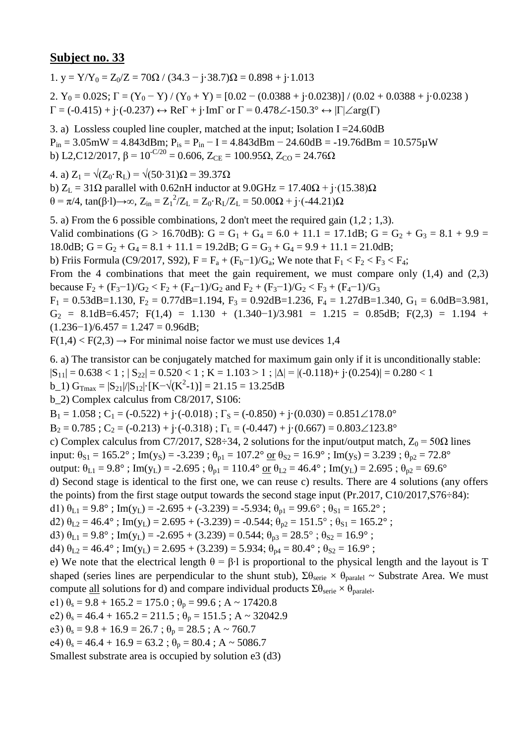## Subject no. 33

1. $y = Y/Y_0 = Z_0/Z = 70\Omega / (34.3 - j\cdot 38.7)\Omega = 0.898 + j\cdot 1.013$

2. $Y_0 = 0.02S$; $\Gamma = (Y_0 - Y) / (Y_0 + Y) = [0.02 - (0.0388 + j\cdot 0.0238)] / (0.02 + 0.0388 + j\cdot 0.0238)$
$\Gamma = (-0.415) + j\cdot(-0.237) \leftrightarrow \text{Re}\Gamma + j\cdot \text{Im}\Gamma$ or $\Gamma = 0.478\angle{-150.3°} \leftrightarrow |\Gamma|\angle\arg(\Gamma)$

3. a) Lossless coupled line coupler, matched at the input; Isolation I =24.60dB
$P_{in} = 3.05\text{mW} = 4.843\text{dBm}$; $P_{is} = P_{in} - I = 4.843\text{dBm} - 24.60\text{dB} = -19.76\text{dBm} = 10.575\mu\text{W}$
b) L2,C12/2017, $\beta = 10^{-C/20} = 0.606$, $Z_{CE} = 100.95\Omega$, $Z_{CO} = 24.76\Omega$

4. a) $Z_1 = \sqrt{Z_0 \cdot R_L} = \sqrt{50 \cdot 31}\Omega = 39.37\Omega$
b) $Z_L = 31\Omega$ parallel with 0.62nH inductor at 9.0GHz = $17.40\Omega + j\cdot(15.38)\Omega$
$\theta = \pi/4$, $\tan(\beta\cdot l)\rightarrow\infty$, $Z_{in} = Z_1^2/Z_L = Z_0 \cdot R_L/Z_L = 50.00\Omega + j\cdot(-44.21)\Omega$

5. a) From the 6 possible combinations, 2 don't meet the required gain (1,2 ; 1,3).
Valid combinations (G > 16.70dB): $G = G_1 + G_4 = 6.0 + 11.1 = 17.1\text{dB}$; $G = G_2 + G_3 = 8.1 + 9.9 = 18.0\text{dB}$; $G = G_2 + G_4 = 8.1 + 11.1 = 19.2\text{dB}$; $G = G_3 + G_4 = 9.9 + 11.1 = 21.0\text{dB}$;
b) Friis Formula (C9/2017, S92), $F = F_a + (F_b - 1)/G_a$; We note that $F_1 < F_2 < F_3 < F_4$;
From the 4 combinations that meet the gain requirement, we must compare only (1,4) and (2,3) because $F_2 + (F_3-1)/G_2 < F_2 + (F_4-1)/G_2$ and $F_2 + (F_3-1)/G_2 < F_3 + (F_4-1)/G_3$
$F_1 = 0.53\text{dB} = 1.130$, $F_2 = 0.77\text{dB} = 1.194$, $F_3 = 0.92\text{dB} = 1.236$, $F_4 = 1.27\text{dB} = 1.340$, $G_1 = 6.0\text{dB} = 3.981$, $G_2 = 8.1\text{dB} = 6.457$; $F(1,4) = 1.130 + (1.340-1)/3.981 = 1.215 = 0.85\text{dB}$; $F(2,3) = 1.194 + (1.236-1)/6.457 = 1.247 = 0.96\text{dB}$;
$F(1,4) < F(2,3) \rightarrow$ For minimal noise factor we must use devices 1,4

6. a) The transistor can be conjugately matched for maximum gain only if it is unconditionally stable:
$|S_{11}| = 0.638 < 1$ ; $|S_{22}| = 0.520 < 1$ ; $K = 1.103 > 1$ ; $|\Delta| = |(-0.118) + j\cdot(0.254)| = 0.280 < 1$
b_1) $G_{Tmax} = |S_{21}|/|S_{12}|\cdot[K - \sqrt{K^2-1}] = 21.15 = 13.25\text{dB}$
b_2) Complex calculus from C8/2017, S106:
$B_1 = 1.058$ ; $C_1 = (-0.522) + j\cdot(-0.018)$ ; $\Gamma_S = (-0.850) + j\cdot(0.030) = 0.851\angle 178.0°$
$B_2 = 0.785$ ; $C_2 = (-0.213) + j\cdot(-0.318)$ ; $\Gamma_L = (-0.447) + j\cdot(0.667) = 0.803\angle 123.8°$
c) Complex calculus from C7/2017, S28÷34, 2 solutions for the input/output match, $Z_0 = 50\Omega$ lines
input: $\theta_{S1} = 165.2°$ ; $\text{Im}(y_S) = -3.239$ ; $\theta_{p1} = 107.2°$ <u>or</u> $\theta_{S2} = 16.9°$ ; $\text{Im}(y_S) = 3.239$ ; $\theta_{p2} = 72.8°$
output: $\theta_{L1} = 9.8°$ ; $\text{Im}(y_L) = -2.695$ ; $\theta_{p1} = 110.4°$ <u>or</u> $\theta_{L2} = 46.4°$ ; $\text{Im}(y_L) = 2.695$ ; $\theta_{p2} = 69.6°$
d) Second stage is identical to the first one, we can reuse c) results. There are 4 solutions (any offers the points) from the first stage output towards the second stage input (Pr.2017, C10/2017,S76÷84):
d1) $\theta_{L1} = 9.8°$ ; $\text{Im}(y_L) = -2.695 + (-3.239) = -5.934$; $\theta_{p1} = 99.6°$ ; $\theta_{S1} = 165.2°$ ;
d2) $\theta_{L2} = 46.4°$ ; $\text{Im}(y_L) = 2.695 + (-3.239) = -0.544$; $\theta_{p2} = 151.5°$ ; $\theta_{S1} = 165.2°$ ;
d3) $\theta_{L1} = 9.8°$ ; $\text{Im}(y_L) = -2.695 + (3.239) = 0.544$; $\theta_{p3} = 28.5°$ ; $\theta_{S2} = 16.9°$ ;
d4) $\theta_{L2} = 46.4°$ ; $\text{Im}(y_L) = 2.695 + (3.239) = 5.934$; $\theta_{p4} = 80.4°$ ; $\theta_{S2} = 16.9°$ ;
e) We note that the electrical length $\theta = \beta\cdot l$ is proportional to the physical length and the layout is T shaped (series lines are perpendicular to the shunt stub), $\Sigma\theta_{serie} \times \theta_{paralel} \sim$ Substrate Area. We must compute <u>all</u> solutions for d) and compare individual products $\Sigma\theta_{serie} \times \theta_{paralel}$.
e1) $\theta_s = 9.8 + 165.2 = 175.0$ ; $\theta_p = 99.6$ ; $A \sim 17420.8$
e2) $\theta_s = 46.4 + 165.2 = 211.5$ ; $\theta_p = 151.5$ ; $A \sim 32042.9$
e3) $\theta_s = 9.8 + 16.9 = 26.7$ ; $\theta_p = 28.5$ ; $A \sim 760.7$
e4) $\theta_s = 46.4 + 16.9 = 63.2$ ; $\theta_p = 80.4$ ; $A \sim 5086.7$
Smallest substrate area is occupied by solution e3 (d3)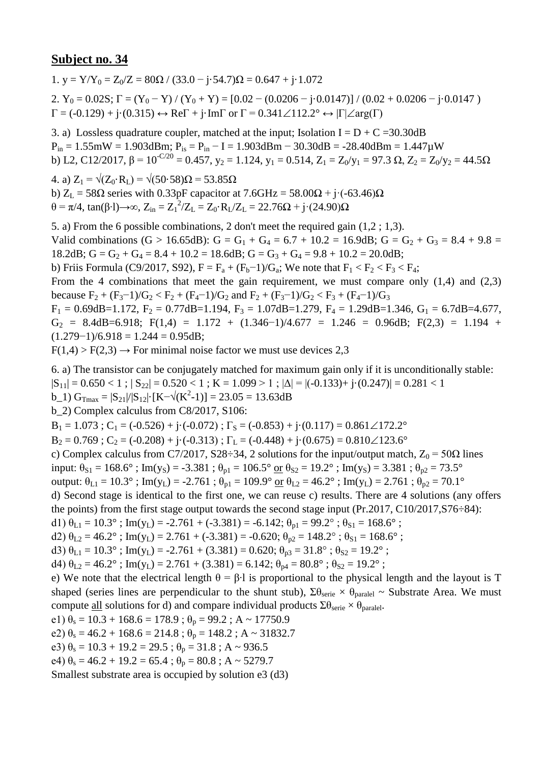## Subject no. 34

1. $y = Y/Y_0 = Z_0/Z = 80\Omega\ /\ (33.0 - j\cdot 54.7)\Omega = 0.647 + j\cdot 1.072$

2. $Y_0 = 0.02S$; $\Gamma = (Y_0 - Y) / (Y_0 + Y) = [0.02 - (0.0206 - j\cdot 0.0147)] / (0.02 + 0.0206 - j\cdot 0.0147)$
$\Gamma = (-0.129) + j\cdot(0.315) \leftrightarrow \text{Re}\Gamma + j\cdot\text{Im}\Gamma$ or $\Gamma = 0.341\angle 112.2° \leftrightarrow |\Gamma|\angle\arg(\Gamma)$

3. a) Lossless quadrature coupler, matched at the input; Isolation $I = D + C = 30.30\text{dB}$
$P_{in} = 1.55\text{mW} = 1.903\text{dBm}$; $P_{is} = P_{in} - I = 1.903\text{dBm} - 30.30\text{dB} = -28.40\text{dBm} = 1.447\mu\text{W}$
b) L2, C12/2017, $\beta = 10^{-C/20} = 0.457$, $y_2 = 1.124$, $y_1 = 0.514$, $Z_1 = Z_0/y_1 = 97.3\ \Omega$, $Z_2 = Z_0/y_2 = 44.5\Omega$

4. a) $Z_1 = \sqrt{(Z_0\cdot R_L)} = \sqrt{(50\cdot 58)}\Omega = 53.85\Omega$
b) $Z_L = 58\Omega$ series with 0.33pF capacitor at 7.6GHz $= 58.00\Omega + j\cdot(-63.46)\Omega$
$\theta = \pi/4$, $\tan(\beta\cdot l)\to\infty$, $Z_{in} = Z_1^2/Z_L = Z_0\cdot R_L/Z_L = 22.76\Omega + j\cdot(24.90)\Omega$

5. a) From the 6 possible combinations, 2 don't meet the required gain (1,2 ; 1,3).
Valid combinations (G > 16.65dB): $G = G_1 + G_4 = 6.7 + 10.2 = 16.9\text{dB}$; $G = G_2 + G_3 = 8.4 + 9.8 = 18.2\text{dB}$; $G = G_2 + G_4 = 8.4 + 10.2 = 18.6\text{dB}$; $G = G_3 + G_4 = 9.8 + 10.2 = 20.0\text{dB}$;
b) Friis Formula (C9/2017, S92), $F = F_a + (F_b-1)/G_a$; We note that $F_1 < F_2 < F_3 < F_4$;
From the 4 combinations that meet the gain requirement, we must compare only (1,4) and (2,3) because $F_2 + (F_3-1)/G_2 < F_2 + (F_4-1)/G_2$ and $F_2 + (F_3-1)/G_2 < F_3 + (F_4-1)/G_3$
$F_1 = 0.69\text{dB}=1.172$, $F_2 = 0.77\text{dB}=1.194$, $F_3 = 1.07\text{dB}=1.279$, $F_4 = 1.29\text{dB}=1.346$, $G_1 = 6.7\text{dB}=4.677$, $G_2 = 8.4\text{dB}=6.918$; $F(1,4) = 1.172 + (1.346-1)/4.677 = 1.246 = 0.96\text{dB}$; $F(2,3) = 1.194 + (1.279-1)/6.918 = 1.244 = 0.95\text{dB}$;
$F(1,4) > F(2,3) \to$ For minimal noise factor we must use devices 2,3

6. a) The transistor can be conjugately matched for maximum gain only if it is unconditionally stable:
$|S_{11}| = 0.650 < 1$ ; $|S_{22}| = 0.520 < 1$ ; $K = 1.099 > 1$ ; $|\Delta| = |(-0.133)+ j\cdot(0.247)| = 0.281 < 1$
b_1) $G_{Tmax} = |S_{21}|/|S_{12}|\cdot[K-\sqrt{(K^2-1)}] = 23.05 = 13.63\text{dB}$
b_2) Complex calculus from C8/2017, S106:
$B_1 = 1.073$ ; $C_1 = (-0.526) + j\cdot(-0.072)$ ; $\Gamma_S = (-0.853) + j\cdot(0.117) = 0.861\angle 172.2°$
$B_2 = 0.769$ ; $C_2 = (-0.208) + j\cdot(-0.313)$ ; $\Gamma_L = (-0.448) + j\cdot(0.675) = 0.810\angle 123.6°$
c) Complex calculus from C7/2017, S28÷34, 2 solutions for the input/output match, $Z_0 = 50\Omega$ lines
input: $\theta_{S1} = 168.6°$ ; $\text{Im}(y_S) = -3.381$ ; $\theta_{p1} = 106.5°$ or $\theta_{S2} = 19.2°$ ; $\text{Im}(y_S) = 3.381$ ; $\theta_{p2} = 73.5°$
output: $\theta_{L1} = 10.3°$ ; $\text{Im}(y_L) = -2.761$ ; $\theta_{p1} = 109.9°$ or $\theta_{L2} = 46.2°$ ; $\text{Im}(y_L) = 2.761$ ; $\theta_{p2} = 70.1°$
d) Second stage is identical to the first one, we can reuse c) results. There are 4 solutions (any offers the points) from the first stage output towards the second stage input (Pr.2017, C10/2017,S76÷84):
d1) $\theta_{L1} = 10.3°$ ; $\text{Im}(y_L) = -2.761 + (-3.381) = -6.142$; $\theta_{p1} = 99.2°$ ; $\theta_{S1} = 168.6°$ ;
d2) $\theta_{L2} = 46.2°$ ; $\text{Im}(y_L) = 2.761 + (-3.381) = -0.620$; $\theta_{p2} = 148.2°$ ; $\theta_{S1} = 168.6°$ ;
d3) $\theta_{L1} = 10.3°$ ; $\text{Im}(y_L) = -2.761 + (3.381) = 0.620$; $\theta_{p3} = 31.8°$ ; $\theta_{S2} = 19.2°$ ;
d4) $\theta_{L2} = 46.2°$ ; $\text{Im}(y_L) = 2.761 + (3.381) = 6.142$; $\theta_{p4} = 80.8°$ ; $\theta_{S2} = 19.2°$ ;
e) We note that the electrical length $\theta = \beta\cdot l$ is proportional to the physical length and the layout is T shaped (series lines are perpendicular to the shunt stub), $\Sigma\theta_{serie} \times \theta_{paralel} \sim$ Substrate Area. We must compute all solutions for d) and compare individual products $\Sigma\theta_{serie} \times \theta_{paralel}$.
e1) $\theta_s = 10.3 + 168.6 = 178.9$ ; $\theta_p = 99.2$ ; $A \sim 17750.9$
e2) $\theta_s = 46.2 + 168.6 = 214.8$ ; $\theta_p = 148.2$ ; $A \sim 31832.7$
e3) $\theta_s = 10.3 + 19.2 = 29.5$ ; $\theta_p = 31.8$ ; $A \sim 936.5$
e4) $\theta_s = 46.2 + 19.2 = 65.4$ ; $\theta_p = 80.8$ ; $A \sim 5279.7$
Smallest substrate area is occupied by solution e3 (d3)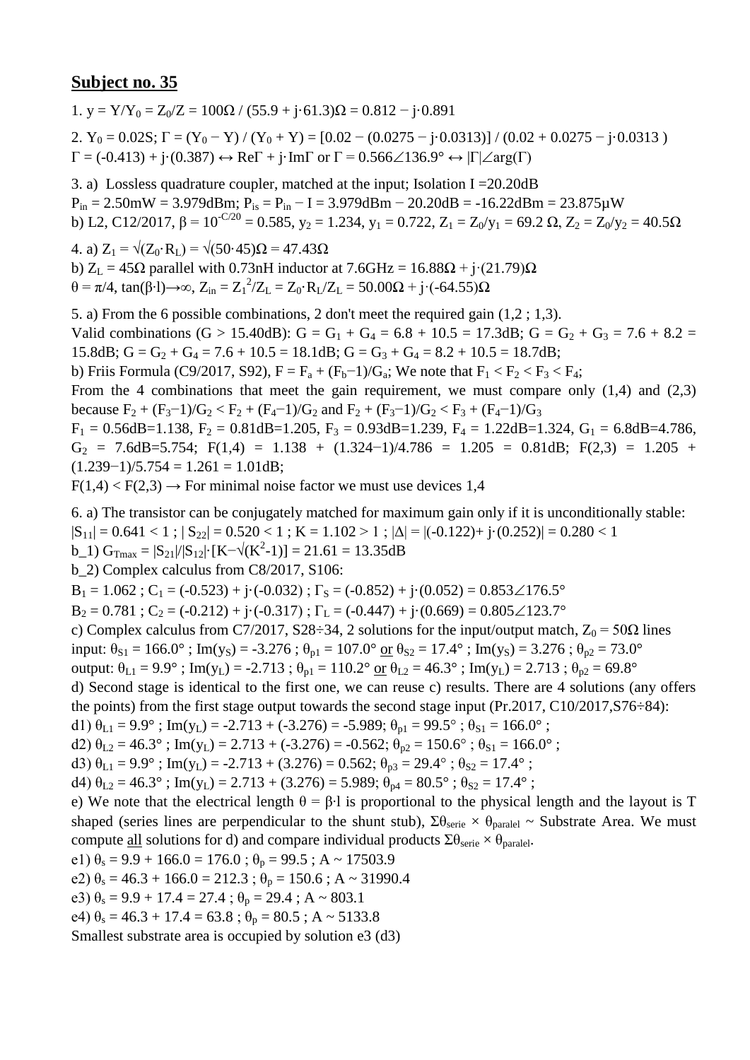## Subject no. 35

1. $y = Y/Y_0 = Z_0/Z = 100\Omega / (55.9 + j\cdot61.3)\Omega = 0.812 - j\cdot0.891$

2. $Y_0 = 0.02S$; $\Gamma = (Y_0 - Y) / (Y_0 + Y) = [0.02 - (0.0275 - j\cdot0.0313)] / (0.02 + 0.0275 - j\cdot0.0313)$
$\Gamma = (-0.413) + j\cdot(0.387) \leftrightarrow \text{Re}\Gamma + j\cdot\text{Im}\Gamma$ or $\Gamma = 0.566\angle136.9° \leftrightarrow |\Gamma|\angle\arg(\Gamma)$

3. a) Lossless quadrature coupler, matched at the input; Isolation I =20.20dB
$P_{in} = 2.50\text{mW} = 3.979\text{dBm}$; $P_{is} = P_{in} - I = 3.979\text{dBm} - 20.20\text{dB} = -16.22\text{dBm} = 23.875\mu\text{W}$
b) L2, C12/2017, $\beta = 10^{-C/20} = 0.585$, $y_2 = 1.234$, $y_1 = 0.722$, $Z_1 = Z_0/y_1 = 69.2\ \Omega$, $Z_2 = Z_0/y_2 = 40.5\Omega$

4. a) $Z_1 = \sqrt{(Z_0\cdot R_L)} = \sqrt{(50\cdot45)}\Omega = 47.43\Omega$
b) $Z_L = 45\Omega$ parallel with 0.73nH inductor at 7.6GHz $= 16.88\Omega + j\cdot(21.79)\Omega$
$\theta = \pi/4$, $\tan(\beta\cdot l)\rightarrow\infty$, $Z_{in} = Z_1^2/Z_L = Z_0\cdot R_L/Z_L = 50.00\Omega + j\cdot(-64.55)\Omega$

5. a) From the 6 possible combinations, 2 don't meet the required gain (1,2 ; 1,3).
Valid combinations (G > 15.40dB): $G = G_1 + G_4 = 6.8 + 10.5 = 17.3\text{dB}$; $G = G_2 + G_3 = 7.6 + 8.2 = 15.8\text{dB}$; $G = G_2 + G_4 = 7.6 + 10.5 = 18.1\text{dB}$; $G = G_3 + G_4 = 8.2 + 10.5 = 18.7\text{dB}$;
b) Friis Formula (C9/2017, S92), $F = F_a + (F_b-1)/G_a$; We note that $F_1 < F_2 < F_3 < F_4$;
From the 4 combinations that meet the gain requirement, we must compare only (1,4) and (2,3) because $F_2 + (F_3-1)/G_2 < F_2 + (F_4-1)/G_2$ and $F_2 + (F_3-1)/G_2 < F_3 + (F_4-1)/G_3$
$F_1 = 0.56\text{dB}=1.138$, $F_2 = 0.81\text{dB}=1.205$, $F_3 = 0.93\text{dB}=1.239$, $F_4 = 1.22\text{dB}=1.324$, $G_1 = 6.8\text{dB}=4.786$, $G_2 = 7.6\text{dB}=5.754$; $F(1,4) = 1.138 + (1.324-1)/4.786 = 1.205 = 0.81\text{dB}$; $F(2,3) = 1.205 + (1.239-1)/5.754 = 1.261 = 1.01\text{dB}$;
$F(1,4) < F(2,3) \rightarrow$ For minimal noise factor we must use devices 1,4

6. a) The transistor can be conjugately matched for maximum gain only if it is unconditionally stable:
$|S_{11}| = 0.641 < 1$ ; $|S_{22}| = 0.520 < 1$ ; $K = 1.102 > 1$ ; $|\Delta| = |(-0.122)+ j\cdot(0.252)| = 0.280 < 1$
b_1) $G_{Tmax} = |S_{21}|/|S_{12}|\cdot[K-\sqrt{(K^2-1)}] = 21.61 = 13.35\text{dB}$
b_2) Complex calculus from C8/2017, S106:
$B_1 = 1.062$ ; $C_1 = (-0.523) + j\cdot(-0.032)$ ; $\Gamma_S = (-0.852) + j\cdot(0.052) = 0.853\angle176.5°$
$B_2 = 0.781$ ; $C_2 = (-0.212) + j\cdot(-0.317)$ ; $\Gamma_L = (-0.447) + j\cdot(0.669) = 0.805\angle123.7°$
c) Complex calculus from C7/2017, S28÷34, 2 solutions for the input/output match, $Z_0 = 50\Omega$ lines
input: $\theta_{S1} = 166.0°$ ; $\text{Im}(y_S) = -3.276$ ; $\theta_{p1} = 107.0°$ or $\theta_{S2} = 17.4°$ ; $\text{Im}(y_S) = 3.276$ ; $\theta_{p2} = 73.0°$
output: $\theta_{L1} = 9.9°$ ; $\text{Im}(y_L) = -2.713$ ; $\theta_{p1} = 110.2°$ or $\theta_{L2} = 46.3°$ ; $\text{Im}(y_L) = 2.713$ ; $\theta_{p2} = 69.8°$
d) Second stage is identical to the first one, we can reuse c) results. There are 4 solutions (any offers the points) from the first stage output towards the second stage input (Pr.2017, C10/2017,S76÷84):
d1) $\theta_{L1} = 9.9°$ ; $\text{Im}(y_L) = -2.713 + (-3.276) = -5.989$; $\theta_{p1} = 99.5°$ ; $\theta_{S1} = 166.0°$ ;
d2) $\theta_{L2} = 46.3°$ ; $\text{Im}(y_L) = 2.713 + (-3.276) = -0.562$; $\theta_{p2} = 150.6°$ ; $\theta_{S1} = 166.0°$ ;
d3) $\theta_{L1} = 9.9°$ ; $\text{Im}(y_L) = -2.713 + (3.276) = 0.562$; $\theta_{p3} = 29.4°$ ; $\theta_{S2} = 17.4°$ ;
d4) $\theta_{L2} = 46.3°$ ; $\text{Im}(y_L) = 2.713 + (3.276) = 5.989$; $\theta_{p4} = 80.5°$ ; $\theta_{S2} = 17.4°$ ;
e) We note that the electrical length $\theta = \beta\cdot l$ is proportional to the physical length and the layout is T shaped (series lines are perpendicular to the shunt stub), $\Sigma\theta_{serie} \times \theta_{paralel} \sim$ Substrate Area. We must compute all solutions for d) and compare individual products $\Sigma\theta_{serie} \times \theta_{paralel}$.
e1) $\theta_s = 9.9 + 166.0 = 176.0$ ; $\theta_p = 99.5$ ; A ~ 17503.9
e2) $\theta_s = 46.3 + 166.0 = 212.3$ ; $\theta_p = 150.6$ ; A ~ 31990.4
e3) $\theta_s = 9.9 + 17.4 = 27.4$ ; $\theta_p = 29.4$ ; A ~ 803.1
e4) $\theta_s = 46.3 + 17.4 = 63.8$ ; $\theta_p = 80.5$ ; A ~ 5133.8
Smallest substrate area is occupied by solution e3 (d3)